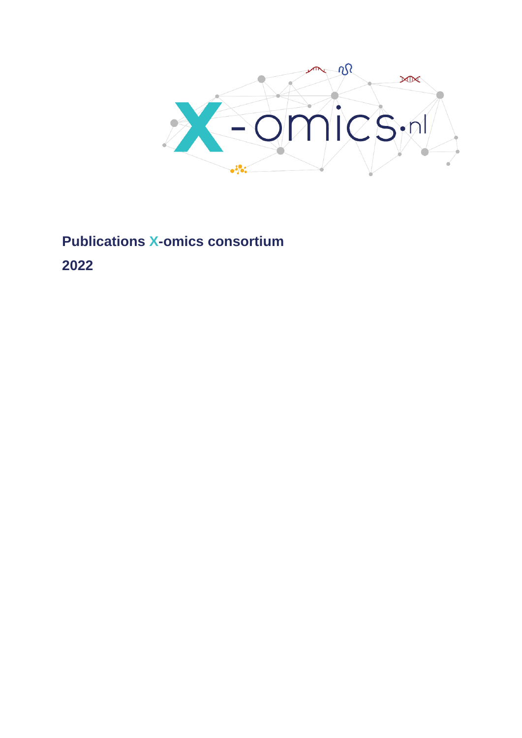**Publications X-omics consortium**

**2022**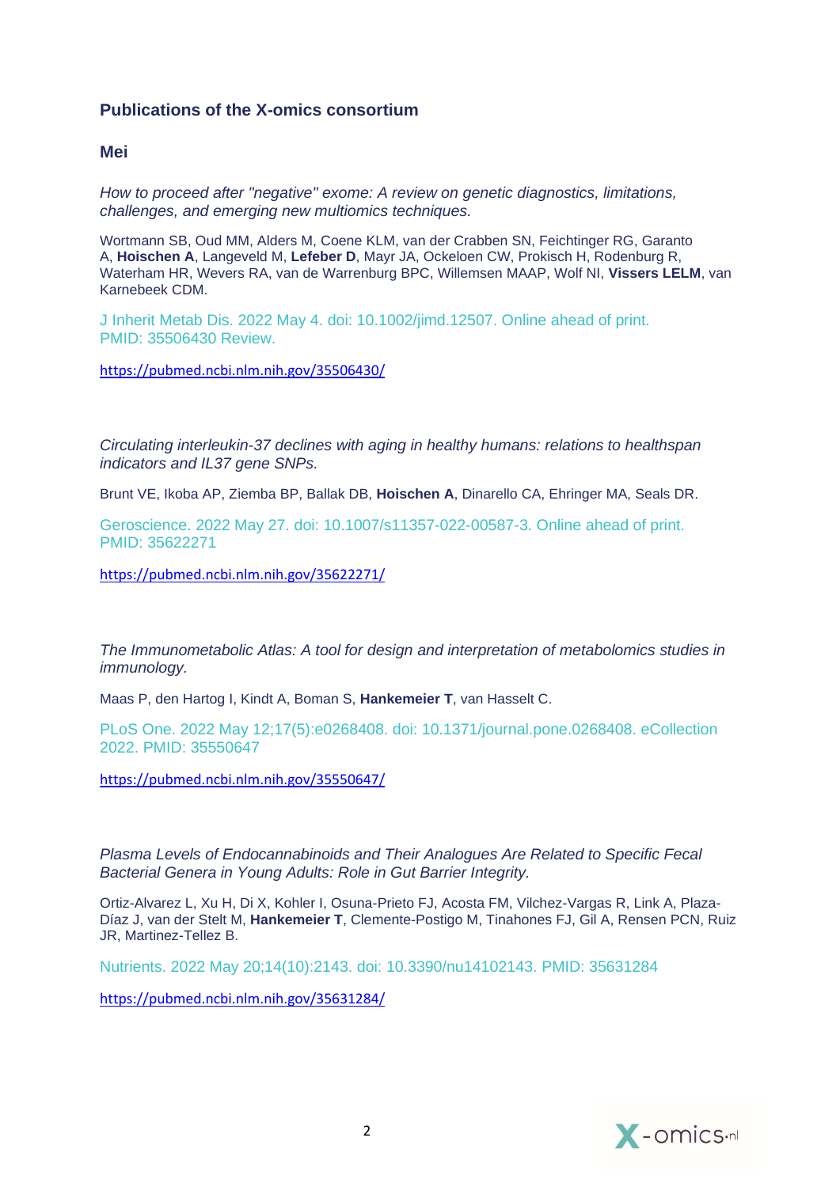## Publications of the X-omics consortium

### Mei

*How to proceed after "negative" exome: A review on genetic diagnostics, limitations, challenges, and emerging new multiomics techniques.*

Wortmann SB, Oud MM, Alders M, Coene KLM, van der Crabben SN, Feichtinger RG, Garanto A, **Hoischen A**, Langeveld M, **Lefeber D**, Mayr JA, Ockeloen CW, Prokisch H, Rodenburg R, Waterham HR, Wevers RA, van de Warrenburg BPC, Willemsen MAAP, Wolf NI, **Vissers LELM**, van Karnebeek CDM.

J Inherit Metab Dis. 2022 May 4. doi: 10.1002/jimd.12507. Online ahead of print. PMID: 35506430 Review.

https://pubmed.ncbi.nlm.nih.gov/35506430/

*Circulating interleukin-37 declines with aging in healthy humans: relations to healthspan indicators and IL37 gene SNPs.*

Brunt VE, Ikoba AP, Ziemba BP, Ballak DB, **Hoischen A**, Dinarello CA, Ehringer MA, Seals DR.

Geroscience. 2022 May 27. doi: 10.1007/s11357-022-00587-3. Online ahead of print. PMID: 35622271

https://pubmed.ncbi.nlm.nih.gov/35622271/

*The Immunometabolic Atlas: A tool for design and interpretation of metabolomics studies in immunology.*

Maas P, den Hartog I, Kindt A, Boman S, **Hankemeier T**, van Hasselt C.

PLoS One. 2022 May 12;17(5):e0268408. doi: 10.1371/journal.pone.0268408. eCollection 2022. PMID: 35550647

https://pubmed.ncbi.nlm.nih.gov/35550647/

*Plasma Levels of Endocannabinoids and Their Analogues Are Related to Specific Fecal Bacterial Genera in Young Adults: Role in Gut Barrier Integrity.*

Ortiz-Alvarez L, Xu H, Di X, Kohler I, Osuna-Prieto FJ, Acosta FM, Vilchez-Vargas R, Link A, Plaza-Díaz J, van der Stelt M, **Hankemeier T**, Clemente-Postigo M, Tinahones FJ, Gil A, Rensen PCN, Ruiz JR, Martinez-Tellez B.

Nutrients. 2022 May 20;14(10):2143. doi: 10.3390/nu14102143. PMID: 35631284

https://pubmed.ncbi.nlm.nih.gov/35631284/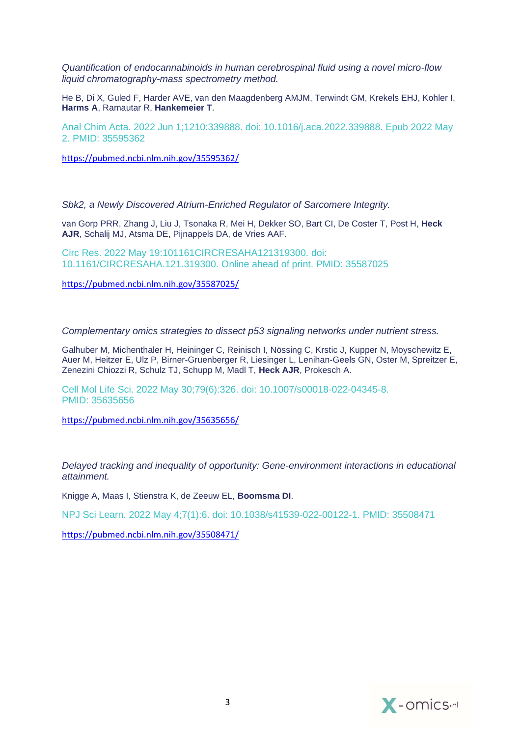*Quantification of endocannabinoids in human cerebrospinal fluid using a novel micro-flow liquid chromatography-mass spectrometry method.*

He B, Di X, Guled F, Harder AVE, van den Maagdenberg AMJM, Terwindt GM, Krekels EHJ, Kohler I, **Harms A**, Ramautar R, **Hankemeier T**.

Anal Chim Acta. 2022 Jun 1;1210:339888. doi: 10.1016/j.aca.2022.339888. Epub 2022 May 2. PMID: 35595362

https://pubmed.ncbi.nlm.nih.gov/35595362/

*Sbk2, a Newly Discovered Atrium-Enriched Regulator of Sarcomere Integrity.*

van Gorp PRR, Zhang J, Liu J, Tsonaka R, Mei H, Dekker SO, Bart CI, De Coster T, Post H, **Heck AJR**, Schalij MJ, Atsma DE, Pijnappels DA, de Vries AAF.

Circ Res. 2022 May 19:101161CIRCRESAHA121319300. doi: 10.1161/CIRCRESAHA.121.319300. Online ahead of print. PMID: 35587025

https://pubmed.ncbi.nlm.nih.gov/35587025/

*Complementary omics strategies to dissect p53 signaling networks under nutrient stress.*

Galhuber M, Michenthaler H, Heininger C, Reinisch I, Nössing C, Krstic J, Kupper N, Moyschewitz E, Auer M, Heitzer E, Ulz P, Birner-Gruenberger R, Liesinger L, Lenihan-Geels GN, Oster M, Spreitzer E, Zenezini Chiozzi R, Schulz TJ, Schupp M, Madl T, **Heck AJR**, Prokesch A.

Cell Mol Life Sci. 2022 May 30;79(6):326. doi: 10.1007/s00018-022-04345-8. PMID: 35635656

https://pubmed.ncbi.nlm.nih.gov/35635656/

*Delayed tracking and inequality of opportunity: Gene-environment interactions in educational attainment.*

Knigge A, Maas I, Stienstra K, de Zeeuw EL, **Boomsma DI**.

NPJ Sci Learn. 2022 May 4;7(1):6. doi: 10.1038/s41539-022-00122-1. PMID: 35508471

https://pubmed.ncbi.nlm.nih.gov/35508471/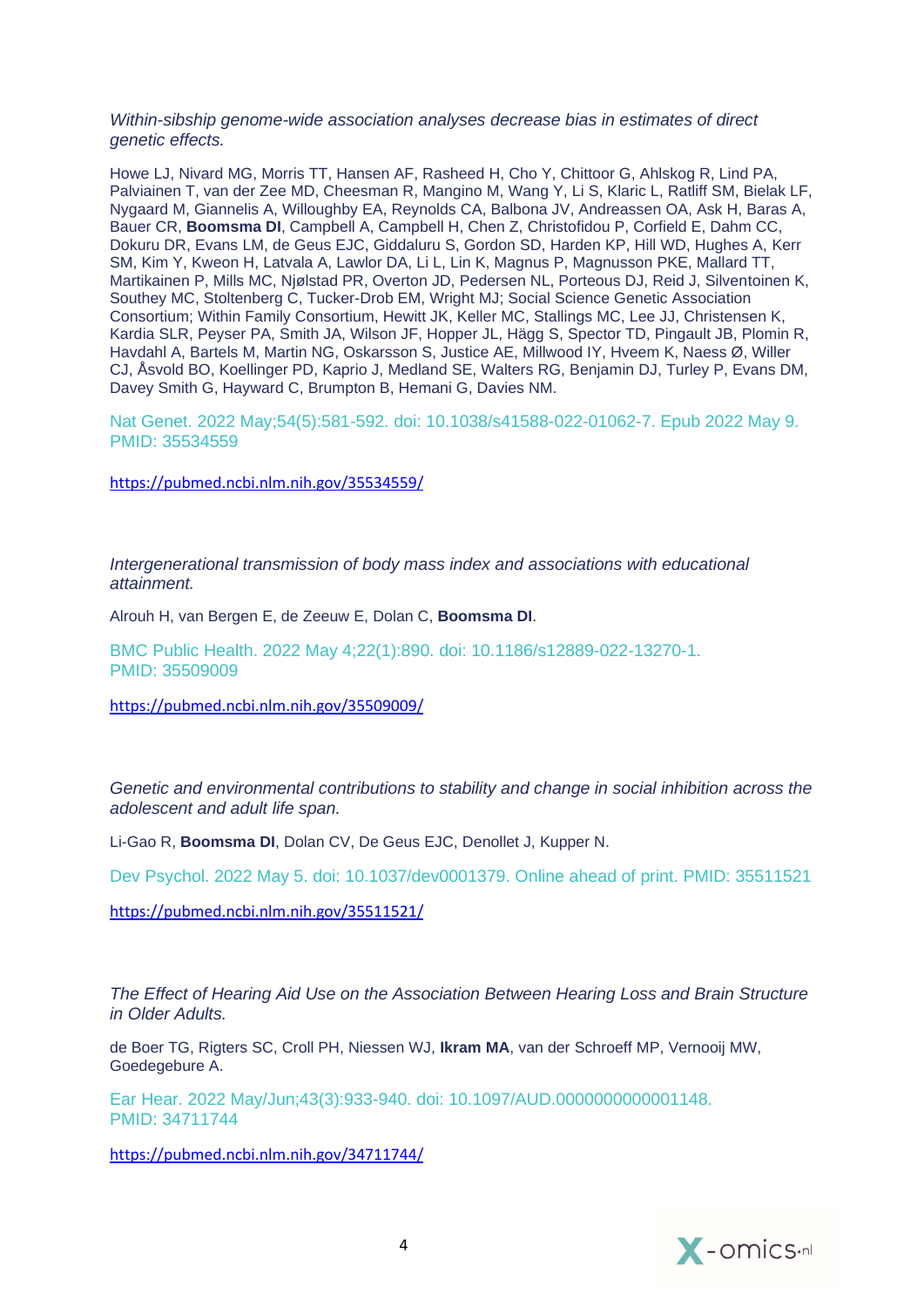*Within-sibship genome-wide association analyses decrease bias in estimates of direct genetic effects.*

Howe LJ, Nivard MG, Morris TT, Hansen AF, Rasheed H, Cho Y, Chittoor G, Ahlskog R, Lind PA, Palviainen T, van der Zee MD, Cheesman R, Mangino M, Wang Y, Li S, Klaric L, Ratliff SM, Bielak LF, Nygaard M, Giannelis A, Willoughby EA, Reynolds CA, Balbona JV, Andreassen OA, Ask H, Baras A, Bauer CR, **Boomsma DI**, Campbell A, Campbell H, Chen Z, Christofidou P, Corfield E, Dahm CC, Dokuru DR, Evans LM, de Geus EJC, Giddaluru S, Gordon SD, Harden KP, Hill WD, Hughes A, Kerr SM, Kim Y, Kweon H, Latvala A, Lawlor DA, Li L, Lin K, Magnus P, Magnusson PKE, Mallard TT, Martikainen P, Mills MC, Njølstad PR, Overton JD, Pedersen NL, Porteous DJ, Reid J, Silventoinen K, Southey MC, Stoltenberg C, Tucker-Drob EM, Wright MJ; Social Science Genetic Association Consortium; Within Family Consortium, Hewitt JK, Keller MC, Stallings MC, Lee JJ, Christensen K, Kardia SLR, Peyser PA, Smith JA, Wilson JF, Hopper JL, Hägg S, Spector TD, Pingault JB, Plomin R, Havdahl A, Bartels M, Martin NG, Oskarsson S, Justice AE, Millwood IY, Hveem K, Naess Ø, Willer CJ, Åsvold BO, Koellinger PD, Kaprio J, Medland SE, Walters RG, Benjamin DJ, Turley P, Evans DM, Davey Smith G, Hayward C, Brumpton B, Hemani G, Davies NM.

Nat Genet. 2022 May;54(5):581-592. doi: 10.1038/s41588-022-01062-7. Epub 2022 May 9. PMID: 35534559

https://pubmed.ncbi.nlm.nih.gov/35534559/

*Intergenerational transmission of body mass index and associations with educational attainment.*

Alrouh H, van Bergen E, de Zeeuw E, Dolan C, **Boomsma DI**.

BMC Public Health. 2022 May 4;22(1):890. doi: 10.1186/s12889-022-13270-1. PMID: 35509009

https://pubmed.ncbi.nlm.nih.gov/35509009/

*Genetic and environmental contributions to stability and change in social inhibition across the adolescent and adult life span.*

Li-Gao R, **Boomsma DI**, Dolan CV, De Geus EJC, Denollet J, Kupper N.

Dev Psychol. 2022 May 5. doi: 10.1037/dev0001379. Online ahead of print. PMID: 35511521

https://pubmed.ncbi.nlm.nih.gov/35511521/

*The Effect of Hearing Aid Use on the Association Between Hearing Loss and Brain Structure in Older Adults.*

de Boer TG, Rigters SC, Croll PH, Niessen WJ, **Ikram MA**, van der Schroeff MP, Vernooij MW, Goedegebure A.

Ear Hear. 2022 May/Jun;43(3):933-940. doi: 10.1097/AUD.0000000000001148. PMID: 34711744

https://pubmed.ncbi.nlm.nih.gov/34711744/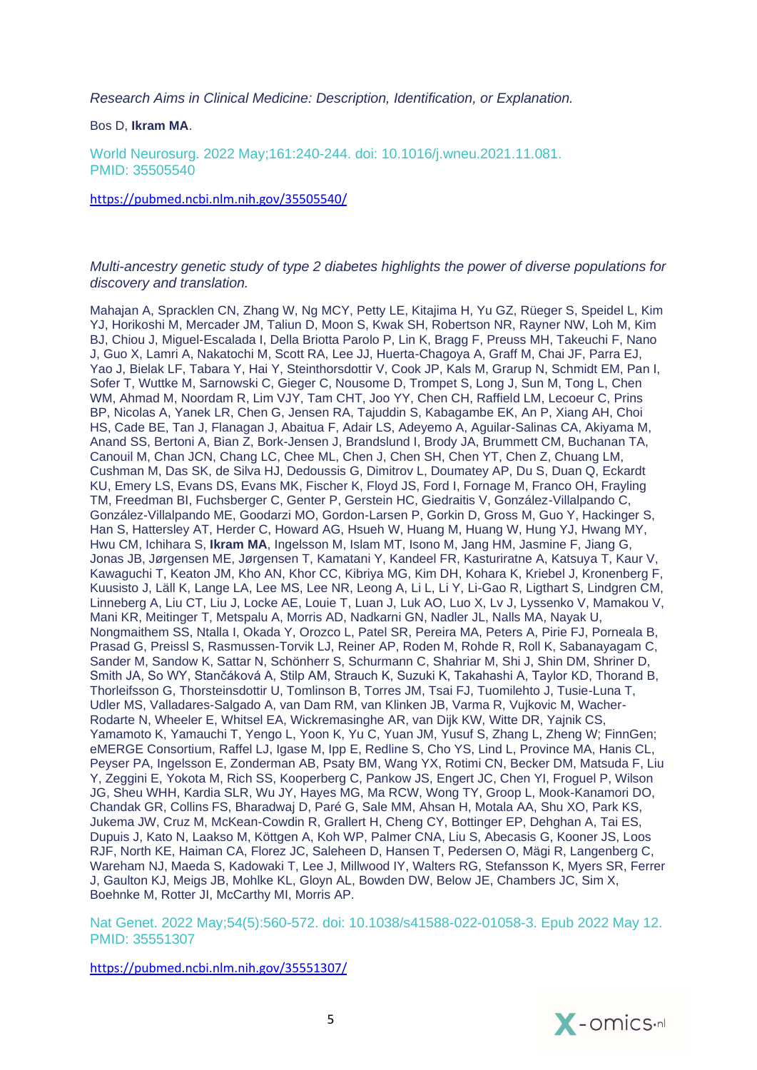*Research Aims in Clinical Medicine: Description, Identification, or Explanation.*

Bos D, **Ikram MA**.

World Neurosurg. 2022 May;161:240-244. doi: 10.1016/j.wneu.2021.11.081. PMID: 35505540

https://pubmed.ncbi.nlm.nih.gov/35505540/

*Multi-ancestry genetic study of type 2 diabetes highlights the power of diverse populations for discovery and translation.*

Mahajan A, Spracklen CN, Zhang W, Ng MCY, Petty LE, Kitajima H, Yu GZ, Rüeger S, Speidel L, Kim YJ, Horikoshi M, Mercader JM, Taliun D, Moon S, Kwak SH, Robertson NR, Rayner NW, Loh M, Kim BJ, Chiou J, Miguel-Escalada I, Della Briotta Parolo P, Lin K, Bragg F, Preuss MH, Takeuchi F, Nano J, Guo X, Lamri A, Nakatochi M, Scott RA, Lee JJ, Huerta-Chagoya A, Graff M, Chai JF, Parra EJ, Yao J, Bielak LF, Tabara Y, Hai Y, Steinthorsdottir V, Cook JP, Kals M, Grarup N, Schmidt EM, Pan I, Sofer T, Wuttke M, Sarnowski C, Gieger C, Nousome D, Trompet S, Long J, Sun M, Tong L, Chen WM, Ahmad M, Noordam R, Lim VJY, Tam CHT, Joo YY, Chen CH, Raffield LM, Lecoeur C, Prins BP, Nicolas A, Yanek LR, Chen G, Jensen RA, Tajuddin S, Kabagambe EK, An P, Xiang AH, Choi HS, Cade BE, Tan J, Flanagan J, Abaitua F, Adair LS, Adeyemo A, Aguilar-Salinas CA, Akiyama M, Anand SS, Bertoni A, Bian Z, Bork-Jensen J, Brandslund I, Brody JA, Brummett CM, Buchanan TA, Canouil M, Chan JCN, Chang LC, Chee ML, Chen J, Chen SH, Chen YT, Chen Z, Chuang LM, Cushman M, Das SK, de Silva HJ, Dedoussis G, Dimitrov L, Doumatey AP, Du S, Duan Q, Eckardt KU, Emery LS, Evans DS, Evans MK, Fischer K, Floyd JS, Ford I, Fornage M, Franco OH, Frayling TM, Freedman BI, Fuchsberger C, Genter P, Gerstein HC, Giedraitis V, González-Villalpando C, González-Villalpando ME, Goodarzi MO, Gordon-Larsen P, Gorkin D, Gross M, Guo Y, Hackinger S, Han S, Hattersley AT, Herder C, Howard AG, Hsueh W, Huang M, Huang W, Hung YJ, Hwang MY, Hwu CM, Ichihara S, **Ikram MA**, Ingelsson M, Islam MT, Isono M, Jang HM, Jasmine F, Jiang G, Jonas JB, Jørgensen ME, Jørgensen T, Kamatani Y, Kandeel FR, Kasturiratne A, Katsuya T, Kaur V, Kawaguchi T, Keaton JM, Kho AN, Khor CC, Kibriya MG, Kim DH, Kohara K, Kriebel J, Kronenberg F, Kuusisto J, Läll K, Lange LA, Lee MS, Lee NR, Leong A, Li L, Li Y, Li-Gao R, Ligthart S, Lindgren CM, Linneberg A, Liu CT, Liu J, Locke AE, Louie T, Luan J, Luk AO, Luo X, Lv J, Lyssenko V, Mamakou V, Mani KR, Meitinger T, Metspalu A, Morris AD, Nadkarni GN, Nadler JL, Nalls MA, Nayak U, Nongmaithem SS, Ntalla I, Okada Y, Orozco L, Patel SR, Pereira MA, Peters A, Pirie FJ, Porneala B, Prasad G, Preissl S, Rasmussen-Torvik LJ, Reiner AP, Roden M, Rohde R, Roll K, Sabanayagam C, Sander M, Sandow K, Sattar N, Schönherr S, Schurmann C, Shahriar M, Shi J, Shin DM, Shriner D, Smith JA, So WY, Stančáková A, Stilp AM, Strauch K, Suzuki K, Takahashi A, Taylor KD, Thorand B, Thorleifsson G, Thorsteinsdottir U, Tomlinson B, Torres JM, Tsai FJ, Tuomilehto J, Tusie-Luna T, Udler MS, Valladares-Salgado A, van Dam RM, van Klinken JB, Varma R, Vujkovic M, Wacher-Rodarte N, Wheeler E, Whitsel EA, Wickremasinghe AR, van Dijk KW, Witte DR, Yajnik CS, Yamamoto K, Yamauchi T, Yengo L, Yoon K, Yu C, Yuan JM, Yusuf S, Zhang L, Zheng W; FinnGen; eMERGE Consortium, Raffel LJ, Igase M, Ipp E, Redline S, Cho YS, Lind L, Province MA, Hanis CL, Peyser PA, Ingelsson E, Zonderman AB, Psaty BM, Wang YX, Rotimi CN, Becker DM, Matsuda F, Liu Y, Zeggini E, Yokota M, Rich SS, Kooperberg C, Pankow JS, Engert JC, Chen YI, Froguel P, Wilson JG, Sheu WHH, Kardia SLR, Wu JY, Hayes MG, Ma RCW, Wong TY, Groop L, Mook-Kanamori DO, Chandak GR, Collins FS, Bharadwaj D, Paré G, Sale MM, Ahsan H, Motala AA, Shu XO, Park KS, Jukema JW, Cruz M, McKean-Cowdin R, Grallert H, Cheng CY, Bottinger EP, Dehghan A, Tai ES, Dupuis J, Kato N, Laakso M, Köttgen A, Koh WP, Palmer CNA, Liu S, Abecasis G, Kooner JS, Loos RJF, North KE, Haiman CA, Florez JC, Saleheen D, Hansen T, Pedersen O, Mägi R, Langenberg C, Wareham NJ, Maeda S, Kadowaki T, Lee J, Millwood IY, Walters RG, Stefansson K, Myers SR, Ferrer J, Gaulton KJ, Meigs JB, Mohlke KL, Gloyn AL, Bowden DW, Below JE, Chambers JC, Sim X, Boehnke M, Rotter JI, McCarthy MI, Morris AP.

Nat Genet. 2022 May;54(5):560-572. doi: 10.1038/s41588-022-01058-3. Epub 2022 May 12. PMID: 35551307

https://pubmed.ncbi.nlm.nih.gov/35551307/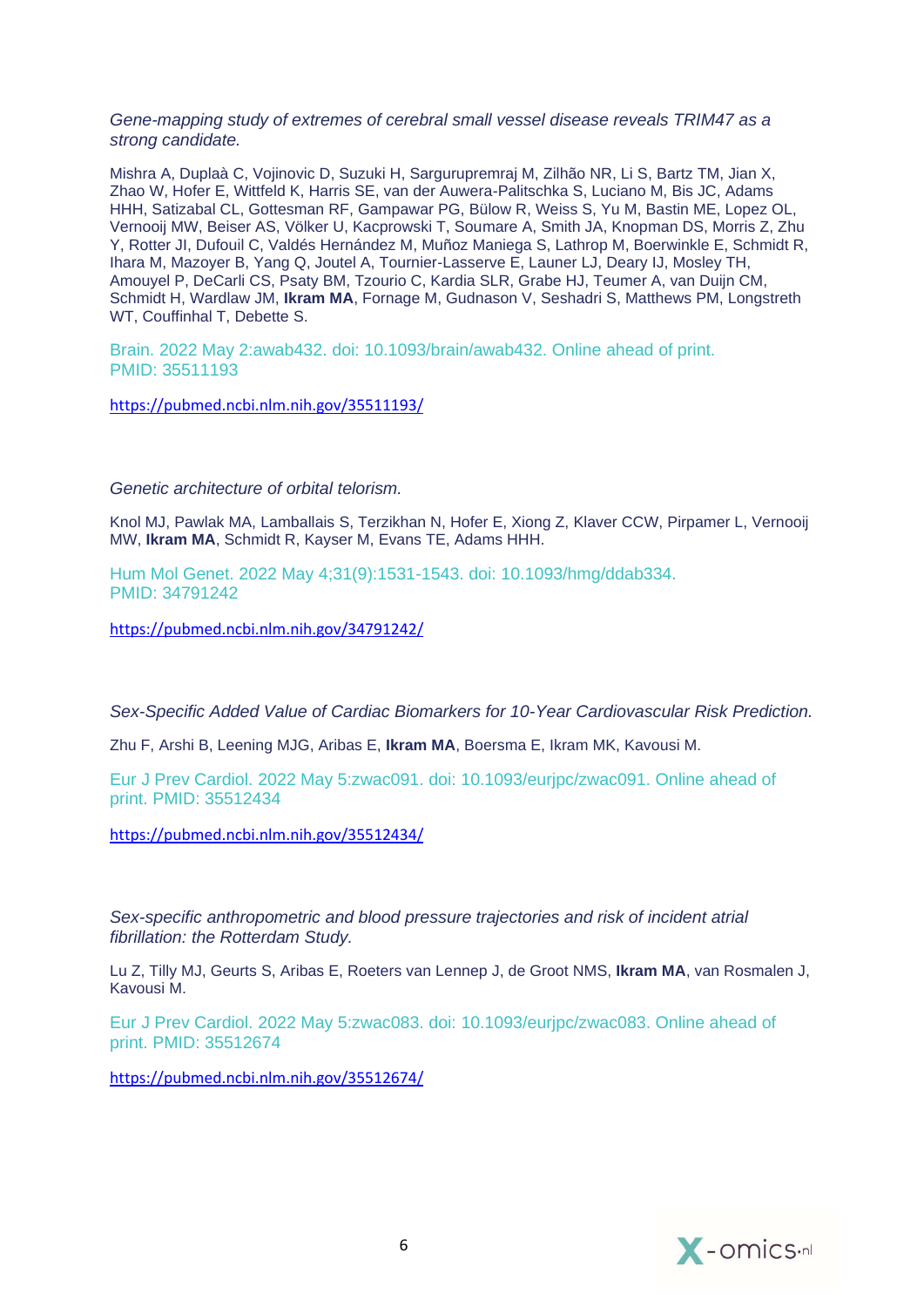*Gene-mapping study of extremes of cerebral small vessel disease reveals TRIM47 as a strong candidate.*

Mishra A, Duplaà C, Vojinovic D, Suzuki H, Sargurupremraj M, Zilhão NR, Li S, Bartz TM, Jian X, Zhao W, Hofer E, Wittfeld K, Harris SE, van der Auwera-Palitschka S, Luciano M, Bis JC, Adams HHH, Satizabal CL, Gottesman RF, Gampawar PG, Bülow R, Weiss S, Yu M, Bastin ME, Lopez OL, Vernooij MW, Beiser AS, Völker U, Kacprowski T, Soumare A, Smith JA, Knopman DS, Morris Z, Zhu Y, Rotter JI, Dufouil C, Valdés Hernández M, Muñoz Maniega S, Lathrop M, Boerwinkle E, Schmidt R, Ihara M, Mazoyer B, Yang Q, Joutel A, Tournier-Lasserve E, Launer LJ, Deary IJ, Mosley TH, Amouyel P, DeCarli CS, Psaty BM, Tzourio C, Kardia SLR, Grabe HJ, Teumer A, van Duijn CM, Schmidt H, Wardlaw JM, **Ikram MA**, Fornage M, Gudnason V, Seshadri S, Matthews PM, Longstreth WT, Couffinhal T, Debette S.

Brain. 2022 May 2:awab432. doi: 10.1093/brain/awab432. Online ahead of print. PMID: 35511193

https://pubmed.ncbi.nlm.nih.gov/35511193/

*Genetic architecture of orbital telorism.*

Knol MJ, Pawlak MA, Lamballais S, Terzikhan N, Hofer E, Xiong Z, Klaver CCW, Pirpamer L, Vernooij MW, **Ikram MA**, Schmidt R, Kayser M, Evans TE, Adams HHH.

Hum Mol Genet. 2022 May 4;31(9):1531-1543. doi: 10.1093/hmg/ddab334. PMID: 34791242

https://pubmed.ncbi.nlm.nih.gov/34791242/

*Sex-Specific Added Value of Cardiac Biomarkers for 10-Year Cardiovascular Risk Prediction.*

Zhu F, Arshi B, Leening MJG, Aribas E, **Ikram MA**, Boersma E, Ikram MK, Kavousi M.

Eur J Prev Cardiol. 2022 May 5:zwac091. doi: 10.1093/eurjpc/zwac091. Online ahead of print. PMID: 35512434

https://pubmed.ncbi.nlm.nih.gov/35512434/

*Sex-specific anthropometric and blood pressure trajectories and risk of incident atrial fibrillation: the Rotterdam Study.*

Lu Z, Tilly MJ, Geurts S, Aribas E, Roeters van Lennep J, de Groot NMS, **Ikram MA**, van Rosmalen J, Kavousi M.

Eur J Prev Cardiol. 2022 May 5:zwac083. doi: 10.1093/eurjpc/zwac083. Online ahead of print. PMID: 35512674

https://pubmed.ncbi.nlm.nih.gov/35512674/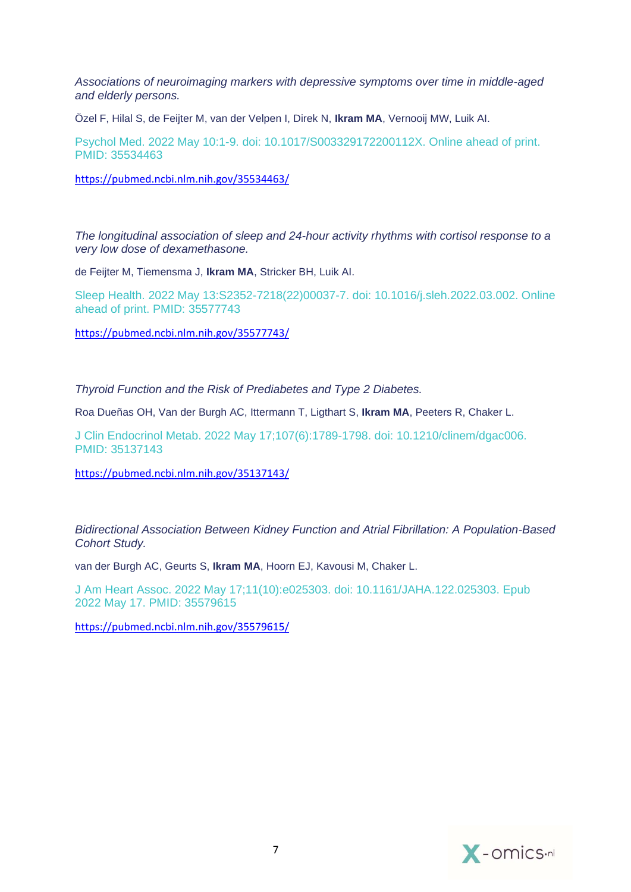*Associations of neuroimaging markers with depressive symptoms over time in middle-aged and elderly persons.*

Özel F, Hilal S, de Feijter M, van der Velpen I, Direk N, **Ikram MA**, Vernooij MW, Luik AI.

Psychol Med. 2022 May 10:1-9. doi: 10.1017/S003329172200112X. Online ahead of print. PMID: 35534463

https://pubmed.ncbi.nlm.nih.gov/35534463/

*The longitudinal association of sleep and 24-hour activity rhythms with cortisol response to a very low dose of dexamethasone.*

de Feijter M, Tiemensma J, **Ikram MA**, Stricker BH, Luik AI.

Sleep Health. 2022 May 13:S2352-7218(22)00037-7. doi: 10.1016/j.sleh.2022.03.002. Online ahead of print. PMID: 35577743

https://pubmed.ncbi.nlm.nih.gov/35577743/

*Thyroid Function and the Risk of Prediabetes and Type 2 Diabetes.*

Roa Dueñas OH, Van der Burgh AC, Ittermann T, Ligthart S, **Ikram MA**, Peeters R, Chaker L.

J Clin Endocrinol Metab. 2022 May 17;107(6):1789-1798. doi: 10.1210/clinem/dgac006. PMID: 35137143

https://pubmed.ncbi.nlm.nih.gov/35137143/

*Bidirectional Association Between Kidney Function and Atrial Fibrillation: A Population-Based Cohort Study.*

van der Burgh AC, Geurts S, **Ikram MA**, Hoorn EJ, Kavousi M, Chaker L.

J Am Heart Assoc. 2022 May 17;11(10):e025303. doi: 10.1161/JAHA.122.025303. Epub 2022 May 17. PMID: 35579615

https://pubmed.ncbi.nlm.nih.gov/35579615/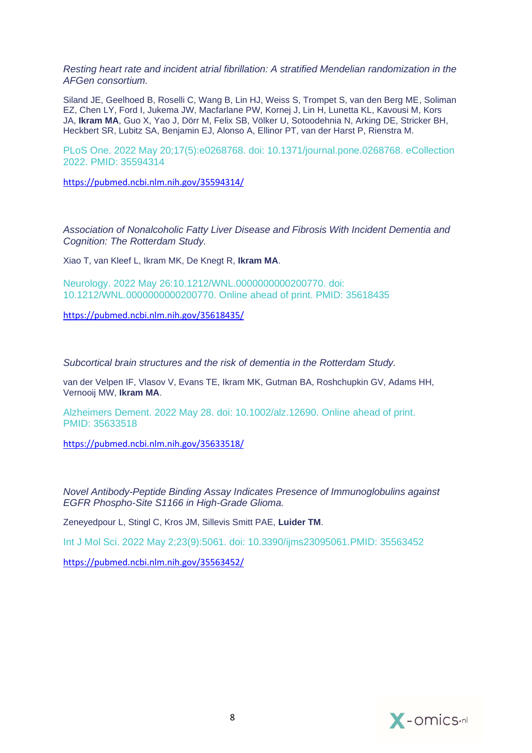*Resting heart rate and incident atrial fibrillation: A stratified Mendelian randomization in the AFGen consortium.*

Siland JE, Geelhoed B, Roselli C, Wang B, Lin HJ, Weiss S, Trompet S, van den Berg ME, Soliman EZ, Chen LY, Ford I, Jukema JW, Macfarlane PW, Kornej J, Lin H, Lunetta KL, Kavousi M, Kors JA, **Ikram MA**, Guo X, Yao J, Dörr M, Felix SB, Völker U, Sotoodehnia N, Arking DE, Stricker BH, Heckbert SR, Lubitz SA, Benjamin EJ, Alonso A, Ellinor PT, van der Harst P, Rienstra M.

PLoS One. 2022 May 20;17(5):e0268768. doi: 10.1371/journal.pone.0268768. eCollection 2022. PMID: 35594314

https://pubmed.ncbi.nlm.nih.gov/35594314/

*Association of Nonalcoholic Fatty Liver Disease and Fibrosis With Incident Dementia and Cognition: The Rotterdam Study.*

Xiao T, van Kleef L, Ikram MK, De Knegt R, **Ikram MA**.

Neurology. 2022 May 26:10.1212/WNL.0000000000200770. doi: 10.1212/WNL.0000000000200770. Online ahead of print. PMID: 35618435

https://pubmed.ncbi.nlm.nih.gov/35618435/

*Subcortical brain structures and the risk of dementia in the Rotterdam Study.*

van der Velpen IF, Vlasov V, Evans TE, Ikram MK, Gutman BA, Roshchupkin GV, Adams HH, Vernooij MW, **Ikram MA**.

Alzheimers Dement. 2022 May 28. doi: 10.1002/alz.12690. Online ahead of print. PMID: 35633518

https://pubmed.ncbi.nlm.nih.gov/35633518/

*Novel Antibody-Peptide Binding Assay Indicates Presence of Immunoglobulins against EGFR Phospho-Site S1166 in High-Grade Glioma.*

Zeneyedpour L, Stingl C, Kros JM, Sillevis Smitt PAE, **Luider TM**.

Int J Mol Sci. 2022 May 2;23(9):5061. doi: 10.3390/ijms23095061.PMID: 35563452

https://pubmed.ncbi.nlm.nih.gov/35563452/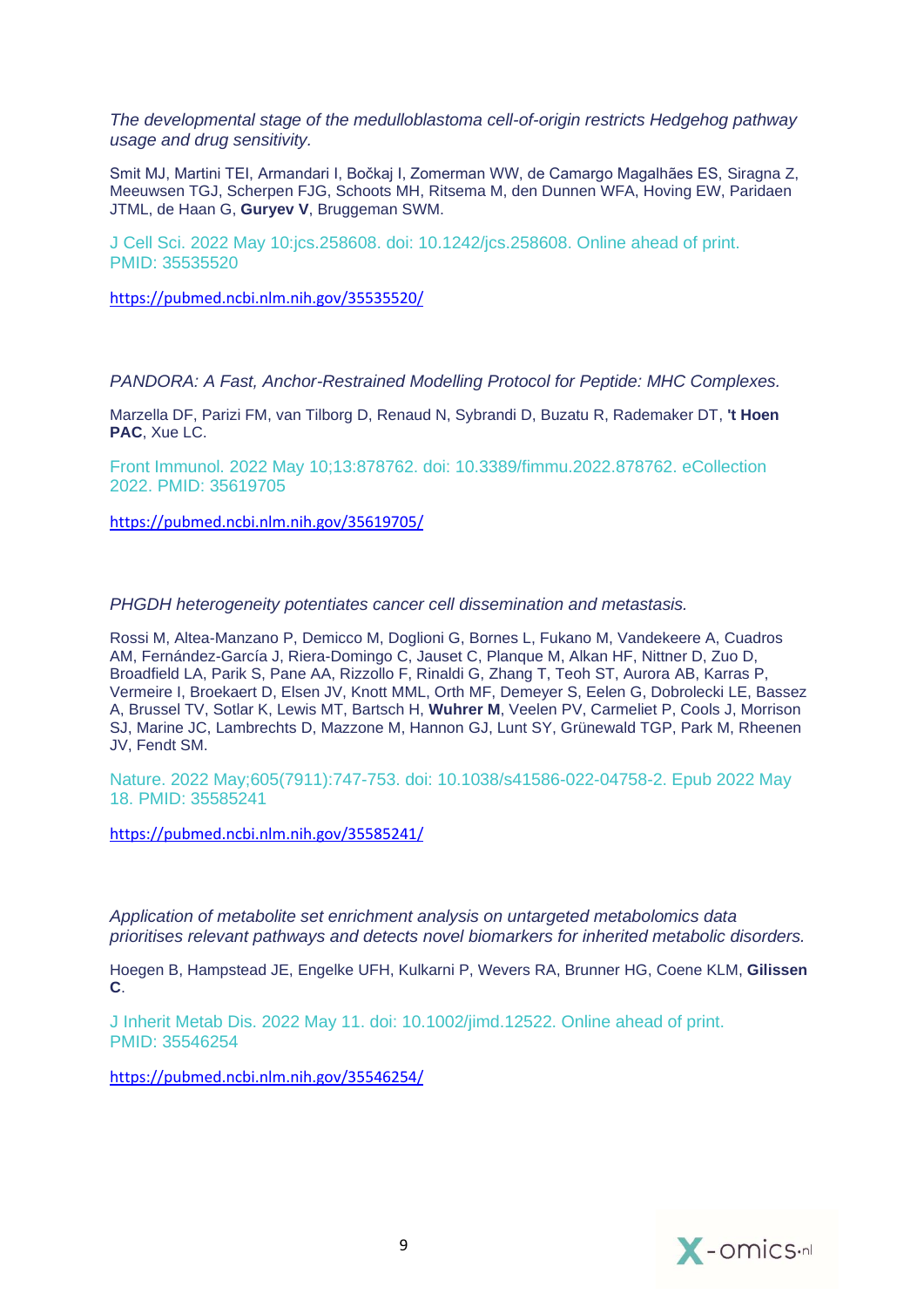*The developmental stage of the medulloblastoma cell-of-origin restricts Hedgehog pathway usage and drug sensitivity.*

Smit MJ, Martini TEI, Armandari I, Bočkaj I, Zomerman WW, de Camargo Magalhães ES, Siragna Z, Meeuwsen TGJ, Scherpen FJG, Schoots MH, Ritsema M, den Dunnen WFA, Hoving EW, Paridaen JTML, de Haan G, **Guryev V**, Bruggeman SWM.

J Cell Sci. 2022 May 10:jcs.258608. doi: 10.1242/jcs.258608. Online ahead of print. PMID: 35535520

https://pubmed.ncbi.nlm.nih.gov/35535520/

*PANDORA: A Fast, Anchor-Restrained Modelling Protocol for Peptide: MHC Complexes.*

Marzella DF, Parizi FM, van Tilborg D, Renaud N, Sybrandi D, Buzatu R, Rademaker DT, **'t Hoen PAC**, Xue LC.

Front Immunol. 2022 May 10;13:878762. doi: 10.3389/fimmu.2022.878762. eCollection 2022. PMID: 35619705

https://pubmed.ncbi.nlm.nih.gov/35619705/

*PHGDH heterogeneity potentiates cancer cell dissemination and metastasis.*

Rossi M, Altea-Manzano P, Demicco M, Doglioni G, Bornes L, Fukano M, Vandekeere A, Cuadros AM, Fernández-García J, Riera-Domingo C, Jauset C, Planque M, Alkan HF, Nittner D, Zuo D, Broadfield LA, Parik S, Pane AA, Rizzollo F, Rinaldi G, Zhang T, Teoh ST, Aurora AB, Karras P, Vermeire I, Broekaert D, Elsen JV, Knott MML, Orth MF, Demeyer S, Eelen G, Dobrolecki LE, Bassez A, Brussel TV, Sotlar K, Lewis MT, Bartsch H, **Wuhrer M**, Veelen PV, Carmeliet P, Cools J, Morrison SJ, Marine JC, Lambrechts D, Mazzone M, Hannon GJ, Lunt SY, Grünewald TGP, Park M, Rheenen JV, Fendt SM.

Nature. 2022 May;605(7911):747-753. doi: 10.1038/s41586-022-04758-2. Epub 2022 May 18. PMID: 35585241

https://pubmed.ncbi.nlm.nih.gov/35585241/

*Application of metabolite set enrichment analysis on untargeted metabolomics data prioritises relevant pathways and detects novel biomarkers for inherited metabolic disorders.*

Hoegen B, Hampstead JE, Engelke UFH, Kulkarni P, Wevers RA, Brunner HG, Coene KLM, **Gilissen C**.

J Inherit Metab Dis. 2022 May 11. doi: 10.1002/jimd.12522. Online ahead of print. PMID: 35546254

https://pubmed.ncbi.nlm.nih.gov/35546254/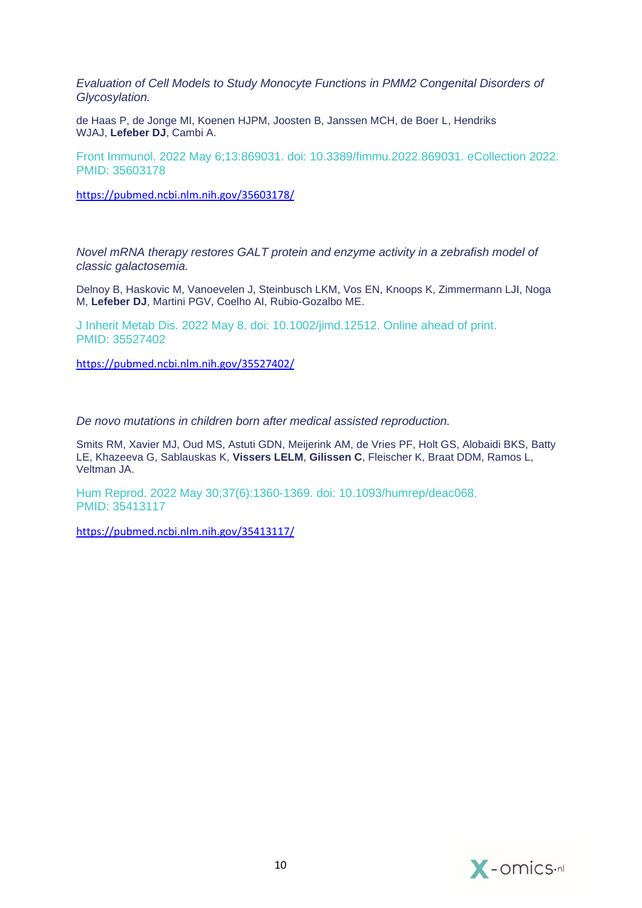*Evaluation of Cell Models to Study Monocyte Functions in PMM2 Congenital Disorders of Glycosylation.*

de Haas P, de Jonge MI, Koenen HJPM, Joosten B, Janssen MCH, de Boer L, Hendriks WJAJ, **Lefeber DJ**, Cambi A.

Front Immunol. 2022 May 6;13:869031. doi: 10.3389/fimmu.2022.869031. eCollection 2022. PMID: 35603178

https://pubmed.ncbi.nlm.nih.gov/35603178/

*Novel mRNA therapy restores GALT protein and enzyme activity in a zebrafish model of classic galactosemia.*

Delnoy B, Haskovic M, Vanoevelen J, Steinbusch LKM, Vos EN, Knoops K, Zimmermann LJI, Noga M, **Lefeber DJ**, Martini PGV, Coelho AI, Rubio-Gozalbo ME.

J Inherit Metab Dis. 2022 May 8. doi: 10.1002/jimd.12512. Online ahead of print. PMID: 35527402

https://pubmed.ncbi.nlm.nih.gov/35527402/

*De novo mutations in children born after medical assisted reproduction.*

Smits RM, Xavier MJ, Oud MS, Astuti GDN, Meijerink AM, de Vries PF, Holt GS, Alobaidi BKS, Batty LE, Khazeeva G, Sablauskas K, **Vissers LELM**, **Gilissen C**, Fleischer K, Braat DDM, Ramos L, Veltman JA.

Hum Reprod. 2022 May 30;37(6):1360-1369. doi: 10.1093/humrep/deac068. PMID: 35413117

https://pubmed.ncbi.nlm.nih.gov/35413117/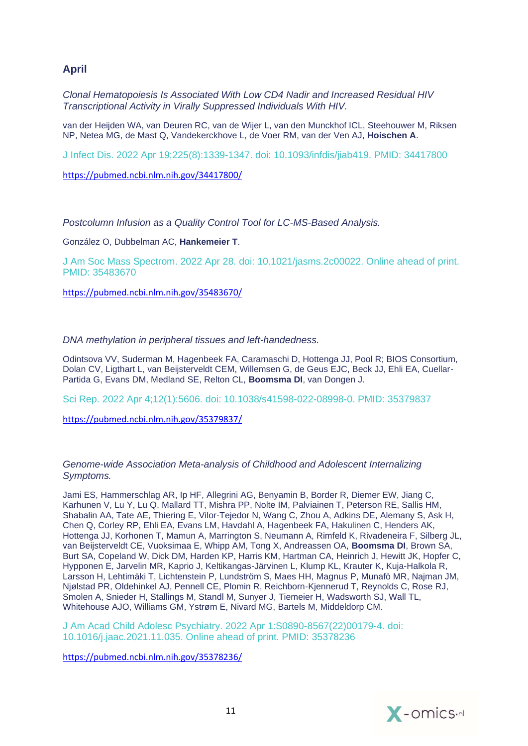## April

*Clonal Hematopoiesis Is Associated With Low CD4 Nadir and Increased Residual HIV Transcriptional Activity in Virally Suppressed Individuals With HIV.*

van der Heijden WA, van Deuren RC, van de Wijer L, van den Munckhof ICL, Steehouwer M, Riksen NP, Netea MG, de Mast Q, Vandekerckhove L, de Voer RM, van der Ven AJ, **Hoischen A**.

J Infect Dis. 2022 Apr 19;225(8):1339-1347. doi: 10.1093/infdis/jiab419. PMID: 34417800

https://pubmed.ncbi.nlm.nih.gov/34417800/

*Postcolumn Infusion as a Quality Control Tool for LC-MS-Based Analysis.*

González O, Dubbelman AC, **Hankemeier T**.

J Am Soc Mass Spectrom. 2022 Apr 28. doi: 10.1021/jasms.2c00022. Online ahead of print. PMID: 35483670

https://pubmed.ncbi.nlm.nih.gov/35483670/

*DNA methylation in peripheral tissues and left-handedness.*

Odintsova VV, Suderman M, Hagenbeek FA, Caramaschi D, Hottenga JJ, Pool R; BIOS Consortium, Dolan CV, Ligthart L, van Beijsterveldt CEM, Willemsen G, de Geus EJC, Beck JJ, Ehli EA, Cuellar-Partida G, Evans DM, Medland SE, Relton CL, **Boomsma DI**, van Dongen J.

Sci Rep. 2022 Apr 4;12(1):5606. doi: 10.1038/s41598-022-08998-0. PMID: 35379837

https://pubmed.ncbi.nlm.nih.gov/35379837/

*Genome-wide Association Meta-analysis of Childhood and Adolescent Internalizing Symptoms.*

Jami ES, Hammerschlag AR, Ip HF, Allegrini AG, Benyamin B, Border R, Diemer EW, Jiang C, Karhunen V, Lu Y, Lu Q, Mallard TT, Mishra PP, Nolte IM, Palviainen T, Peterson RE, Sallis HM, Shabalin AA, Tate AE, Thiering E, Vilor-Tejedor N, Wang C, Zhou A, Adkins DE, Alemany S, Ask H, Chen Q, Corley RP, Ehli EA, Evans LM, Havdahl A, Hagenbeek FA, Hakulinen C, Henders AK, Hottenga JJ, Korhonen T, Mamun A, Marrington S, Neumann A, Rimfeld K, Rivadeneira F, Silberg JL, van Beijsterveldt CE, Vuoksimaa E, Whipp AM, Tong X, Andreassen OA, **Boomsma DI**, Brown SA, Burt SA, Copeland W, Dick DM, Harden KP, Harris KM, Hartman CA, Heinrich J, Hewitt JK, Hopfer C, Hypponen E, Jarvelin MR, Kaprio J, Keltikangas-Järvinen L, Klump KL, Krauter K, Kuja-Halkola R, Larsson H, Lehtimäki T, Lichtenstein P, Lundström S, Maes HH, Magnus P, Munafò MR, Najman JM, Njølstad PR, Oldehinkel AJ, Pennell CE, Plomin R, Reichborn-Kjennerud T, Reynolds C, Rose RJ, Smolen A, Snieder H, Stallings M, Standl M, Sunyer J, Tiemeier H, Wadsworth SJ, Wall TL, Whitehouse AJO, Williams GM, Ystrøm E, Nivard MG, Bartels M, Middeldorp CM.

J Am Acad Child Adolesc Psychiatry. 2022 Apr 1:S0890-8567(22)00179-4. doi: 10.1016/j.jaac.2021.11.035. Online ahead of print. PMID: 35378236

https://pubmed.ncbi.nlm.nih.gov/35378236/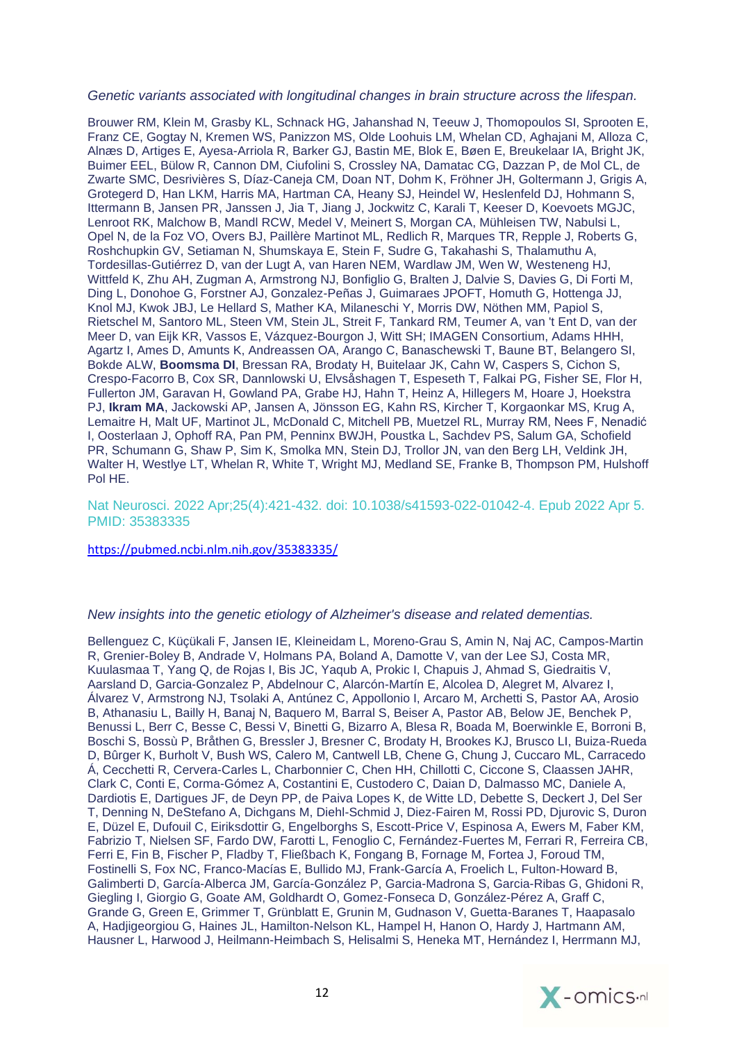*Genetic variants associated with longitudinal changes in brain structure across the lifespan.*

Brouwer RM, Klein M, Grasby KL, Schnack HG, Jahanshad N, Teeuw J, Thomopoulos SI, Sprooten E, Franz CE, Gogtay N, Kremen WS, Panizzon MS, Olde Loohuis LM, Whelan CD, Aghajani M, Alloza C, Alnæs D, Artiges E, Ayesa-Arriola R, Barker GJ, Bastin ME, Blok E, Bøen E, Breukelaar IA, Bright JK, Buimer EEL, Bülow R, Cannon DM, Ciufolini S, Crossley NA, Damatac CG, Dazzan P, de Mol CL, de Zwarte SMC, Desrivières S, Díaz-Caneja CM, Doan NT, Dohm K, Fröhner JH, Goltermann J, Grigis A, Grotegerd D, Han LKM, Harris MA, Hartman CA, Heany SJ, Heindel W, Heslenfeld DJ, Hohmann S, Ittermann B, Jansen PR, Janssen J, Jia T, Jiang J, Jockwitz C, Karali T, Keeser D, Koevoets MGJC, Lenroot RK, Malchow B, Mandl RCW, Medel V, Meinert S, Morgan CA, Mühleisen TW, Nabulsi L, Opel N, de la Foz VO, Overs BJ, Paillère Martinot ML, Redlich R, Marques TR, Repple J, Roberts G, Roshchupkin GV, Setiaman N, Shumskaya E, Stein F, Sudre G, Takahashi S, Thalamuthu A, Tordesillas-Gutiérrez D, van der Lugt A, van Haren NEM, Wardlaw JM, Wen W, Westeneng HJ, Wittfeld K, Zhu AH, Zugman A, Armstrong NJ, Bonfiglio G, Bralten J, Dalvie S, Davies G, Di Forti M, Ding L, Donohoe G, Forstner AJ, Gonzalez-Peñas J, Guimaraes JPOFT, Homuth G, Hottenga JJ, Knol MJ, Kwok JBJ, Le Hellard S, Mather KA, Milaneschi Y, Morris DW, Nöthen MM, Papiol S, Rietschel M, Santoro ML, Steen VM, Stein JL, Streit F, Tankard RM, Teumer A, van 't Ent D, van der Meer D, van Eijk KR, Vassos E, Vázquez-Bourgon J, Witt SH; IMAGEN Consortium, Adams HHH, Agartz I, Ames D, Amunts K, Andreassen OA, Arango C, Banaschewski T, Baune BT, Belangero SI, Bokde ALW, **Boomsma DI**, Bressan RA, Brodaty H, Buitelaar JK, Cahn W, Caspers S, Cichon S, Crespo-Facorro B, Cox SR, Dannlowski U, Elvsåshagen T, Espeseth T, Falkai PG, Fisher SE, Flor H, Fullerton JM, Garavan H, Gowland PA, Grabe HJ, Hahn T, Heinz A, Hillegers M, Hoare J, Hoekstra PJ, **Ikram MA**, Jackowski AP, Jansen A, Jönsson EG, Kahn RS, Kircher T, Korgaonkar MS, Krug A, Lemaitre H, Malt UF, Martinot JL, McDonald C, Mitchell PB, Muetzel RL, Murray RM, Nees F, Nenadić I, Oosterlaan J, Ophoff RA, Pan PM, Penninx BWJH, Poustka L, Sachdev PS, Salum GA, Schofield PR, Schumann G, Shaw P, Sim K, Smolka MN, Stein DJ, Trollor JN, van den Berg LH, Veldink JH, Walter H, Westlye LT, Whelan R, White T, Wright MJ, Medland SE, Franke B, Thompson PM, Hulshoff Pol HE.

Nat Neurosci. 2022 Apr;25(4):421-432. doi: 10.1038/s41593-022-01042-4. Epub 2022 Apr 5. PMID: 35383335

https://pubmed.ncbi.nlm.nih.gov/35383335/

*New insights into the genetic etiology of Alzheimer's disease and related dementias.*

Bellenguez C, Küçükali F, Jansen IE, Kleineidam L, Moreno-Grau S, Amin N, Naj AC, Campos-Martin R, Grenier-Boley B, Andrade V, Holmans PA, Boland A, Damotte V, van der Lee SJ, Costa MR, Kuulasmaa T, Yang Q, de Rojas I, Bis JC, Yaqub A, Prokic I, Chapuis J, Ahmad S, Giedraitis V, Aarsland D, Garcia-Gonzalez P, Abdelnour C, Alarcón-Martín E, Alcolea D, Alegret M, Alvarez I, Álvarez V, Armstrong NJ, Tsolaki A, Antúnez C, Appollonio I, Arcaro M, Archetti S, Pastor AA, Arosio B, Athanasiu L, Bailly H, Banaj N, Baquero M, Barral S, Beiser A, Pastor AB, Below JE, Benchek P, Benussi L, Berr C, Besse C, Bessi V, Binetti G, Bizarro A, Blesa R, Boada M, Boerwinkle E, Borroni B, Boschi S, Bossù P, Bråthen G, Bressler J, Bresner C, Brodaty H, Brookes KJ, Brusco LI, Buiza-Rueda D, Bûrger K, Burholt V, Bush WS, Calero M, Cantwell LB, Chene G, Chung J, Cuccaro ML, Carracedo Á, Cecchetti R, Cervera-Carles L, Charbonnier C, Chen HH, Chillotti C, Ciccone S, Claassen JAHR, Clark C, Conti E, Corma-Gómez A, Costantini E, Custodero C, Daian D, Dalmasso MC, Daniele A, Dardiotis E, Dartigues JF, de Deyn PP, de Paiva Lopes K, de Witte LD, Debette S, Deckert J, Del Ser T, Denning N, DeStefano A, Dichgans M, Diehl-Schmid J, Diez-Fairen M, Rossi PD, Djurovic S, Duron E, Düzel E, Dufouil C, Eiriksdottir G, Engelborghs S, Escott-Price V, Espinosa A, Ewers M, Faber KM, Fabrizio T, Nielsen SF, Fardo DW, Farotti L, Fenoglio C, Fernández-Fuertes M, Ferrari R, Ferreira CB, Ferri E, Fin B, Fischer P, Fladby T, Fließbach K, Fongang B, Fornage M, Fortea J, Foroud TM, Fostinelli S, Fox NC, Franco-Macías E, Bullido MJ, Frank-García A, Froelich L, Fulton-Howard B, Galimberti D, García-Alberca JM, García-González P, Garcia-Madrona S, Garcia-Ribas G, Ghidoni R, Giegling I, Giorgio G, Goate AM, Goldhardt O, Gomez-Fonseca D, González-Pérez A, Graff C, Grande G, Green E, Grimmer T, Grünblatt E, Grunin M, Gudnason V, Guetta-Baranes T, Haapasalo A, Hadjigeorgiou G, Haines JL, Hamilton-Nelson KL, Hampel H, Hanon O, Hardy J, Hartmann AM, Hausner L, Harwood J, Heilmann-Heimbach S, Helisalmi S, Heneka MT, Hernández I, Herrmann MJ,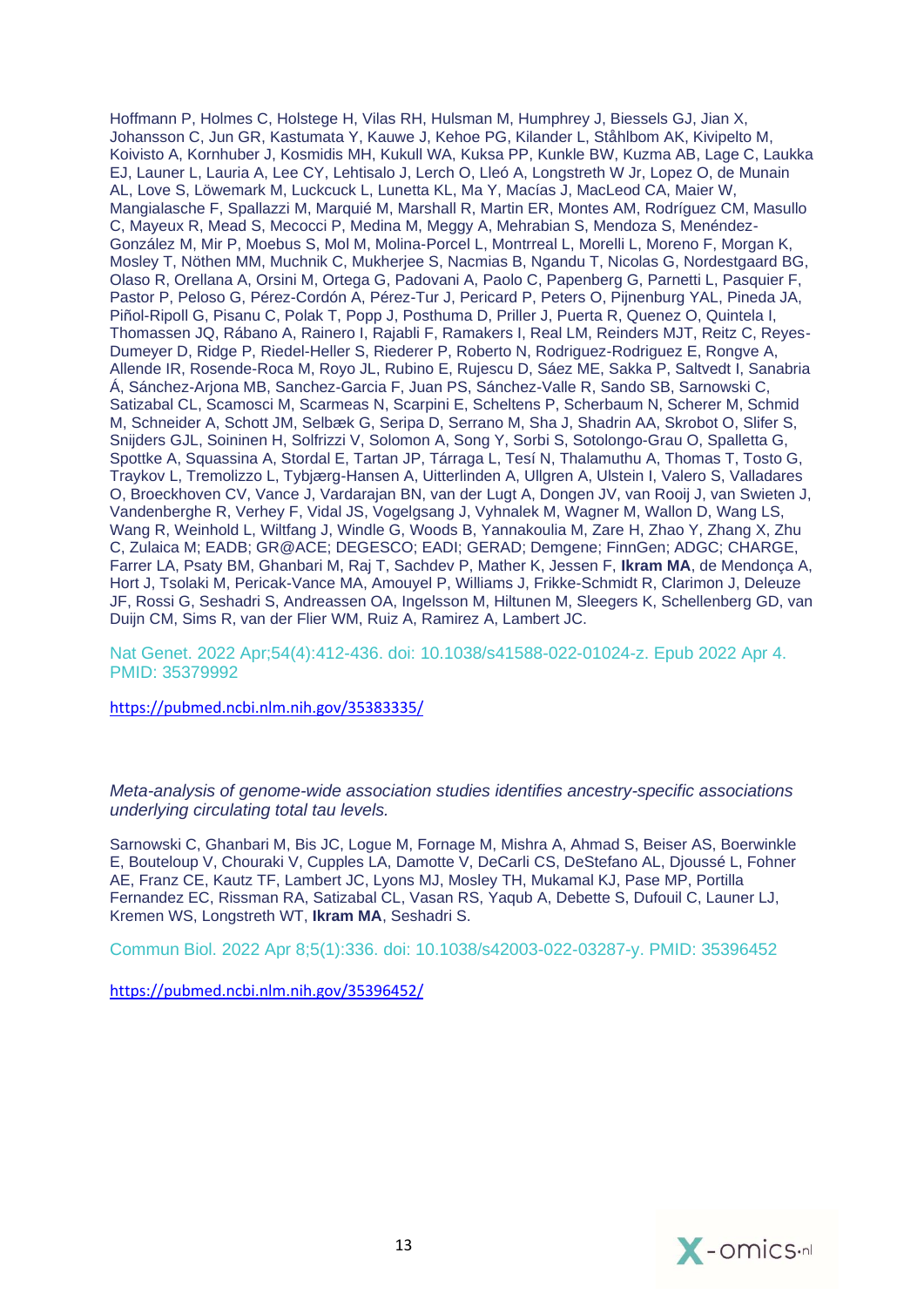Hoffmann P, Holmes C, Holstege H, Vilas RH, Hulsman M, Humphrey J, Biessels GJ, Jian X, Johansson C, Jun GR, Kastumata Y, Kauwe J, Kehoe PG, Kilander L, Ståhlbom AK, Kivipelto M, Koivisto A, Kornhuber J, Kosmidis MH, Kukull WA, Kuksa PP, Kunkle BW, Kuzma AB, Lage C, Laukka EJ, Launer L, Lauria A, Lee CY, Lehtisalo J, Lerch O, Lleó A, Longstreth W Jr, Lopez O, de Munain AL, Love S, Löwemark M, Luckcuck L, Lunetta KL, Ma Y, Macías J, MacLeod CA, Maier W, Mangialasche F, Spallazzi M, Marquié M, Marshall R, Martin ER, Montes AM, Rodríguez CM, Masullo C, Mayeux R, Mead S, Mecocci P, Medina M, Meggy A, Mehrabian S, Mendoza S, Menéndez-González M, Mir P, Moebus S, Mol M, Molina-Porcel L, Montrreal L, Morelli L, Moreno F, Morgan K, Mosley T, Nöthen MM, Muchnik C, Mukherjee S, Nacmias B, Ngandu T, Nicolas G, Nordestgaard BG, Olaso R, Orellana A, Orsini M, Ortega G, Padovani A, Paolo C, Papenberg G, Parnetti L, Pasquier F, Pastor P, Peloso G, Pérez-Cordón A, Pérez-Tur J, Pericard P, Peters O, Pijnenburg YAL, Pineda JA, Piñol-Ripoll G, Pisanu C, Polak T, Popp J, Posthuma D, Priller J, Puerta R, Quenez O, Quintela I, Thomassen JQ, Rábano A, Rainero I, Rajabli F, Ramakers I, Real LM, Reinders MJT, Reitz C, Reyes-Dumeyer D, Ridge P, Riedel-Heller S, Riederer P, Roberto N, Rodriguez-Rodriguez E, Rongve A, Allende IR, Rosende-Roca M, Royo JL, Rubino E, Rujescu D, Sáez ME, Sakka P, Saltvedt I, Sanabria Á, Sánchez-Arjona MB, Sanchez-Garcia F, Juan PS, Sánchez-Valle R, Sando SB, Sarnowski C, Satizabal CL, Scamosci M, Scarmeas N, Scarpini E, Scheltens P, Scherbaum N, Scherer M, Schmid M, Schneider A, Schott JM, Selbæk G, Seripa D, Serrano M, Sha J, Shadrin AA, Skrobot O, Slifer S, Snijders GJL, Soininen H, Solfrizzi V, Solomon A, Song Y, Sorbi S, Sotolongo-Grau O, Spalletta G, Spottke A, Squassina A, Stordal E, Tartan JP, Tárraga L, Tesí N, Thalamuthu A, Thomas T, Tosto G, Traykov L, Tremolizzo L, Tybjærg-Hansen A, Uitterlinden A, Ullgren A, Ulstein I, Valero S, Valladares O, Broeckhoven CV, Vance J, Vardarajan BN, van der Lugt A, Dongen JV, van Rooij J, van Swieten J, Vandenberghe R, Verhey F, Vidal JS, Vogelgsang J, Vyhnalek M, Wagner M, Wallon D, Wang LS, Wang R, Weinhold L, Wiltfang J, Windle G, Woods B, Yannakoulia M, Zare H, Zhao Y, Zhang X, Zhu C, Zulaica M; EADB; GR@ACE; DEGESCO; EADI; GERAD; Demgene; FinnGen; ADGC; CHARGE, Farrer LA, Psaty BM, Ghanbari M, Raj T, Sachdev P, Mather K, Jessen F, **Ikram MA**, de Mendonça A, Hort J, Tsolaki M, Pericak-Vance MA, Amouyel P, Williams J, Frikke-Schmidt R, Clarimon J, Deleuze JF, Rossi G, Seshadri S, Andreassen OA, Ingelsson M, Hiltunen M, Sleegers K, Schellenberg GD, van Duijn CM, Sims R, van der Flier WM, Ruiz A, Ramirez A, Lambert JC.

Nat Genet. 2022 Apr;54(4):412-436. doi: 10.1038/s41588-022-01024-z. Epub 2022 Apr 4. PMID: 35379992

https://pubmed.ncbi.nlm.nih.gov/35383335/

*Meta-analysis of genome-wide association studies identifies ancestry-specific associations underlying circulating total tau levels.*

Sarnowski C, Ghanbari M, Bis JC, Logue M, Fornage M, Mishra A, Ahmad S, Beiser AS, Boerwinkle E, Bouteloup V, Chouraki V, Cupples LA, Damotte V, DeCarli CS, DeStefano AL, Djoussé L, Fohner AE, Franz CE, Kautz TF, Lambert JC, Lyons MJ, Mosley TH, Mukamal KJ, Pase MP, Portilla Fernandez EC, Rissman RA, Satizabal CL, Vasan RS, Yaqub A, Debette S, Dufouil C, Launer LJ, Kremen WS, Longstreth WT, **Ikram MA**, Seshadri S.

Commun Biol. 2022 Apr 8;5(1):336. doi: 10.1038/s42003-022-03287-y. PMID: 35396452

https://pubmed.ncbi.nlm.nih.gov/35396452/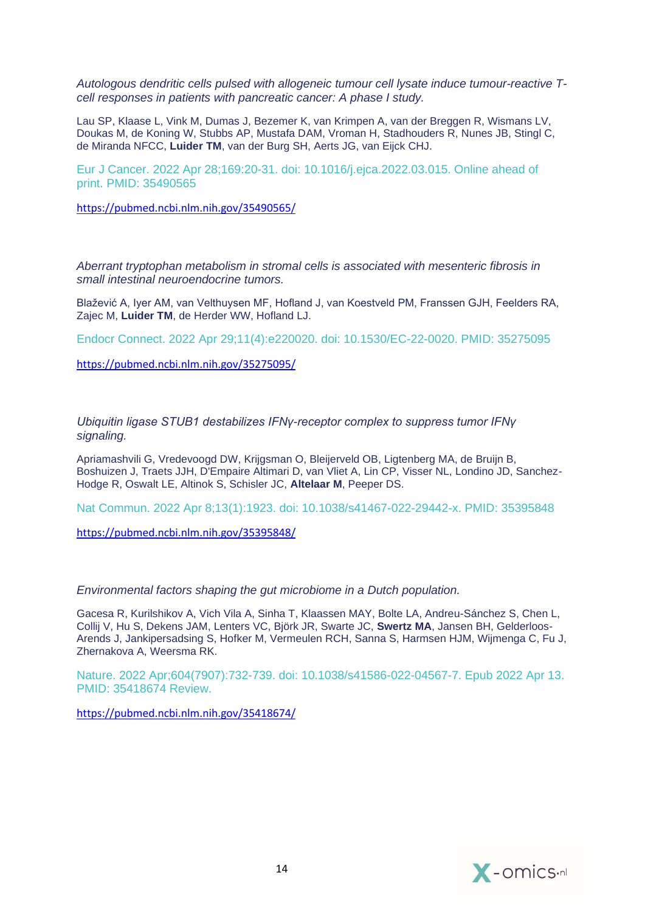*Autologous dendritic cells pulsed with allogeneic tumour cell lysate induce tumour-reactive T-cell responses in patients with pancreatic cancer: A phase I study.*

Lau SP, Klaase L, Vink M, Dumas J, Bezemer K, van Krimpen A, van der Breggen R, Wismans LV, Doukas M, de Koning W, Stubbs AP, Mustafa DAM, Vroman H, Stadhouders R, Nunes JB, Stingl C, de Miranda NFCC, **Luider TM**, van der Burg SH, Aerts JG, van Eijck CHJ.

Eur J Cancer. 2022 Apr 28;169:20-31. doi: 10.1016/j.ejca.2022.03.015. Online ahead of print. PMID: 35490565

https://pubmed.ncbi.nlm.nih.gov/35490565/

*Aberrant tryptophan metabolism in stromal cells is associated with mesenteric fibrosis in small intestinal neuroendocrine tumors.*

Blažević A, Iyer AM, van Velthuysen MF, Hofland J, van Koestveld PM, Franssen GJH, Feelders RA, Zajec M, **Luider TM**, de Herder WW, Hofland LJ.

Endocr Connect. 2022 Apr 29;11(4):e220020. doi: 10.1530/EC-22-0020. PMID: 35275095

https://pubmed.ncbi.nlm.nih.gov/35275095/

*Ubiquitin ligase STUB1 destabilizes IFNγ-receptor complex to suppress tumor IFNγ signaling.*

Apriamashvili G, Vredevoogd DW, Krijgsman O, Bleijerveld OB, Ligtenberg MA, de Bruijn B, Boshuizen J, Traets JJH, D'Empaire Altimari D, van Vliet A, Lin CP, Visser NL, Londino JD, Sanchez-Hodge R, Oswalt LE, Altinok S, Schisler JC, **Altelaar M**, Peeper DS.

Nat Commun. 2022 Apr 8;13(1):1923. doi: 10.1038/s41467-022-29442-x. PMID: 35395848

https://pubmed.ncbi.nlm.nih.gov/35395848/

*Environmental factors shaping the gut microbiome in a Dutch population.*

Gacesa R, Kurilshikov A, Vich Vila A, Sinha T, Klaassen MAY, Bolte LA, Andreu-Sánchez S, Chen L, Collij V, Hu S, Dekens JAM, Lenters VC, Björk JR, Swarte JC, **Swertz MA**, Jansen BH, Gelderloos-Arends J, Jankipersadsing S, Hofker M, Vermeulen RCH, Sanna S, Harmsen HJM, Wijmenga C, Fu J, Zhernakova A, Weersma RK.

Nature. 2022 Apr;604(7907):732-739. doi: 10.1038/s41586-022-04567-7. Epub 2022 Apr 13. PMID: 35418674 Review.

https://pubmed.ncbi.nlm.nih.gov/35418674/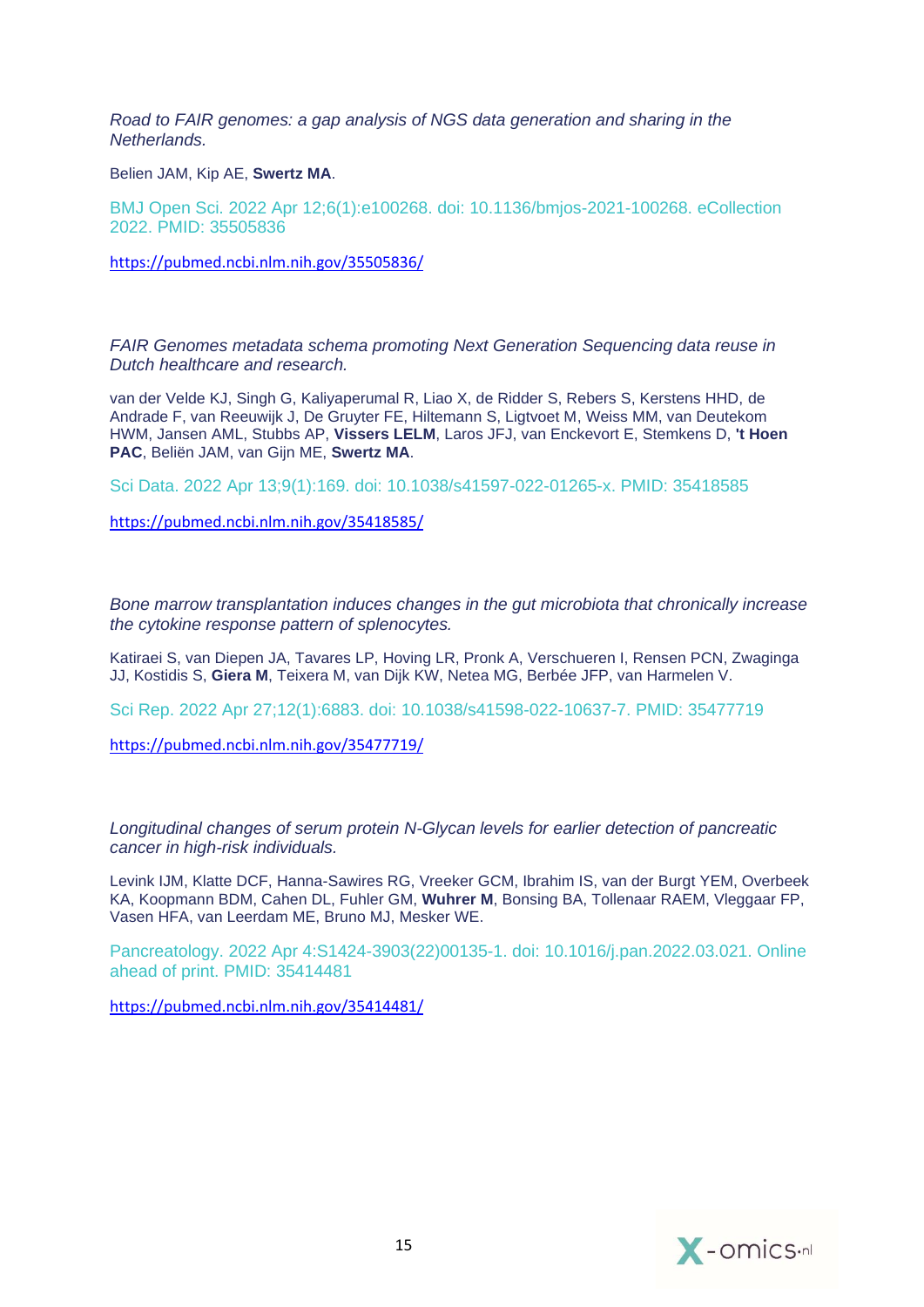*Road to FAIR genomes: a gap analysis of NGS data generation and sharing in the Netherlands.*

Belien JAM, Kip AE, **Swertz MA**.

BMJ Open Sci. 2022 Apr 12;6(1):e100268. doi: 10.1136/bmjos-2021-100268. eCollection 2022. PMID: 35505836

https://pubmed.ncbi.nlm.nih.gov/35505836/

*FAIR Genomes metadata schema promoting Next Generation Sequencing data reuse in Dutch healthcare and research.*

van der Velde KJ, Singh G, Kaliyaperumal R, Liao X, de Ridder S, Rebers S, Kerstens HHD, de Andrade F, van Reeuwijk J, De Gruyter FE, Hiltemann S, Ligtvoet M, Weiss MM, van Deutekom HWM, Jansen AML, Stubbs AP, **Vissers LELM**, Laros JFJ, van Enckevort E, Stemkens D, **'t Hoen PAC**, Beliën JAM, van Gijn ME, **Swertz MA**.

Sci Data. 2022 Apr 13;9(1):169. doi: 10.1038/s41597-022-01265-x. PMID: 35418585

https://pubmed.ncbi.nlm.nih.gov/35418585/

*Bone marrow transplantation induces changes in the gut microbiota that chronically increase the cytokine response pattern of splenocytes.*

Katiraei S, van Diepen JA, Tavares LP, Hoving LR, Pronk A, Verschueren I, Rensen PCN, Zwaginga JJ, Kostidis S, **Giera M**, Teixera M, van Dijk KW, Netea MG, Berbée JFP, van Harmelen V.

Sci Rep. 2022 Apr 27;12(1):6883. doi: 10.1038/s41598-022-10637-7. PMID: 35477719

https://pubmed.ncbi.nlm.nih.gov/35477719/

*Longitudinal changes of serum protein N-Glycan levels for earlier detection of pancreatic cancer in high-risk individuals.*

Levink IJM, Klatte DCF, Hanna-Sawires RG, Vreeker GCM, Ibrahim IS, van der Burgt YEM, Overbeek KA, Koopmann BDM, Cahen DL, Fuhler GM, **Wuhrer M**, Bonsing BA, Tollenaar RAEM, Vleggaar FP, Vasen HFA, van Leerdam ME, Bruno MJ, Mesker WE.

Pancreatology. 2022 Apr 4:S1424-3903(22)00135-1. doi: 10.1016/j.pan.2022.03.021. Online ahead of print. PMID: 35414481

https://pubmed.ncbi.nlm.nih.gov/35414481/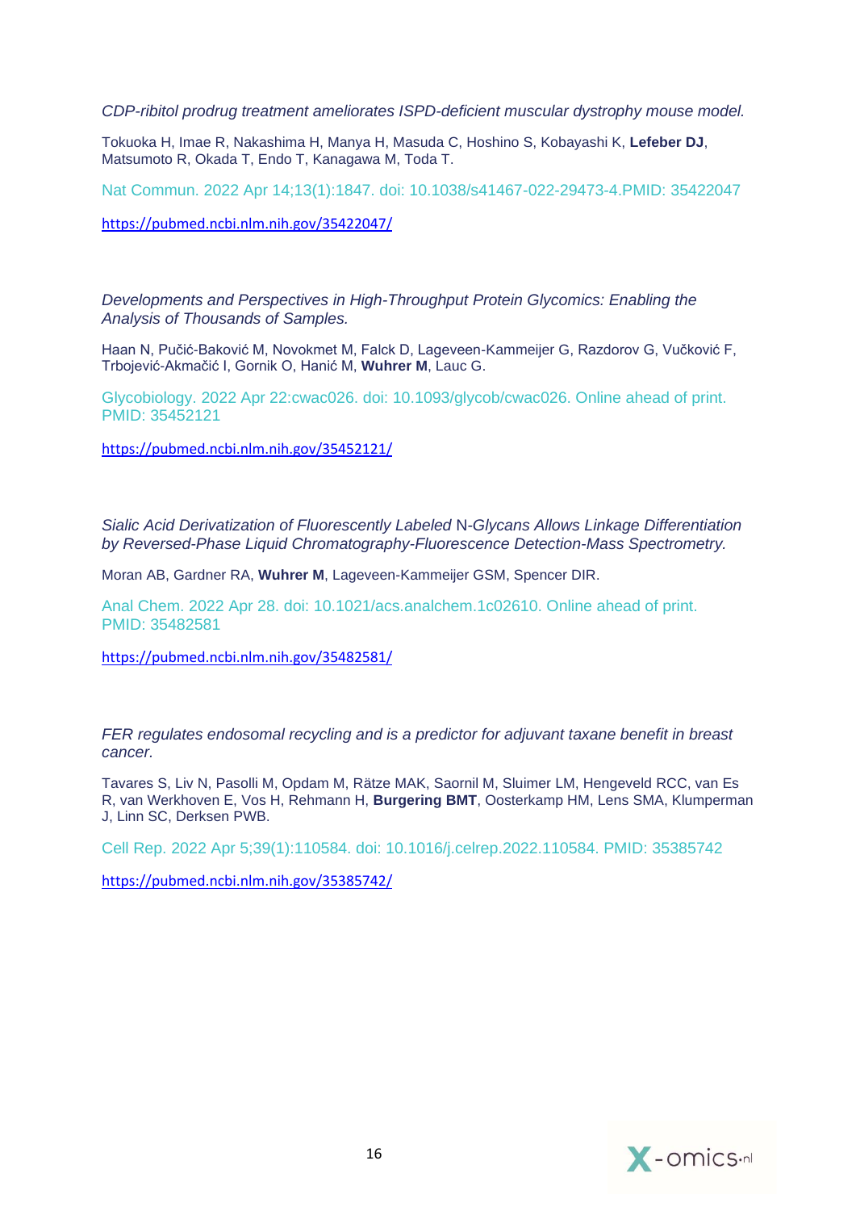*CDP-ribitol prodrug treatment ameliorates ISPD-deficient muscular dystrophy mouse model.*

Tokuoka H, Imae R, Nakashima H, Manya H, Masuda C, Hoshino S, Kobayashi K, **Lefeber DJ**, Matsumoto R, Okada T, Endo T, Kanagawa M, Toda T.

Nat Commun. 2022 Apr 14;13(1):1847. doi: 10.1038/s41467-022-29473-4.PMID: 35422047

https://pubmed.ncbi.nlm.nih.gov/35422047/

*Developments and Perspectives in High-Throughput Protein Glycomics: Enabling the Analysis of Thousands of Samples.*

Haan N, Pučić-Baković M, Novokmet M, Falck D, Lageveen-Kammeijer G, Razdorov G, Vučković F, Trbojević-Akmačić I, Gornik O, Hanić M, **Wuhrer M**, Lauc G.

Glycobiology. 2022 Apr 22:cwac026. doi: 10.1093/glycob/cwac026. Online ahead of print. PMID: 35452121

https://pubmed.ncbi.nlm.nih.gov/35452121/

*Sialic Acid Derivatization of Fluorescently Labeled* N-*Glycans Allows Linkage Differentiation by Reversed-Phase Liquid Chromatography-Fluorescence Detection-Mass Spectrometry.*

Moran AB, Gardner RA, **Wuhrer M**, Lageveen-Kammeijer GSM, Spencer DIR.

Anal Chem. 2022 Apr 28. doi: 10.1021/acs.analchem.1c02610. Online ahead of print. PMID: 35482581

https://pubmed.ncbi.nlm.nih.gov/35482581/

*FER regulates endosomal recycling and is a predictor for adjuvant taxane benefit in breast cancer.*

Tavares S, Liv N, Pasolli M, Opdam M, Rätze MAK, Saornil M, Sluimer LM, Hengeveld RCC, van Es R, van Werkhoven E, Vos H, Rehmann H, **Burgering BMT**, Oosterkamp HM, Lens SMA, Klumperman J, Linn SC, Derksen PWB.

Cell Rep. 2022 Apr 5;39(1):110584. doi: 10.1016/j.celrep.2022.110584. PMID: 35385742

https://pubmed.ncbi.nlm.nih.gov/35385742/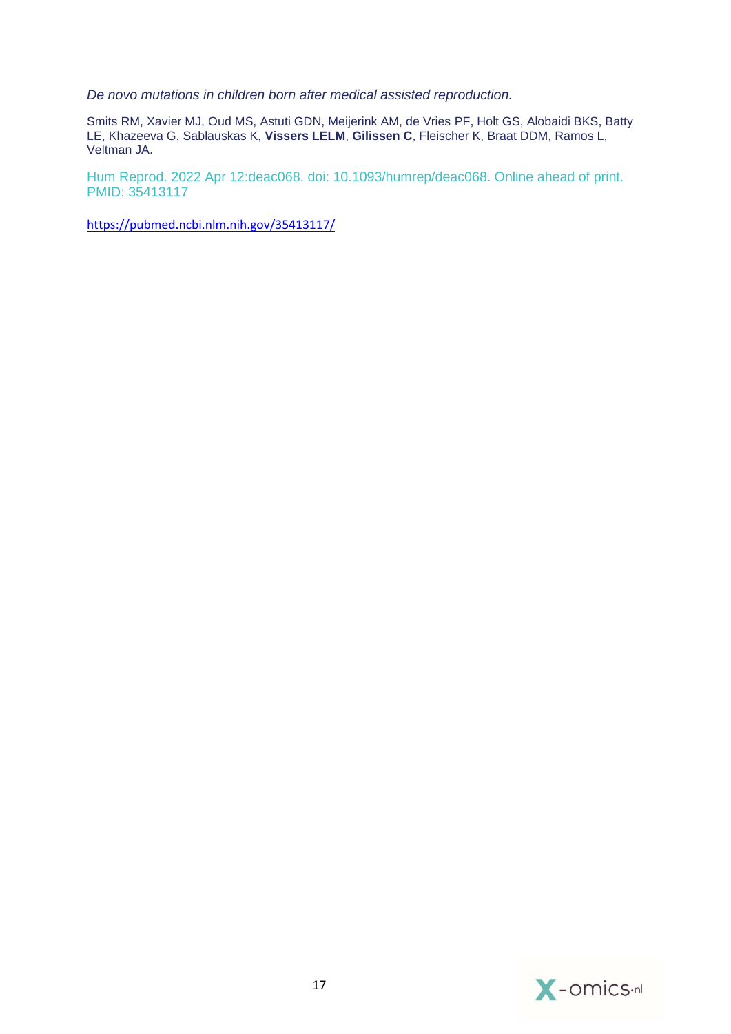*De novo mutations in children born after medical assisted reproduction.*

Smits RM, Xavier MJ, Oud MS, Astuti GDN, Meijerink AM, de Vries PF, Holt GS, Alobaidi BKS, Batty LE, Khazeeva G, Sablauskas K, **Vissers LELM**, **Gilissen C**, Fleischer K, Braat DDM, Ramos L, Veltman JA.

Hum Reprod. 2022 Apr 12:deac068. doi: 10.1093/humrep/deac068. Online ahead of print. PMID: 35413117

https://pubmed.ncbi.nlm.nih.gov/35413117/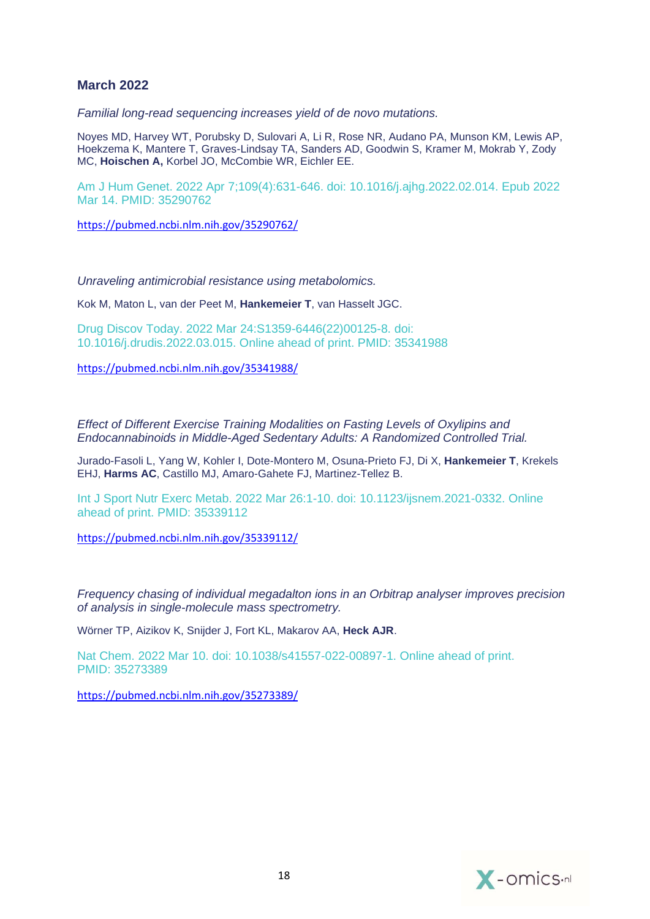## March 2022

*Familial long-read sequencing increases yield of de novo mutations.*

Noyes MD, Harvey WT, Porubsky D, Sulovari A, Li R, Rose NR, Audano PA, Munson KM, Lewis AP, Hoekzema K, Mantere T, Graves-Lindsay TA, Sanders AD, Goodwin S, Kramer M, Mokrab Y, Zody MC, **Hoischen A,** Korbel JO, McCombie WR, Eichler EE.

Am J Hum Genet. 2022 Apr 7;109(4):631-646. doi: 10.1016/j.ajhg.2022.02.014. Epub 2022 Mar 14. PMID: 35290762

https://pubmed.ncbi.nlm.nih.gov/35290762/

*Unraveling antimicrobial resistance using metabolomics.*

Kok M, Maton L, van der Peet M, **Hankemeier T**, van Hasselt JGC.

Drug Discov Today. 2022 Mar 24:S1359-6446(22)00125-8. doi: 10.1016/j.drudis.2022.03.015. Online ahead of print. PMID: 35341988

https://pubmed.ncbi.nlm.nih.gov/35341988/

*Effect of Different Exercise Training Modalities on Fasting Levels of Oxylipins and Endocannabinoids in Middle-Aged Sedentary Adults: A Randomized Controlled Trial.*

Jurado-Fasoli L, Yang W, Kohler I, Dote-Montero M, Osuna-Prieto FJ, Di X, **Hankemeier T**, Krekels EHJ, **Harms AC**, Castillo MJ, Amaro-Gahete FJ, Martinez-Tellez B.

Int J Sport Nutr Exerc Metab. 2022 Mar 26:1-10. doi: 10.1123/ijsnem.2021-0332. Online ahead of print. PMID: 35339112

https://pubmed.ncbi.nlm.nih.gov/35339112/

*Frequency chasing of individual megadalton ions in an Orbitrap analyser improves precision of analysis in single-molecule mass spectrometry.*

Wörner TP, Aizikov K, Snijder J, Fort KL, Makarov AA, **Heck AJR**.

Nat Chem. 2022 Mar 10. doi: 10.1038/s41557-022-00897-1. Online ahead of print. PMID: 35273389

https://pubmed.ncbi.nlm.nih.gov/35273389/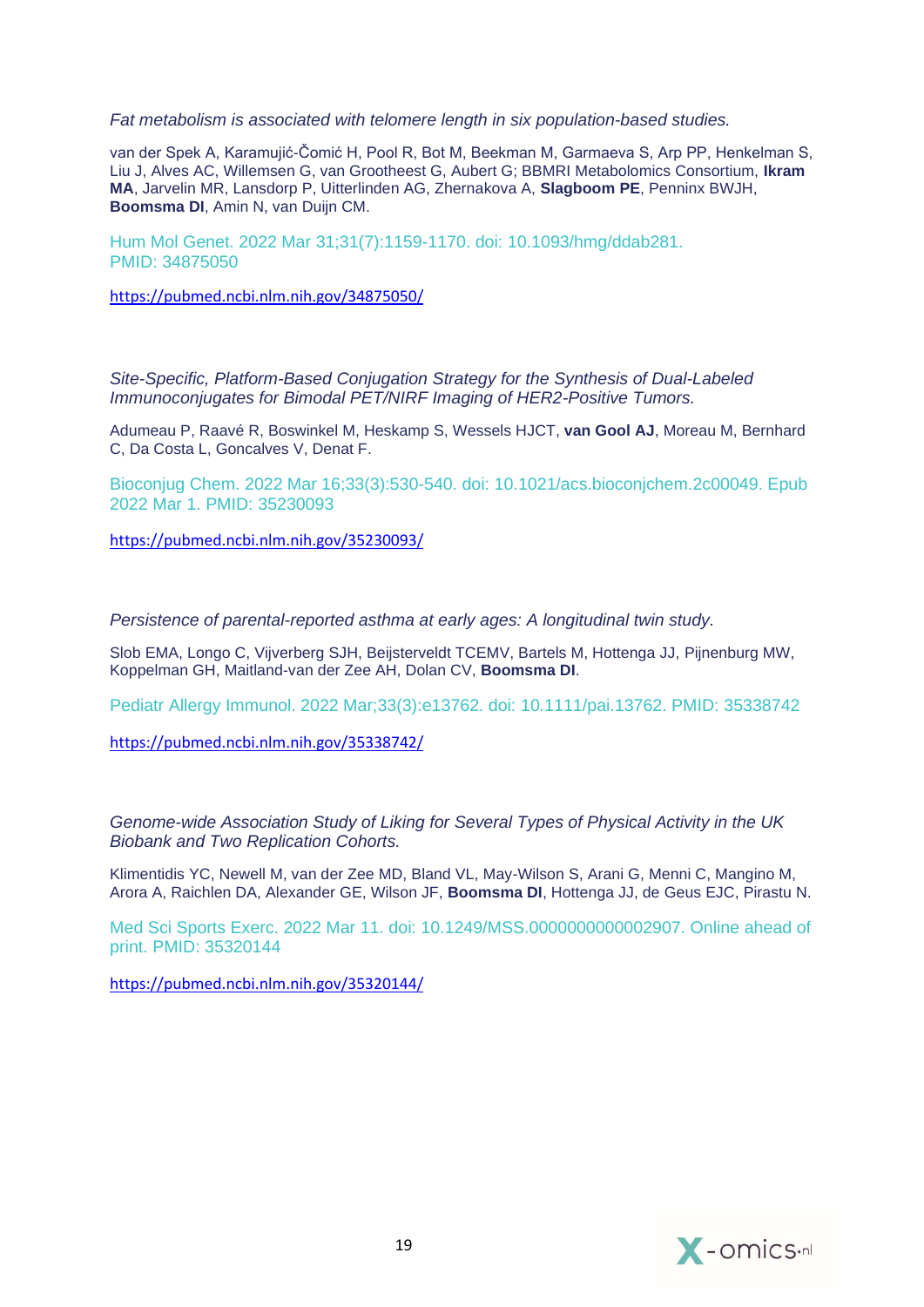*Fat metabolism is associated with telomere length in six population-based studies.*

van der Spek A, Karamujić-Čomić H, Pool R, Bot M, Beekman M, Garmaeva S, Arp PP, Henkelman S, Liu J, Alves AC, Willemsen G, van Grootheest G, Aubert G; BBMRI Metabolomics Consortium, **Ikram MA**, Jarvelin MR, Lansdorp P, Uitterlinden AG, Zhernakova A, **Slagboom PE**, Penninx BWJH, **Boomsma DI**, Amin N, van Duijn CM.

Hum Mol Genet. 2022 Mar 31;31(7):1159-1170. doi: 10.1093/hmg/ddab281. PMID: 34875050

https://pubmed.ncbi.nlm.nih.gov/34875050/

*Site-Specific, Platform-Based Conjugation Strategy for the Synthesis of Dual-Labeled Immunoconjugates for Bimodal PET/NIRF Imaging of HER2-Positive Tumors.*

Adumeau P, Raavé R, Boswinkel M, Heskamp S, Wessels HJCT, **van Gool AJ**, Moreau M, Bernhard C, Da Costa L, Goncalves V, Denat F.

Bioconjug Chem. 2022 Mar 16;33(3):530-540. doi: 10.1021/acs.bioconjchem.2c00049. Epub 2022 Mar 1. PMID: 35230093

https://pubmed.ncbi.nlm.nih.gov/35230093/

*Persistence of parental-reported asthma at early ages: A longitudinal twin study.*

Slob EMA, Longo C, Vijverberg SJH, Beijsterveldt TCEMV, Bartels M, Hottenga JJ, Pijnenburg MW, Koppelman GH, Maitland-van der Zee AH, Dolan CV, **Boomsma DI**.

Pediatr Allergy Immunol. 2022 Mar;33(3):e13762. doi: 10.1111/pai.13762. PMID: 35338742

https://pubmed.ncbi.nlm.nih.gov/35338742/

*Genome-wide Association Study of Liking for Several Types of Physical Activity in the UK Biobank and Two Replication Cohorts.*

Klimentidis YC, Newell M, van der Zee MD, Bland VL, May-Wilson S, Arani G, Menni C, Mangino M, Arora A, Raichlen DA, Alexander GE, Wilson JF, **Boomsma DI**, Hottenga JJ, de Geus EJC, Pirastu N.

Med Sci Sports Exerc. 2022 Mar 11. doi: 10.1249/MSS.0000000000002907. Online ahead of print. PMID: 35320144

https://pubmed.ncbi.nlm.nih.gov/35320144/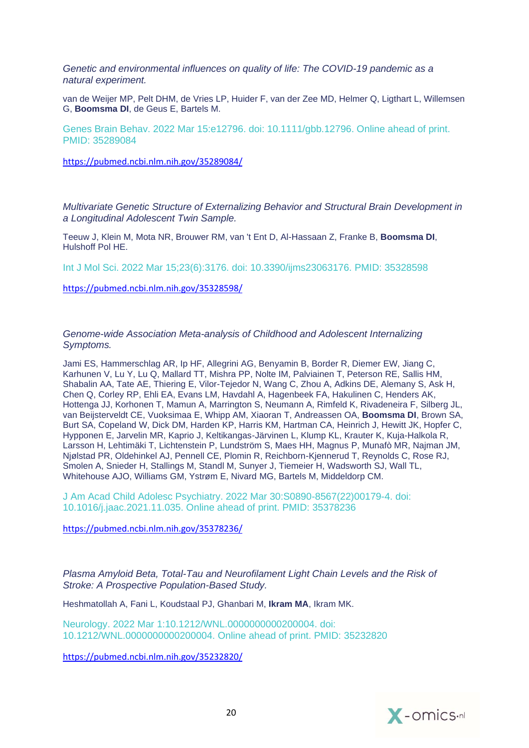*Genetic and environmental influences on quality of life: The COVID-19 pandemic as a natural experiment.*

van de Weijer MP, Pelt DHM, de Vries LP, Huider F, van der Zee MD, Helmer Q, Ligthart L, Willemsen G, **Boomsma DI**, de Geus E, Bartels M.

Genes Brain Behav. 2022 Mar 15:e12796. doi: 10.1111/gbb.12796. Online ahead of print. PMID: 35289084

https://pubmed.ncbi.nlm.nih.gov/35289084/

*Multivariate Genetic Structure of Externalizing Behavior and Structural Brain Development in a Longitudinal Adolescent Twin Sample.*

Teeuw J, Klein M, Mota NR, Brouwer RM, van 't Ent D, Al-Hassaan Z, Franke B, **Boomsma DI**, Hulshoff Pol HE.

Int J Mol Sci. 2022 Mar 15;23(6):3176. doi: 10.3390/ijms23063176. PMID: 35328598

https://pubmed.ncbi.nlm.nih.gov/35328598/

*Genome-wide Association Meta-analysis of Childhood and Adolescent Internalizing Symptoms.*

Jami ES, Hammerschlag AR, Ip HF, Allegrini AG, Benyamin B, Border R, Diemer EW, Jiang C, Karhunen V, Lu Y, Lu Q, Mallard TT, Mishra PP, Nolte IM, Palviainen T, Peterson RE, Sallis HM, Shabalin AA, Tate AE, Thiering E, Vilor-Tejedor N, Wang C, Zhou A, Adkins DE, Alemany S, Ask H, Chen Q, Corley RP, Ehli EA, Evans LM, Havdahl A, Hagenbeek FA, Hakulinen C, Henders AK, Hottenga JJ, Korhonen T, Mamun A, Marrington S, Neumann A, Rimfeld K, Rivadeneira F, Silberg JL, van Beijsterveldt CE, Vuoksimaa E, Whipp AM, Xiaoran T, Andreassen OA, **Boomsma DI**, Brown SA, Burt SA, Copeland W, Dick DM, Harden KP, Harris KM, Hartman CA, Heinrich J, Hewitt JK, Hopfer C, Hypponen E, Jarvelin MR, Kaprio J, Keltikangas-Järvinen L, Klump KL, Krauter K, Kuja-Halkola R, Larsson H, Lehtimäki T, Lichtenstein P, Lundström S, Maes HH, Magnus P, Munafò MR, Najman JM, Njølstad PR, Oldehinkel AJ, Pennell CE, Plomin R, Reichborn-Kjennerud T, Reynolds C, Rose RJ, Smolen A, Snieder H, Stallings M, Standl M, Sunyer J, Tiemeier H, Wadsworth SJ, Wall TL, Whitehouse AJO, Williams GM, Ystrøm E, Nivard MG, Bartels M, Middeldorp CM.

J Am Acad Child Adolesc Psychiatry. 2022 Mar 30:S0890-8567(22)00179-4. doi: 10.1016/j.jaac.2021.11.035. Online ahead of print. PMID: 35378236

https://pubmed.ncbi.nlm.nih.gov/35378236/

*Plasma Amyloid Beta, Total-Tau and Neurofilament Light Chain Levels and the Risk of Stroke: A Prospective Population-Based Study.*

Heshmatollah A, Fani L, Koudstaal PJ, Ghanbari M, **Ikram MA**, Ikram MK.

Neurology. 2022 Mar 1:10.1212/WNL.0000000000200004. doi: 10.1212/WNL.0000000000200004. Online ahead of print. PMID: 35232820

https://pubmed.ncbi.nlm.nih.gov/35232820/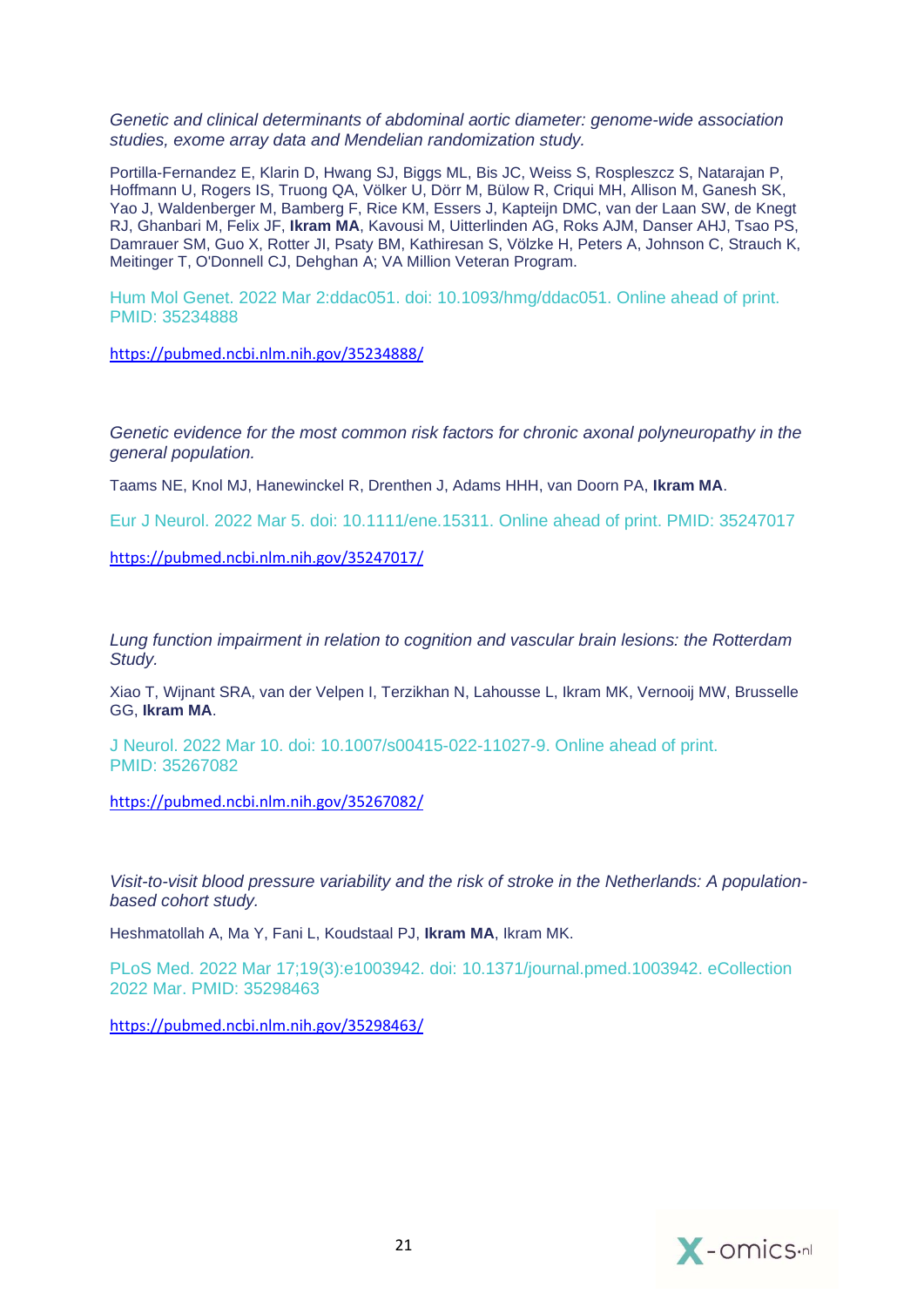*Genetic and clinical determinants of abdominal aortic diameter: genome-wide association studies, exome array data and Mendelian randomization study.*

Portilla-Fernandez E, Klarin D, Hwang SJ, Biggs ML, Bis JC, Weiss S, Rospleszcz S, Natarajan P, Hoffmann U, Rogers IS, Truong QA, Völker U, Dörr M, Bülow R, Criqui MH, Allison M, Ganesh SK, Yao J, Waldenberger M, Bamberg F, Rice KM, Essers J, Kapteijn DMC, van der Laan SW, de Knegt RJ, Ghanbari M, Felix JF, **Ikram MA**, Kavousi M, Uitterlinden AG, Roks AJM, Danser AHJ, Tsao PS, Damrauer SM, Guo X, Rotter JI, Psaty BM, Kathiresan S, Völzke H, Peters A, Johnson C, Strauch K, Meitinger T, O'Donnell CJ, Dehghan A; VA Million Veteran Program.

Hum Mol Genet. 2022 Mar 2:ddac051. doi: 10.1093/hmg/ddac051. Online ahead of print. PMID: 35234888

https://pubmed.ncbi.nlm.nih.gov/35234888/

*Genetic evidence for the most common risk factors for chronic axonal polyneuropathy in the general population.*

Taams NE, Knol MJ, Hanewinckel R, Drenthen J, Adams HHH, van Doorn PA, **Ikram MA**.

Eur J Neurol. 2022 Mar 5. doi: 10.1111/ene.15311. Online ahead of print. PMID: 35247017

https://pubmed.ncbi.nlm.nih.gov/35247017/

*Lung function impairment in relation to cognition and vascular brain lesions: the Rotterdam Study.*

Xiao T, Wijnant SRA, van der Velpen I, Terzikhan N, Lahousse L, Ikram MK, Vernooij MW, Brusselle GG, **Ikram MA**.

J Neurol. 2022 Mar 10. doi: 10.1007/s00415-022-11027-9. Online ahead of print. PMID: 35267082

https://pubmed.ncbi.nlm.nih.gov/35267082/

*Visit-to-visit blood pressure variability and the risk of stroke in the Netherlands: A population-based cohort study.*

Heshmatollah A, Ma Y, Fani L, Koudstaal PJ, **Ikram MA**, Ikram MK.

PLoS Med. 2022 Mar 17;19(3):e1003942. doi: 10.1371/journal.pmed.1003942. eCollection 2022 Mar. PMID: 35298463

https://pubmed.ncbi.nlm.nih.gov/35298463/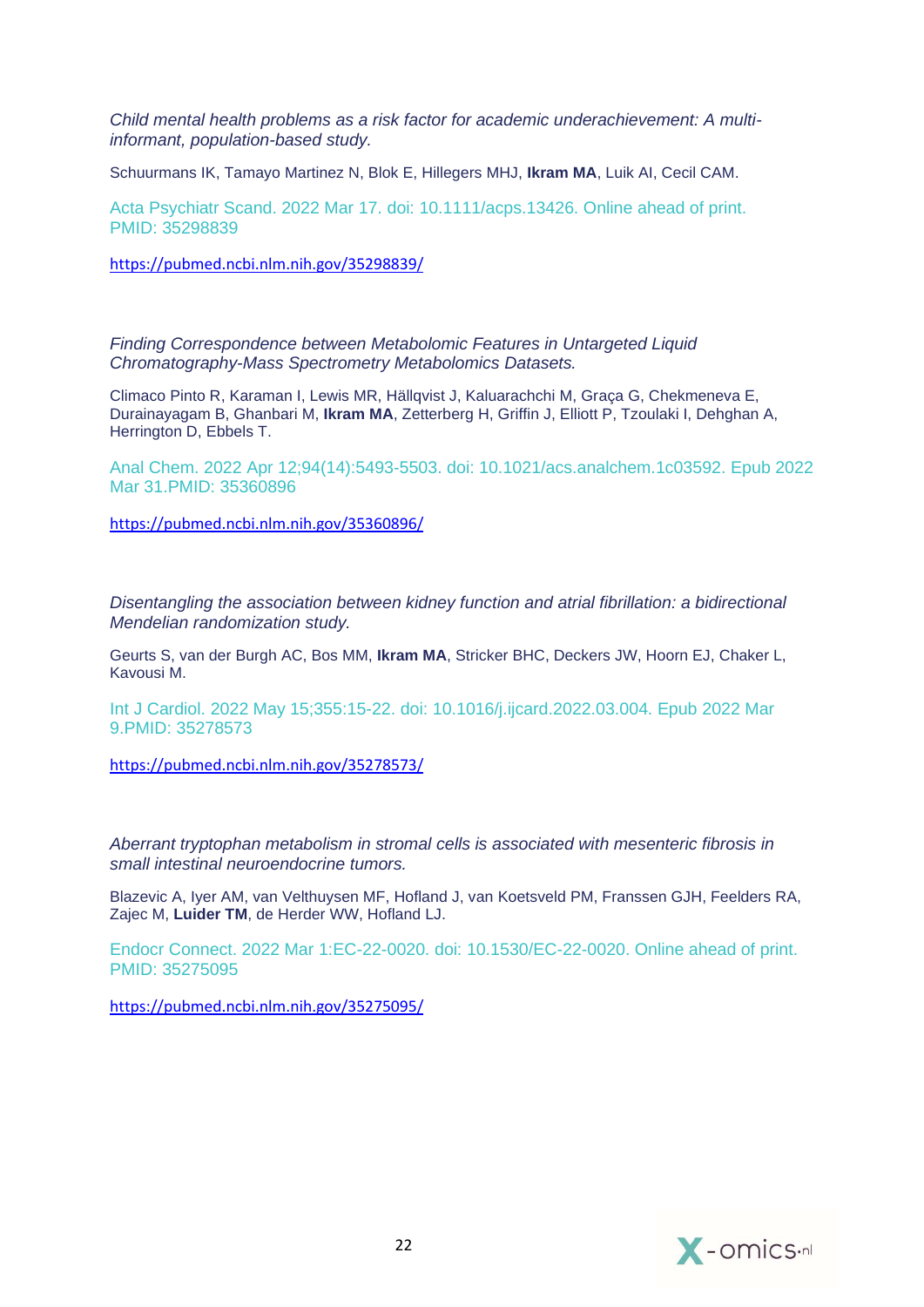*Child mental health problems as a risk factor for academic underachievement: A multi-informant, population-based study.*

Schuurmans IK, Tamayo Martinez N, Blok E, Hillegers MHJ, **Ikram MA**, Luik AI, Cecil CAM.

Acta Psychiatr Scand. 2022 Mar 17. doi: 10.1111/acps.13426. Online ahead of print. PMID: 35298839

https://pubmed.ncbi.nlm.nih.gov/35298839/

*Finding Correspondence between Metabolomic Features in Untargeted Liquid Chromatography-Mass Spectrometry Metabolomics Datasets.*

Climaco Pinto R, Karaman I, Lewis MR, Hällqvist J, Kaluarachchi M, Graça G, Chekmeneva E, Durainayagam B, Ghanbari M, **Ikram MA**, Zetterberg H, Griffin J, Elliott P, Tzoulaki I, Dehghan A, Herrington D, Ebbels T.

Anal Chem. 2022 Apr 12;94(14):5493-5503. doi: 10.1021/acs.analchem.1c03592. Epub 2022 Mar 31.PMID: 35360896

https://pubmed.ncbi.nlm.nih.gov/35360896/

*Disentangling the association between kidney function and atrial fibrillation: a bidirectional Mendelian randomization study.*

Geurts S, van der Burgh AC, Bos MM, **Ikram MA**, Stricker BHC, Deckers JW, Hoorn EJ, Chaker L, Kavousi M.

Int J Cardiol. 2022 May 15;355:15-22. doi: 10.1016/j.ijcard.2022.03.004. Epub 2022 Mar 9.PMID: 35278573

https://pubmed.ncbi.nlm.nih.gov/35278573/

*Aberrant tryptophan metabolism in stromal cells is associated with mesenteric fibrosis in small intestinal neuroendocrine tumors.*

Blazevic A, Iyer AM, van Velthuysen MF, Hofland J, van Koetsveld PM, Franssen GJH, Feelders RA, Zajec M, **Luider TM**, de Herder WW, Hofland LJ.

Endocr Connect. 2022 Mar 1:EC-22-0020. doi: 10.1530/EC-22-0020. Online ahead of print. PMID: 35275095

https://pubmed.ncbi.nlm.nih.gov/35275095/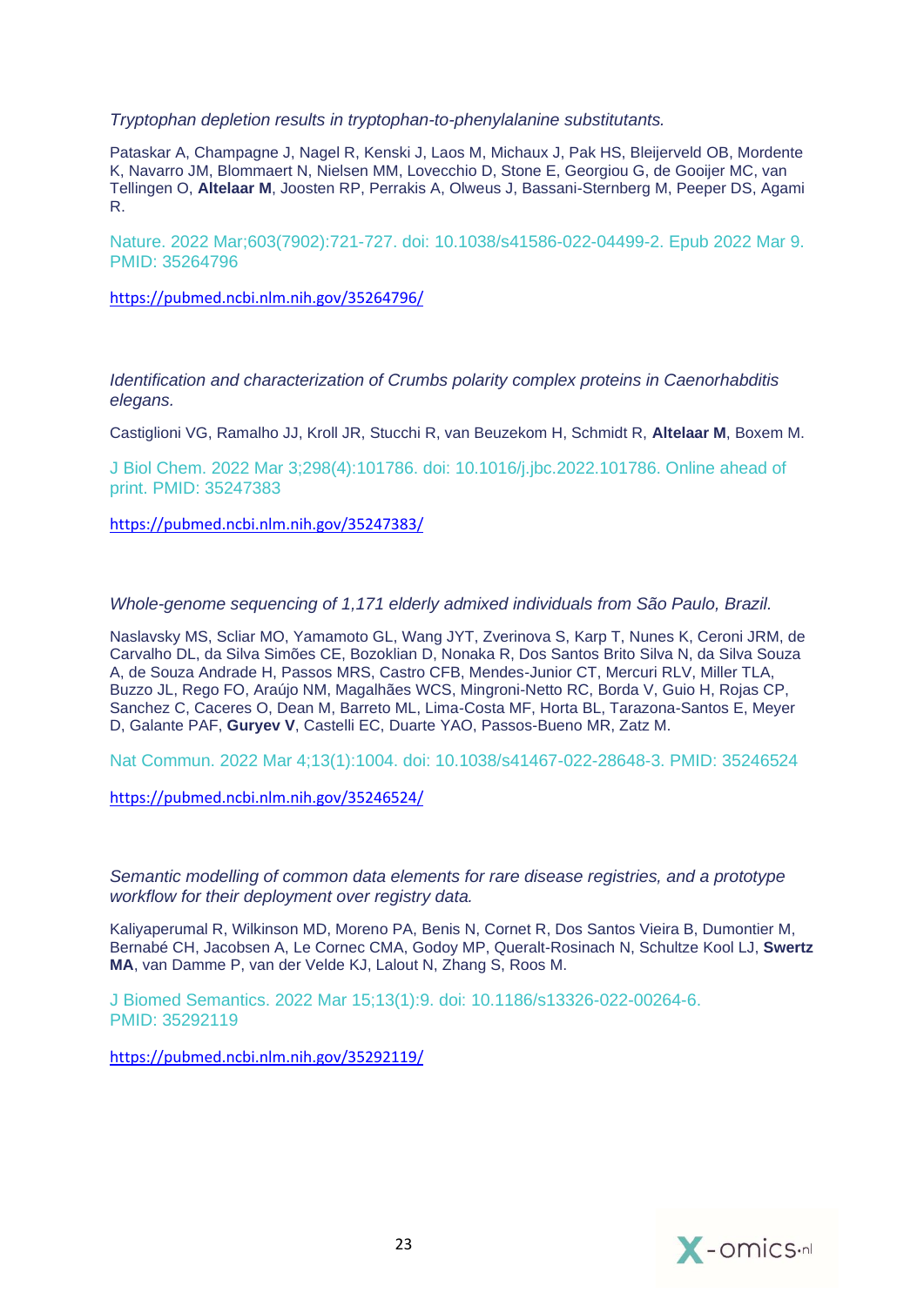*Tryptophan depletion results in tryptophan-to-phenylalanine substitutants.*

Pataskar A, Champagne J, Nagel R, Kenski J, Laos M, Michaux J, Pak HS, Bleijerveld OB, Mordente K, Navarro JM, Blommaert N, Nielsen MM, Lovecchio D, Stone E, Georgiou G, de Gooijer MC, van Tellingen O, **Altelaar M**, Joosten RP, Perrakis A, Olweus J, Bassani-Sternberg M, Peeper DS, Agami R.

Nature. 2022 Mar;603(7902):721-727. doi: 10.1038/s41586-022-04499-2. Epub 2022 Mar 9. PMID: 35264796

https://pubmed.ncbi.nlm.nih.gov/35264796/

*Identification and characterization of Crumbs polarity complex proteins in Caenorhabditis elegans.*

Castiglioni VG, Ramalho JJ, Kroll JR, Stucchi R, van Beuzekom H, Schmidt R, **Altelaar M**, Boxem M.

J Biol Chem. 2022 Mar 3;298(4):101786. doi: 10.1016/j.jbc.2022.101786. Online ahead of print. PMID: 35247383

https://pubmed.ncbi.nlm.nih.gov/35247383/

*Whole-genome sequencing of 1,171 elderly admixed individuals from São Paulo, Brazil.*

Naslavsky MS, Scliar MO, Yamamoto GL, Wang JYT, Zverinova S, Karp T, Nunes K, Ceroni JRM, de Carvalho DL, da Silva Simões CE, Bozoklian D, Nonaka R, Dos Santos Brito Silva N, da Silva Souza A, de Souza Andrade H, Passos MRS, Castro CFB, Mendes-Junior CT, Mercuri RLV, Miller TLA, Buzzo JL, Rego FO, Araújo NM, Magalhães WCS, Mingroni-Netto RC, Borda V, Guio H, Rojas CP, Sanchez C, Caceres O, Dean M, Barreto ML, Lima-Costa MF, Horta BL, Tarazona-Santos E, Meyer D, Galante PAF, **Guryev V**, Castelli EC, Duarte YAO, Passos-Bueno MR, Zatz M.

Nat Commun. 2022 Mar 4;13(1):1004. doi: 10.1038/s41467-022-28648-3. PMID: 35246524

https://pubmed.ncbi.nlm.nih.gov/35246524/

*Semantic modelling of common data elements for rare disease registries, and a prototype workflow for their deployment over registry data.*

Kaliyaperumal R, Wilkinson MD, Moreno PA, Benis N, Cornet R, Dos Santos Vieira B, Dumontier M, Bernabé CH, Jacobsen A, Le Cornec CMA, Godoy MP, Queralt-Rosinach N, Schultze Kool LJ, **Swertz MA**, van Damme P, van der Velde KJ, Lalout N, Zhang S, Roos M.

J Biomed Semantics. 2022 Mar 15;13(1):9. doi: 10.1186/s13326-022-00264-6. PMID: 35292119

https://pubmed.ncbi.nlm.nih.gov/35292119/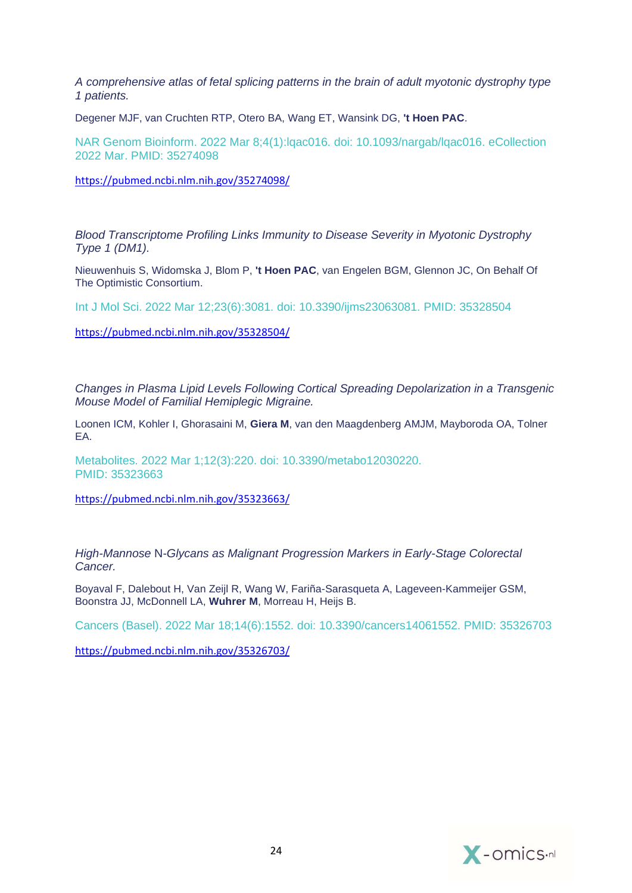*A comprehensive atlas of fetal splicing patterns in the brain of adult myotonic dystrophy type 1 patients.*

Degener MJF, van Cruchten RTP, Otero BA, Wang ET, Wansink DG, **'t Hoen PAC**.

NAR Genom Bioinform. 2022 Mar 8;4(1):lqac016. doi: 10.1093/nargab/lqac016. eCollection 2022 Mar. PMID: 35274098

https://pubmed.ncbi.nlm.nih.gov/35274098/

*Blood Transcriptome Profiling Links Immunity to Disease Severity in Myotonic Dystrophy Type 1 (DM1).*

Nieuwenhuis S, Widomska J, Blom P, **'t Hoen PAC**, van Engelen BGM, Glennon JC, On Behalf Of The Optimistic Consortium.

Int J Mol Sci. 2022 Mar 12;23(6):3081. doi: 10.3390/ijms23063081. PMID: 35328504

https://pubmed.ncbi.nlm.nih.gov/35328504/

*Changes in Plasma Lipid Levels Following Cortical Spreading Depolarization in a Transgenic Mouse Model of Familial Hemiplegic Migraine.*

Loonen ICM, Kohler I, Ghorasaini M, **Giera M**, van den Maagdenberg AMJM, Mayboroda OA, Tolner EA.

Metabolites. 2022 Mar 1;12(3):220. doi: 10.3390/metabo12030220. PMID: 35323663

https://pubmed.ncbi.nlm.nih.gov/35323663/

*High-Mannose* N-*Glycans as Malignant Progression Markers in Early-Stage Colorectal Cancer.*

Boyaval F, Dalebout H, Van Zeijl R, Wang W, Fariña-Sarasqueta A, Lageveen-Kammeijer GSM, Boonstra JJ, McDonnell LA, **Wuhrer M**, Morreau H, Heijs B.

Cancers (Basel). 2022 Mar 18;14(6):1552. doi: 10.3390/cancers14061552. PMID: 35326703

https://pubmed.ncbi.nlm.nih.gov/35326703/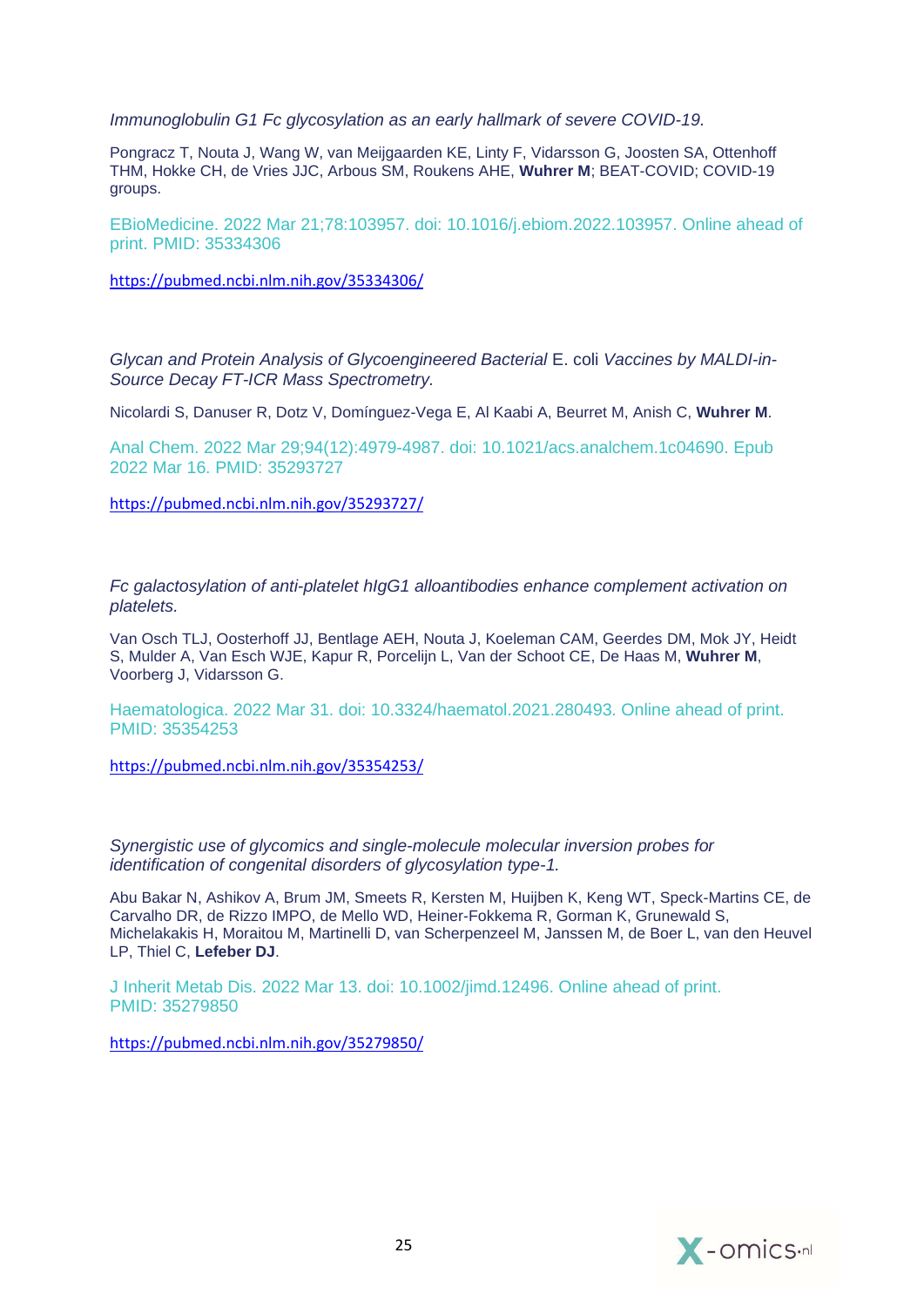*Immunoglobulin G1 Fc glycosylation as an early hallmark of severe COVID-19.*

Pongracz T, Nouta J, Wang W, van Meijgaarden KE, Linty F, Vidarsson G, Joosten SA, Ottenhoff THM, Hokke CH, de Vries JJC, Arbous SM, Roukens AHE, **Wuhrer M**; BEAT-COVID; COVID-19 groups.

EBioMedicine. 2022 Mar 21;78:103957. doi: 10.1016/j.ebiom.2022.103957. Online ahead of print. PMID: 35334306

https://pubmed.ncbi.nlm.nih.gov/35334306/

*Glycan and Protein Analysis of Glycoengineered Bacterial* E. coli *Vaccines by MALDI-in-Source Decay FT-ICR Mass Spectrometry.*

Nicolardi S, Danuser R, Dotz V, Domínguez-Vega E, Al Kaabi A, Beurret M, Anish C, **Wuhrer M**.

Anal Chem. 2022 Mar 29;94(12):4979-4987. doi: 10.1021/acs.analchem.1c04690. Epub 2022 Mar 16. PMID: 35293727

https://pubmed.ncbi.nlm.nih.gov/35293727/

*Fc galactosylation of anti-platelet hIgG1 alloantibodies enhance complement activation on platelets.*

Van Osch TLJ, Oosterhoff JJ, Bentlage AEH, Nouta J, Koeleman CAM, Geerdes DM, Mok JY, Heidt S, Mulder A, Van Esch WJE, Kapur R, Porcelijn L, Van der Schoot CE, De Haas M, **Wuhrer M**, Voorberg J, Vidarsson G.

Haematologica. 2022 Mar 31. doi: 10.3324/haematol.2021.280493. Online ahead of print. PMID: 35354253

https://pubmed.ncbi.nlm.nih.gov/35354253/

*Synergistic use of glycomics and single-molecule molecular inversion probes for identification of congenital disorders of glycosylation type-1.*

Abu Bakar N, Ashikov A, Brum JM, Smeets R, Kersten M, Huijben K, Keng WT, Speck-Martins CE, de Carvalho DR, de Rizzo IMPO, de Mello WD, Heiner-Fokkema R, Gorman K, Grunewald S, Michelakakis H, Moraitou M, Martinelli D, van Scherpenzeel M, Janssen M, de Boer L, van den Heuvel LP, Thiel C, **Lefeber DJ**.

J Inherit Metab Dis. 2022 Mar 13. doi: 10.1002/jimd.12496. Online ahead of print. PMID: 35279850

https://pubmed.ncbi.nlm.nih.gov/35279850/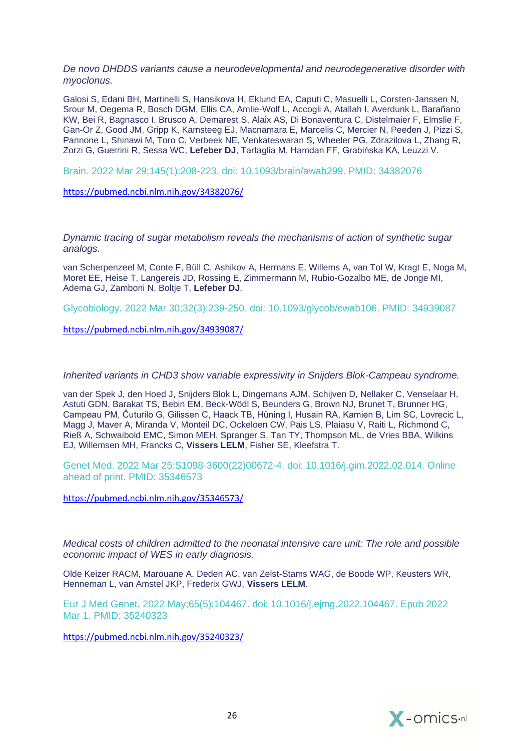*De novo DHDDS variants cause a neurodevelopmental and neurodegenerative disorder with myoclonus.*

Galosi S, Edani BH, Martinelli S, Hansikova H, Eklund EA, Caputi C, Masuelli L, Corsten-Janssen N, Srour M, Oegema R, Bosch DGM, Ellis CA, Amlie-Wolf L, Accogli A, Atallah I, Averdunk L, Barañano KW, Bei R, Bagnasco I, Brusco A, Demarest S, Alaix AS, Di Bonaventura C, Distelmaier F, Elmslie F, Gan-Or Z, Good JM, Gripp K, Kamsteeg EJ, Macnamara E, Marcelis C, Mercier N, Peeden J, Pizzi S, Pannone L, Shinawi M, Toro C, Verbeek NE, Venkateswaran S, Wheeler PG, Zdrazilova L, Zhang R, Zorzi G, Guerrini R, Sessa WC, **Lefeber DJ**, Tartaglia M, Hamdan FF, Grabińska KA, Leuzzi V.

Brain. 2022 Mar 29;145(1):208-223. doi: 10.1093/brain/awab299. PMID: 34382076

https://pubmed.ncbi.nlm.nih.gov/34382076/

*Dynamic tracing of sugar metabolism reveals the mechanisms of action of synthetic sugar analogs.*

van Scherpenzeel M, Conte F, Büll C, Ashikov A, Hermans E, Willems A, van Tol W, Kragt E, Noga M, Moret EE, Heise T, Langereis JD, Rossing E, Zimmermann M, Rubio-Gozalbo ME, de Jonge MI, Adema GJ, Zamboni N, Boltje T, **Lefeber DJ**.

Glycobiology. 2022 Mar 30;32(3):239-250. doi: 10.1093/glycob/cwab106. PMID: 34939087

https://pubmed.ncbi.nlm.nih.gov/34939087/

*Inherited variants in CHD3 show variable expressivity in Snijders Blok-Campeau syndrome.*

van der Spek J, den Hoed J, Snijders Blok L, Dingemans AJM, Schijven D, Nellaker C, Venselaar H, Astuti GDN, Barakat TS, Bebin EM, Beck-Wödl S, Beunders G, Brown NJ, Brunet T, Brunner HG, Campeau PM, Čuturilo G, Gilissen C, Haack TB, Hüning I, Husain RA, Kamien B, Lim SC, Lovrecic L, Magg J, Maver A, Miranda V, Monteil DC, Ockeloen CW, Pais LS, Plaiasu V, Raiti L, Richmond C, Rieß A, Schwaibold EMC, Simon MEH, Spranger S, Tan TY, Thompson ML, de Vries BBA, Wilkins EJ, Willemsen MH, Francks C, **Vissers LELM**, Fisher SE, Kleefstra T.

Genet Med. 2022 Mar 25:S1098-3600(22)00672-4. doi: 10.1016/j.gim.2022.02.014. Online ahead of print. PMID: 35346573

https://pubmed.ncbi.nlm.nih.gov/35346573/

*Medical costs of children admitted to the neonatal intensive care unit: The role and possible economic impact of WES in early diagnosis.*

Olde Keizer RACM, Marouane A, Deden AC, van Zelst-Stams WAG, de Boode WP, Keusters WR, Henneman L, van Amstel JKP, Frederix GWJ, **Vissers LELM**.

Eur J Med Genet. 2022 May;65(5):104467. doi: 10.1016/j.ejmg.2022.104467. Epub 2022 Mar 1. PMID: 35240323

https://pubmed.ncbi.nlm.nih.gov/35240323/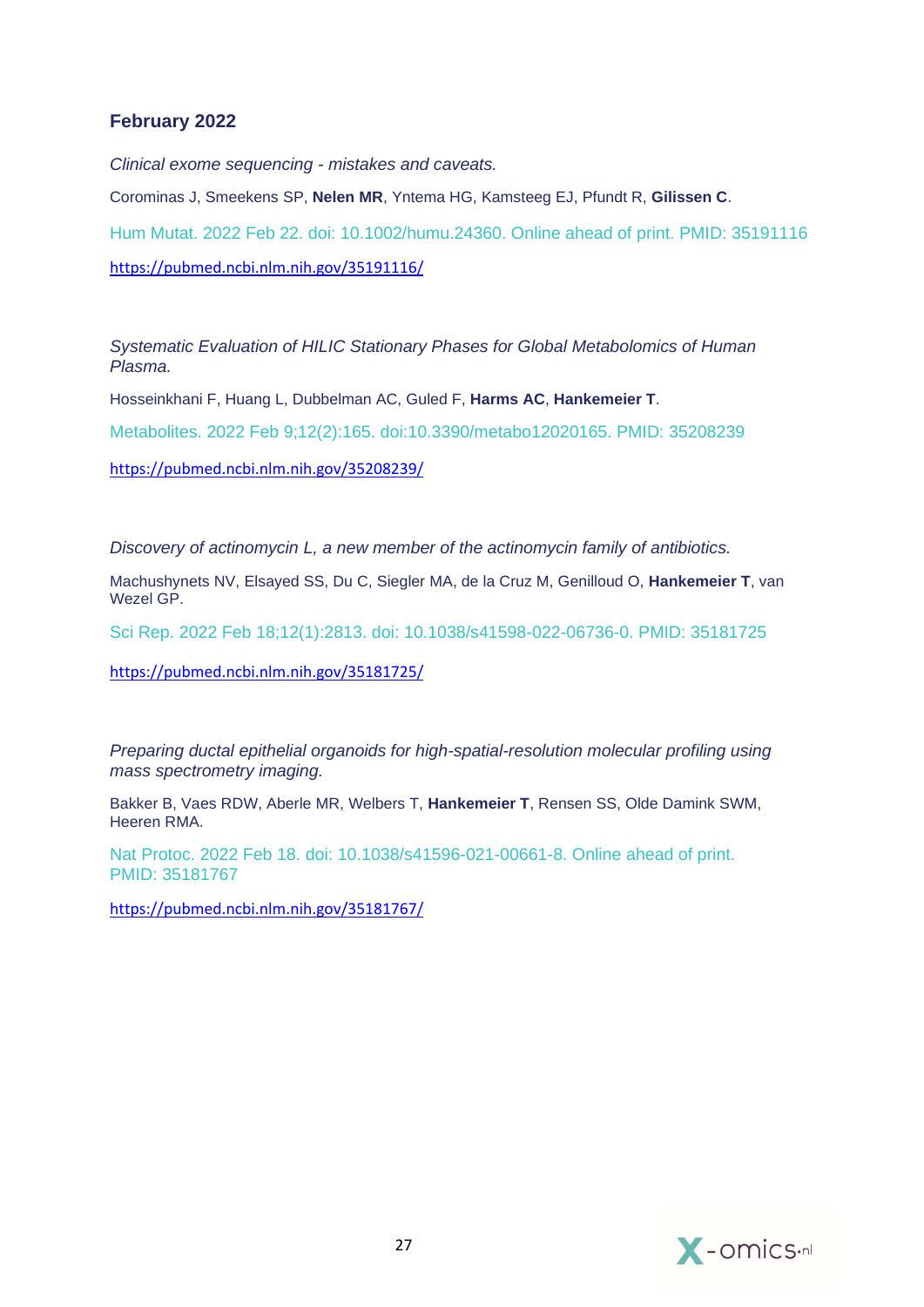## February 2022

*Clinical exome sequencing - mistakes and caveats.*

Corominas J, Smeekens SP, **Nelen MR**, Yntema HG, Kamsteeg EJ, Pfundt R, **Gilissen C**.

Hum Mutat. 2022 Feb 22. doi: 10.1002/humu.24360. Online ahead of print. PMID: 35191116

https://pubmed.ncbi.nlm.nih.gov/35191116/

*Systematic Evaluation of HILIC Stationary Phases for Global Metabolomics of Human Plasma.*

Hosseinkhani F, Huang L, Dubbelman AC, Guled F, **Harms AC**, **Hankemeier T**.

Metabolites. 2022 Feb 9;12(2):165. doi:10.3390/metabo12020165. PMID: 35208239

https://pubmed.ncbi.nlm.nih.gov/35208239/

*Discovery of actinomycin L, a new member of the actinomycin family of antibiotics.*

Machushynets NV, Elsayed SS, Du C, Siegler MA, de la Cruz M, Genilloud O, **Hankemeier T**, van Wezel GP.

Sci Rep. 2022 Feb 18;12(1):2813. doi: 10.1038/s41598-022-06736-0. PMID: 35181725

https://pubmed.ncbi.nlm.nih.gov/35181725/

*Preparing ductal epithelial organoids for high-spatial-resolution molecular profiling using mass spectrometry imaging.*

Bakker B, Vaes RDW, Aberle MR, Welbers T, **Hankemeier T**, Rensen SS, Olde Damink SWM, Heeren RMA.

Nat Protoc. 2022 Feb 18. doi: 10.1038/s41596-021-00661-8. Online ahead of print. PMID: 35181767

https://pubmed.ncbi.nlm.nih.gov/35181767/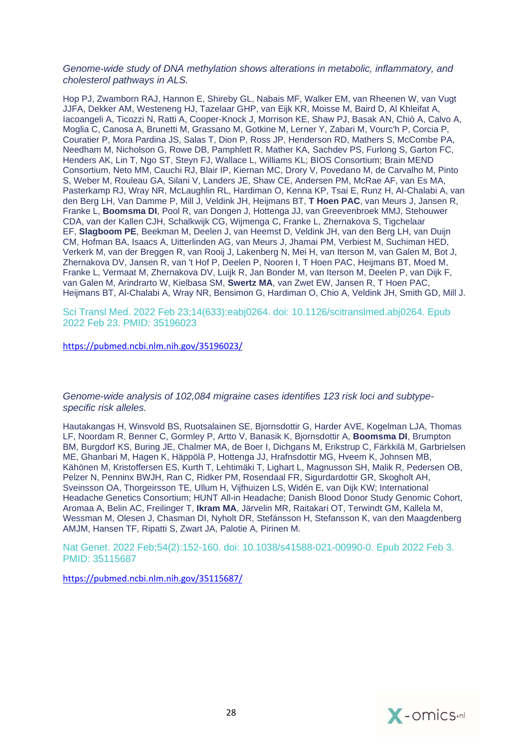*Genome-wide study of DNA methylation shows alterations in metabolic, inflammatory, and cholesterol pathways in ALS.*

Hop PJ, Zwamborn RAJ, Hannon E, Shireby GL, Nabais MF, Walker EM, van Rheenen W, van Vugt JJFA, Dekker AM, Westeneng HJ, Tazelaar GHP, van Eijk KR, Moisse M, Baird D, Al Khleifat A, Iacoangeli A, Ticozzi N, Ratti A, Cooper-Knock J, Morrison KE, Shaw PJ, Basak AN, Chiò A, Calvo A, Moglia C, Canosa A, Brunetti M, Grassano M, Gotkine M, Lerner Y, Zabari M, Vourc'h P, Corcia P, Couratier P, Mora Pardina JS, Salas T, Dion P, Ross JP, Henderson RD, Mathers S, McCombe PA, Needham M, Nicholson G, Rowe DB, Pamphlett R, Mather KA, Sachdev PS, Furlong S, Garton FC, Henders AK, Lin T, Ngo ST, Steyn FJ, Wallace L, Williams KL; BIOS Consortium; Brain MEND Consortium, Neto MM, Cauchi RJ, Blair IP, Kiernan MC, Drory V, Povedano M, de Carvalho M, Pinto S, Weber M, Rouleau GA, Silani V, Landers JE, Shaw CE, Andersen PM, McRae AF, van Es MA, Pasterkamp RJ, Wray NR, McLaughlin RL, Hardiman O, Kenna KP, Tsai E, Runz H, Al-Chalabi A, van den Berg LH, Van Damme P, Mill J, Veldink JH, Heijmans BT, **T Hoen PAC**, van Meurs J, Jansen R, Franke L, **Boomsma DI**, Pool R, van Dongen J, Hottenga JJ, van Greevenbroek MMJ, Stehouwer CDA, van der Kallen CJH, Schalkwijk CG, Wijmenga C, Franke L, Zhernakova S, Tigchelaar EF, **Slagboom PE**, Beekman M, Deelen J, van Heemst D, Veldink JH, van den Berg LH, van Duijn CM, Hofman BA, Isaacs A, Uitterlinden AG, van Meurs J, Jhamai PM, Verbiest M, Suchiman HED, Verkerk M, van der Breggen R, van Rooij J, Lakenberg N, Mei H, van Iterson M, van Galen M, Bot J, Zhernakova DV, Jansen R, van 't Hof P, Deelen P, Nooren I, T Hoen PAC, Heijmans BT, Moed M, Franke L, Vermaat M, Zhernakova DV, Luijk R, Jan Bonder M, van Iterson M, Deelen P, van Dijk F, van Galen M, Arindrarto W, Kielbasa SM, **Swertz MA**, van Zwet EW, Jansen R, T Hoen PAC, Heijmans BT, Al-Chalabi A, Wray NR, Bensimon G, Hardiman O, Chio A, Veldink JH, Smith GD, Mill J.

Sci Transl Med. 2022 Feb 23;14(633):eabj0264. doi: 10.1126/scitranslmed.abj0264. Epub 2022 Feb 23. PMID: 35196023

https://pubmed.ncbi.nlm.nih.gov/35196023/

*Genome-wide analysis of 102,084 migraine cases identifies 123 risk loci and subtype-specific risk alleles.*

Hautakangas H, Winsvold BS, Ruotsalainen SE, Bjornsdottir G, Harder AVE, Kogelman LJA, Thomas LF, Noordam R, Benner C, Gormley P, Artto V, Banasik K, Bjornsdottir A, **Boomsma DI**, Brumpton BM, Burgdorf KS, Buring JE, Chalmer MA, de Boer I, Dichgans M, Erikstrup C, Färkkilä M, Garbrielsen ME, Ghanbari M, Hagen K, Häppölä P, Hottenga JJ, Hrafnsdottir MG, Hveem K, Johnsen MB, Kähönen M, Kristoffersen ES, Kurth T, Lehtimäki T, Lighart L, Magnusson SH, Malik R, Pedersen OB, Pelzer N, Penninx BWJH, Ran C, Ridker PM, Rosendaal FR, Sigurdardottir GR, Skogholt AH, Sveinsson OA, Thorgeirsson TE, Ullum H, Vijfhuizen LS, Widén E, van Dijk KW; International Headache Genetics Consortium; HUNT All-in Headache; Danish Blood Donor Study Genomic Cohort, Aromaa A, Belin AC, Freilinger T, **Ikram MA**, Järvelin MR, Raitakari OT, Terwindt GM, Kallela M, Wessman M, Olesen J, Chasman DI, Nyholt DR, Stefánsson H, Stefansson K, van den Maagdenberg AMJM, Hansen TF, Ripatti S, Zwart JA, Palotie A, Pirinen M.

Nat Genet. 2022 Feb;54(2):152-160. doi: 10.1038/s41588-021-00990-0. Epub 2022 Feb 3. PMID: 35115687

https://pubmed.ncbi.nlm.nih.gov/35115687/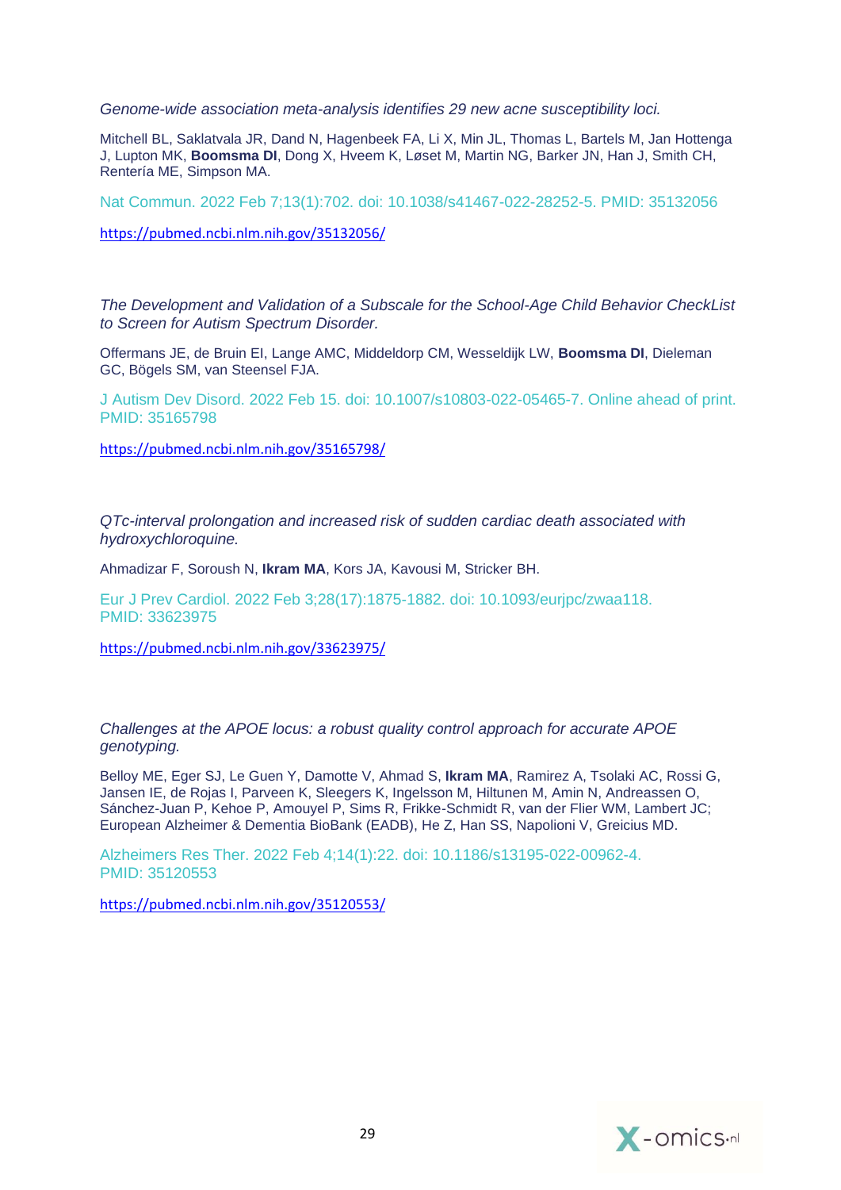*Genome-wide association meta-analysis identifies 29 new acne susceptibility loci.*

Mitchell BL, Saklatvala JR, Dand N, Hagenbeek FA, Li X, Min JL, Thomas L, Bartels M, Jan Hottenga J, Lupton MK, **Boomsma DI**, Dong X, Hveem K, Løset M, Martin NG, Barker JN, Han J, Smith CH, Rentería ME, Simpson MA.

Nat Commun. 2022 Feb 7;13(1):702. doi: 10.1038/s41467-022-28252-5. PMID: 35132056

https://pubmed.ncbi.nlm.nih.gov/35132056/

*The Development and Validation of a Subscale for the School-Age Child Behavior CheckList to Screen for Autism Spectrum Disorder.*

Offermans JE, de Bruin EI, Lange AMC, Middeldorp CM, Wesseldijk LW, **Boomsma DI**, Dieleman GC, Bögels SM, van Steensel FJA.

J Autism Dev Disord. 2022 Feb 15. doi: 10.1007/s10803-022-05465-7. Online ahead of print. PMID: 35165798

https://pubmed.ncbi.nlm.nih.gov/35165798/

*QTc-interval prolongation and increased risk of sudden cardiac death associated with hydroxychloroquine.*

Ahmadizar F, Soroush N, **Ikram MA**, Kors JA, Kavousi M, Stricker BH.

Eur J Prev Cardiol. 2022 Feb 3;28(17):1875-1882. doi: 10.1093/eurjpc/zwaa118. PMID: 33623975

https://pubmed.ncbi.nlm.nih.gov/33623975/

*Challenges at the APOE locus: a robust quality control approach for accurate APOE genotyping.*

Belloy ME, Eger SJ, Le Guen Y, Damotte V, Ahmad S, **Ikram MA**, Ramirez A, Tsolaki AC, Rossi G, Jansen IE, de Rojas I, Parveen K, Sleegers K, Ingelsson M, Hiltunen M, Amin N, Andreassen O, Sánchez-Juan P, Kehoe P, Amouyel P, Sims R, Frikke-Schmidt R, van der Flier WM, Lambert JC; European Alzheimer & Dementia BioBank (EADB), He Z, Han SS, Napolioni V, Greicius MD.

Alzheimers Res Ther. 2022 Feb 4;14(1):22. doi: 10.1186/s13195-022-00962-4. PMID: 35120553

https://pubmed.ncbi.nlm.nih.gov/35120553/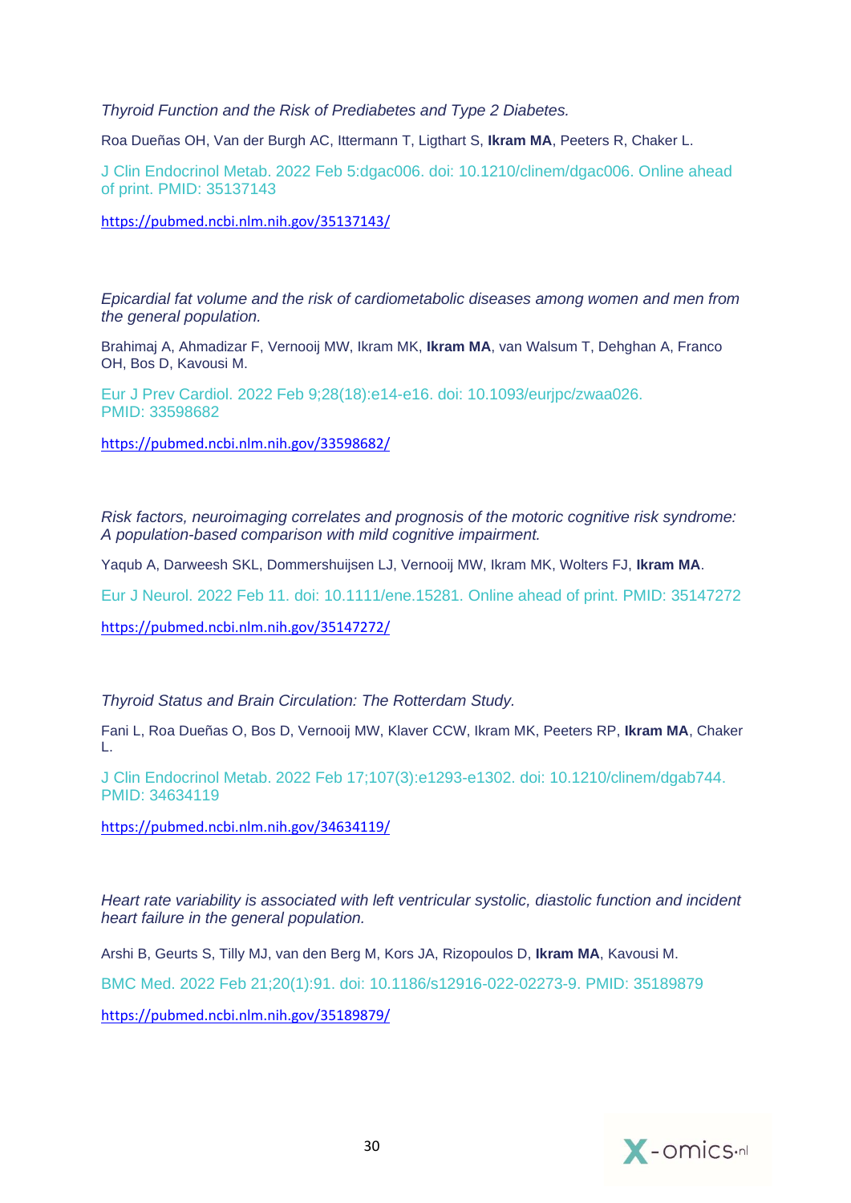*Thyroid Function and the Risk of Prediabetes and Type 2 Diabetes.*

Roa Dueñas OH, Van der Burgh AC, Ittermann T, Ligthart S, **Ikram MA**, Peeters R, Chaker L.

J Clin Endocrinol Metab. 2022 Feb 5:dgac006. doi: 10.1210/clinem/dgac006. Online ahead of print. PMID: 35137143

https://pubmed.ncbi.nlm.nih.gov/35137143/

*Epicardial fat volume and the risk of cardiometabolic diseases among women and men from the general population.*

Brahimaj A, Ahmadizar F, Vernooij MW, Ikram MK, **Ikram MA**, van Walsum T, Dehghan A, Franco OH, Bos D, Kavousi M.

Eur J Prev Cardiol. 2022 Feb 9;28(18):e14-e16. doi: 10.1093/eurjpc/zwaa026. PMID: 33598682

https://pubmed.ncbi.nlm.nih.gov/33598682/

*Risk factors, neuroimaging correlates and prognosis of the motoric cognitive risk syndrome: A population-based comparison with mild cognitive impairment.*

Yaqub A, Darweesh SKL, Dommershuijsen LJ, Vernooij MW, Ikram MK, Wolters FJ, **Ikram MA**.

Eur J Neurol. 2022 Feb 11. doi: 10.1111/ene.15281. Online ahead of print. PMID: 35147272

https://pubmed.ncbi.nlm.nih.gov/35147272/

*Thyroid Status and Brain Circulation: The Rotterdam Study.*

Fani L, Roa Dueñas O, Bos D, Vernooij MW, Klaver CCW, Ikram MK, Peeters RP, **Ikram MA**, Chaker L.

J Clin Endocrinol Metab. 2022 Feb 17;107(3):e1293-e1302. doi: 10.1210/clinem/dgab744. PMID: 34634119

https://pubmed.ncbi.nlm.nih.gov/34634119/

*Heart rate variability is associated with left ventricular systolic, diastolic function and incident heart failure in the general population.*

Arshi B, Geurts S, Tilly MJ, van den Berg M, Kors JA, Rizopoulos D, **Ikram MA**, Kavousi M.

BMC Med. 2022 Feb 21;20(1):91. doi: 10.1186/s12916-022-02273-9. PMID: 35189879

https://pubmed.ncbi.nlm.nih.gov/35189879/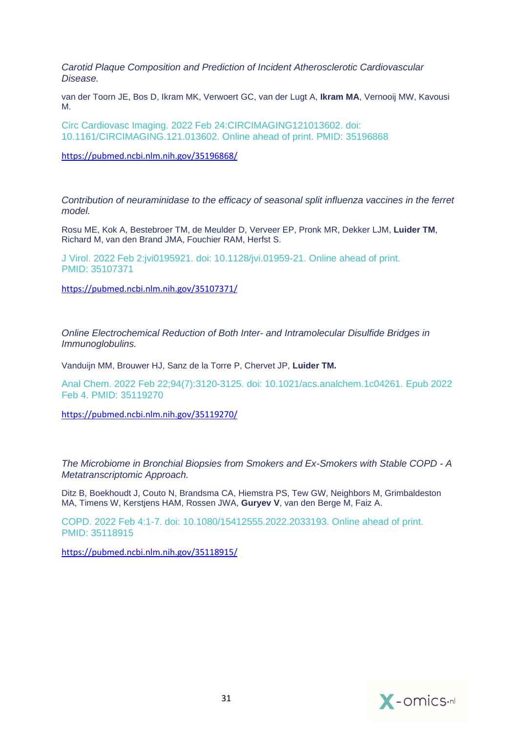*Carotid Plaque Composition and Prediction of Incident Atherosclerotic Cardiovascular Disease.*

van der Toorn JE, Bos D, Ikram MK, Verwoert GC, van der Lugt A, **Ikram MA**, Vernooij MW, Kavousi M.

Circ Cardiovasc Imaging. 2022 Feb 24:CIRCIMAGING121013602. doi: 10.1161/CIRCIMAGING.121.013602. Online ahead of print. PMID: 35196868

https://pubmed.ncbi.nlm.nih.gov/35196868/

*Contribution of neuraminidase to the efficacy of seasonal split influenza vaccines in the ferret model.*

Rosu ME, Kok A, Bestebroer TM, de Meulder D, Verveer EP, Pronk MR, Dekker LJM, **Luider TM**, Richard M, van den Brand JMA, Fouchier RAM, Herfst S.

J Virol. 2022 Feb 2:jvi0195921. doi: 10.1128/jvi.01959-21. Online ahead of print. PMID: 35107371

https://pubmed.ncbi.nlm.nih.gov/35107371/

*Online Electrochemical Reduction of Both Inter- and Intramolecular Disulfide Bridges in Immunoglobulins.*

Vanduijn MM, Brouwer HJ, Sanz de la Torre P, Chervet JP, **Luider TM.**

Anal Chem. 2022 Feb 22;94(7):3120-3125. doi: 10.1021/acs.analchem.1c04261. Epub 2022 Feb 4. PMID: 35119270

https://pubmed.ncbi.nlm.nih.gov/35119270/

*The Microbiome in Bronchial Biopsies from Smokers and Ex-Smokers with Stable COPD - A Metatranscriptomic Approach.*

Ditz B, Boekhoudt J, Couto N, Brandsma CA, Hiemstra PS, Tew GW, Neighbors M, Grimbaldeston MA, Timens W, Kerstjens HAM, Rossen JWA, **Guryev V**, van den Berge M, Faiz A.

COPD. 2022 Feb 4:1-7. doi: 10.1080/15412555.2022.2033193. Online ahead of print. PMID: 35118915

https://pubmed.ncbi.nlm.nih.gov/35118915/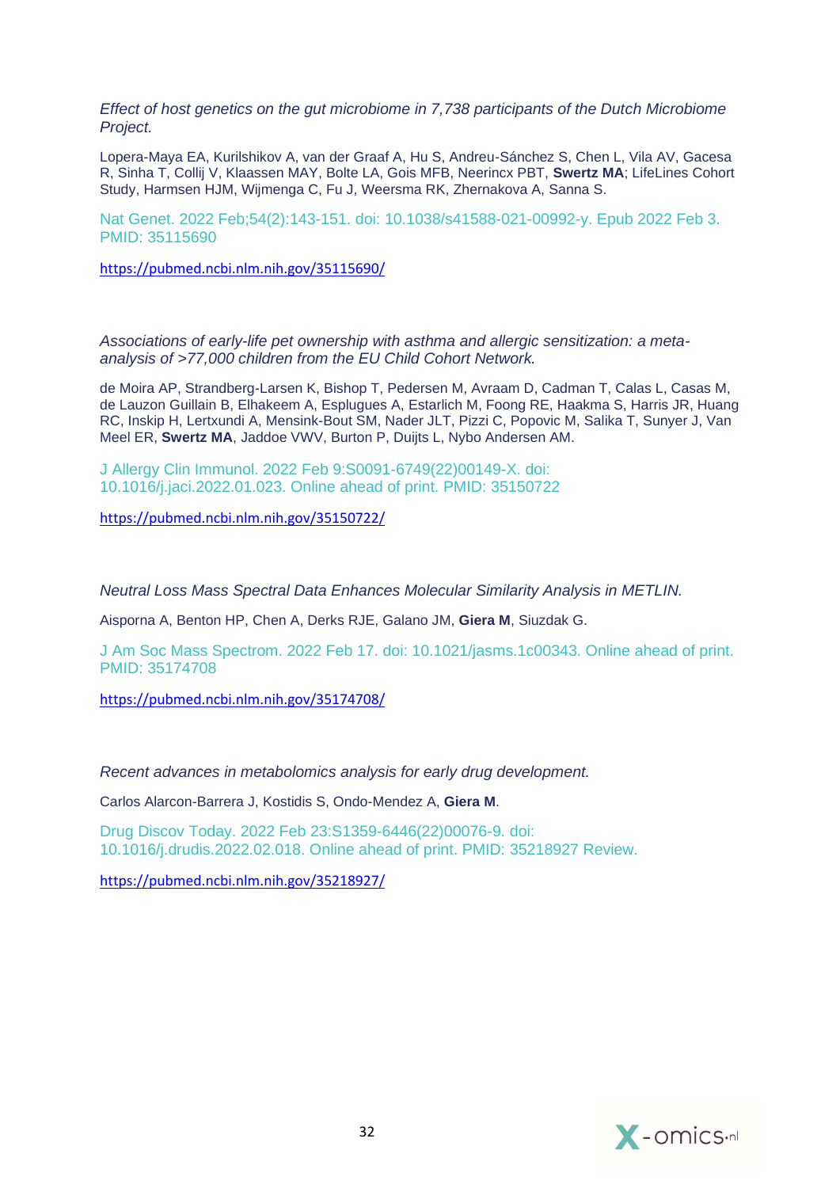*Effect of host genetics on the gut microbiome in 7,738 participants of the Dutch Microbiome Project.*

Lopera-Maya EA, Kurilshikov A, van der Graaf A, Hu S, Andreu-Sánchez S, Chen L, Vila AV, Gacesa R, Sinha T, Collij V, Klaassen MAY, Bolte LA, Gois MFB, Neerincx PBT, **Swertz MA**; LifeLines Cohort Study, Harmsen HJM, Wijmenga C, Fu J, Weersma RK, Zhernakova A, Sanna S.

Nat Genet. 2022 Feb;54(2):143-151. doi: 10.1038/s41588-021-00992-y. Epub 2022 Feb 3. PMID: 35115690

https://pubmed.ncbi.nlm.nih.gov/35115690/

*Associations of early-life pet ownership with asthma and allergic sensitization: a meta-analysis of >77,000 children from the EU Child Cohort Network.*

de Moira AP, Strandberg-Larsen K, Bishop T, Pedersen M, Avraam D, Cadman T, Calas L, Casas M, de Lauzon Guillain B, Elhakeem A, Esplugues A, Estarlich M, Foong RE, Haakma S, Harris JR, Huang RC, Inskip H, Lertxundi A, Mensink-Bout SM, Nader JLT, Pizzi C, Popovic M, Salika T, Sunyer J, Van Meel ER, **Swertz MA**, Jaddoe VWV, Burton P, Duijts L, Nybo Andersen AM.

J Allergy Clin Immunol. 2022 Feb 9:S0091-6749(22)00149-X. doi: 10.1016/j.jaci.2022.01.023. Online ahead of print. PMID: 35150722

https://pubmed.ncbi.nlm.nih.gov/35150722/

*Neutral Loss Mass Spectral Data Enhances Molecular Similarity Analysis in METLIN.*

Aisporna A, Benton HP, Chen A, Derks RJE, Galano JM, **Giera M**, Siuzdak G.

J Am Soc Mass Spectrom. 2022 Feb 17. doi: 10.1021/jasms.1c00343. Online ahead of print. PMID: 35174708

https://pubmed.ncbi.nlm.nih.gov/35174708/

*Recent advances in metabolomics analysis for early drug development.*

Carlos Alarcon-Barrera J, Kostidis S, Ondo-Mendez A, **Giera M**.

Drug Discov Today. 2022 Feb 23:S1359-6446(22)00076-9. doi: 10.1016/j.drudis.2022.02.018. Online ahead of print. PMID: 35218927 Review.

https://pubmed.ncbi.nlm.nih.gov/35218927/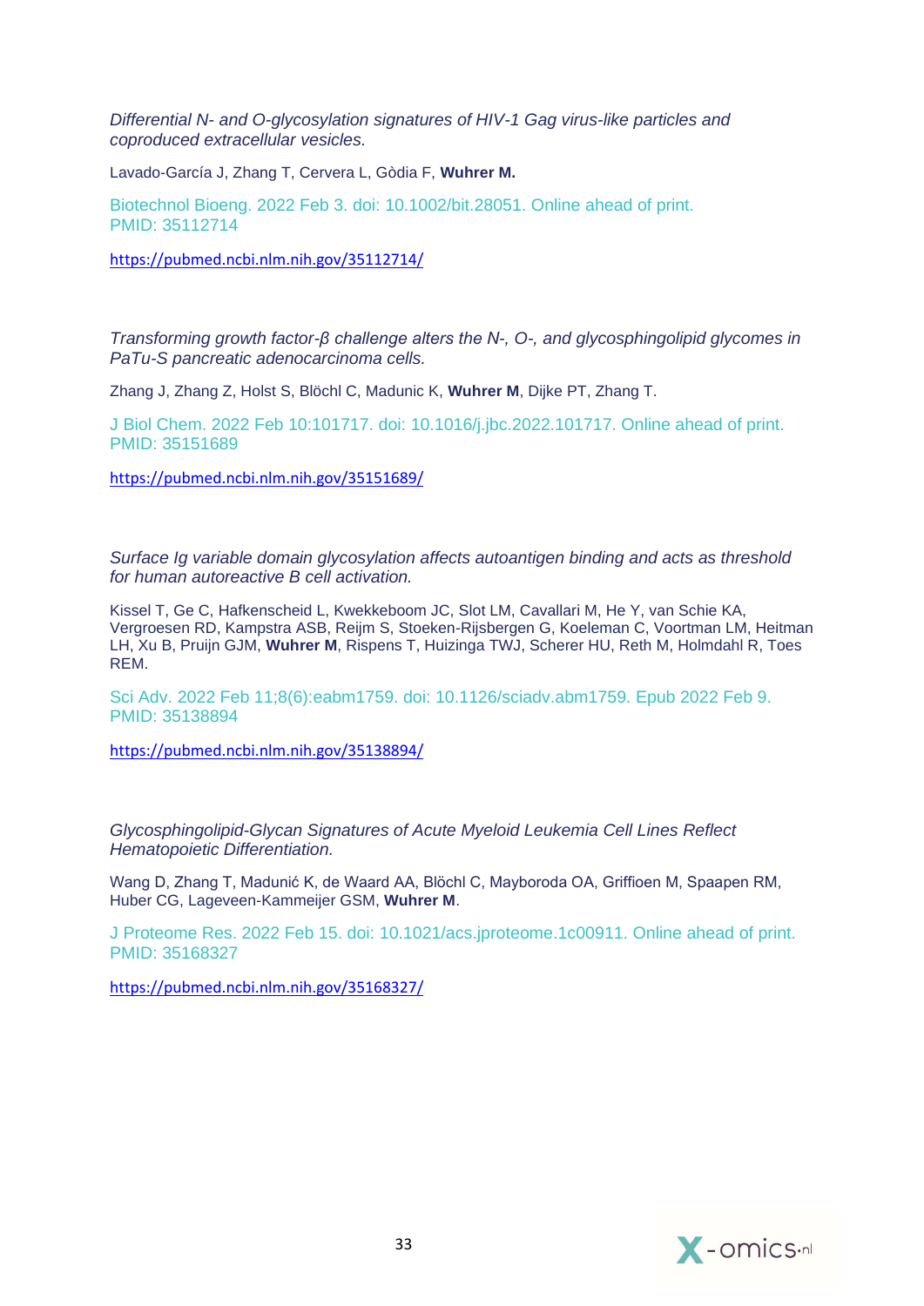*Differential N- and O-glycosylation signatures of HIV-1 Gag virus-like particles and coproduced extracellular vesicles.*

Lavado-García J, Zhang T, Cervera L, Gòdia F, **Wuhrer M.**

Biotechnol Bioeng. 2022 Feb 3. doi: 10.1002/bit.28051. Online ahead of print. PMID: 35112714

https://pubmed.ncbi.nlm.nih.gov/35112714/

*Transforming growth factor-β challenge alters the N-, O-, and glycosphingolipid glycomes in PaTu-S pancreatic adenocarcinoma cells.*

Zhang J, Zhang Z, Holst S, Blöchl C, Madunic K, **Wuhrer M**, Dijke PT, Zhang T.

J Biol Chem. 2022 Feb 10:101717. doi: 10.1016/j.jbc.2022.101717. Online ahead of print. PMID: 35151689

https://pubmed.ncbi.nlm.nih.gov/35151689/

*Surface Ig variable domain glycosylation affects autoantigen binding and acts as threshold for human autoreactive B cell activation.*

Kissel T, Ge C, Hafkenscheid L, Kwekkeboom JC, Slot LM, Cavallari M, He Y, van Schie KA, Vergroesen RD, Kampstra ASB, Reijm S, Stoeken-Rijsbergen G, Koeleman C, Voortman LM, Heitman LH, Xu B, Pruijn GJM, **Wuhrer M**, Rispens T, Huizinga TWJ, Scherer HU, Reth M, Holmdahl R, Toes REM.

Sci Adv. 2022 Feb 11;8(6):eabm1759. doi: 10.1126/sciadv.abm1759. Epub 2022 Feb 9. PMID: 35138894

https://pubmed.ncbi.nlm.nih.gov/35138894/

*Glycosphingolipid-Glycan Signatures of Acute Myeloid Leukemia Cell Lines Reflect Hematopoietic Differentiation.*

Wang D, Zhang T, Madunić K, de Waard AA, Blöchl C, Mayboroda OA, Griffioen M, Spaapen RM, Huber CG, Lageveen-Kammeijer GSM, **Wuhrer M**.

J Proteome Res. 2022 Feb 15. doi: 10.1021/acs.jproteome.1c00911. Online ahead of print. PMID: 35168327

https://pubmed.ncbi.nlm.nih.gov/35168327/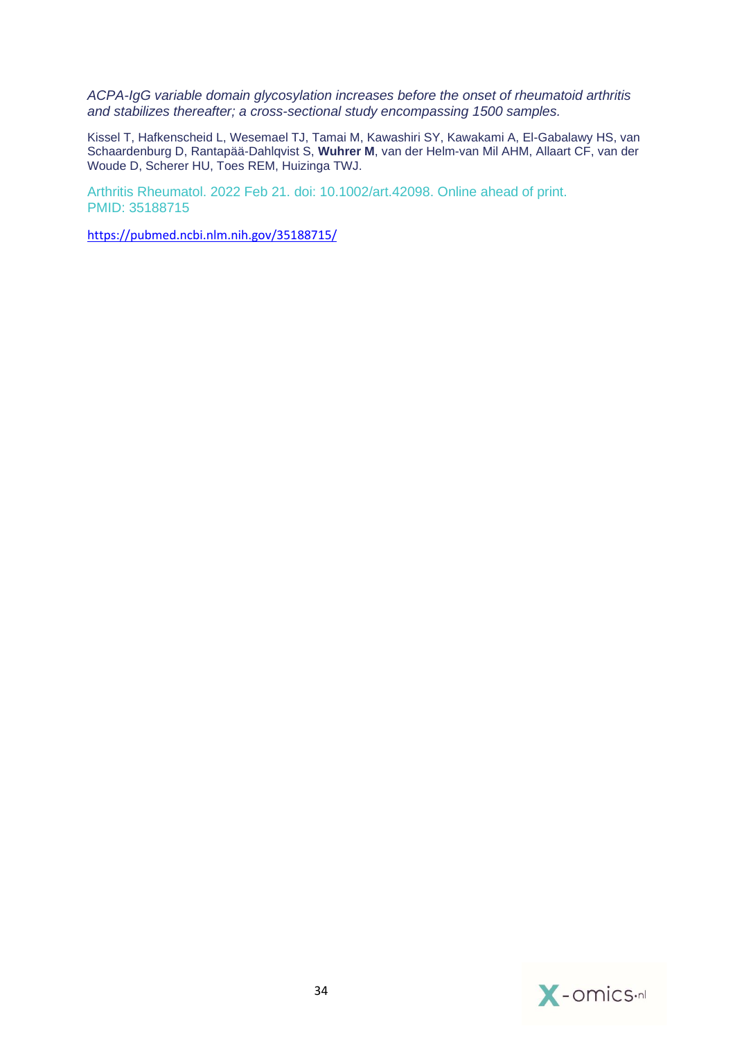*ACPA-IgG variable domain glycosylation increases before the onset of rheumatoid arthritis and stabilizes thereafter; a cross-sectional study encompassing 1500 samples.*

Kissel T, Hafkenscheid L, Wesemael TJ, Tamai M, Kawashiri SY, Kawakami A, El-Gabalawy HS, van Schaardenburg D, Rantapää-Dahlqvist S, **Wuhrer M**, van der Helm-van Mil AHM, Allaart CF, van der Woude D, Scherer HU, Toes REM, Huizinga TWJ.

Arthritis Rheumatol. 2022 Feb 21. doi: 10.1002/art.42098. Online ahead of print.
PMID: 35188715

https://pubmed.ncbi.nlm.nih.gov/35188715/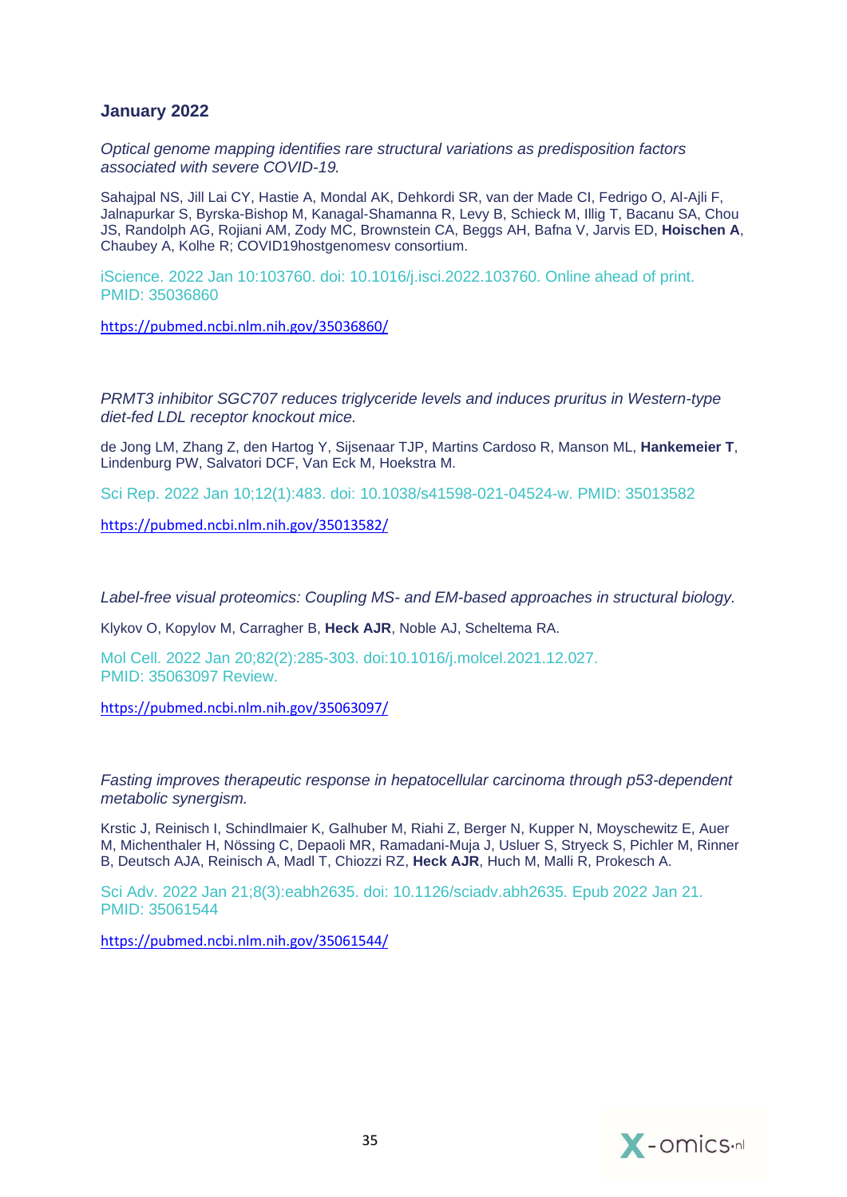### January 2022

*Optical genome mapping identifies rare structural variations as predisposition factors associated with severe COVID-19.*

Sahajpal NS, Jill Lai CY, Hastie A, Mondal AK, Dehkordi SR, van der Made CI, Fedrigo O, Al-Ajli F, Jalnapurkar S, Byrska-Bishop M, Kanagal-Shamanna R, Levy B, Schieck M, Illig T, Bacanu SA, Chou JS, Randolph AG, Rojiani AM, Zody MC, Brownstein CA, Beggs AH, Bafna V, Jarvis ED, **Hoischen A**, Chaubey A, Kolhe R; COVID19hostgenomesv consortium.

iScience. 2022 Jan 10:103760. doi: 10.1016/j.isci.2022.103760. Online ahead of print. PMID: 35036860

https://pubmed.ncbi.nlm.nih.gov/35036860/

*PRMT3 inhibitor SGC707 reduces triglyceride levels and induces pruritus in Western-type diet-fed LDL receptor knockout mice.*

de Jong LM, Zhang Z, den Hartog Y, Sijsenaar TJP, Martins Cardoso R, Manson ML, **Hankemeier T**, Lindenburg PW, Salvatori DCF, Van Eck M, Hoekstra M.

Sci Rep. 2022 Jan 10;12(1):483. doi: 10.1038/s41598-021-04524-w. PMID: 35013582

https://pubmed.ncbi.nlm.nih.gov/35013582/

*Label-free visual proteomics: Coupling MS- and EM-based approaches in structural biology.*

Klykov O, Kopylov M, Carragher B, **Heck AJR**, Noble AJ, Scheltema RA.

Mol Cell. 2022 Jan 20;82(2):285-303. doi:10.1016/j.molcel.2021.12.027. PMID: 35063097 Review.

https://pubmed.ncbi.nlm.nih.gov/35063097/

*Fasting improves therapeutic response in hepatocellular carcinoma through p53-dependent metabolic synergism.*

Krstic J, Reinisch I, Schindlmaier K, Galhuber M, Riahi Z, Berger N, Kupper N, Moyschewitz E, Auer M, Michenthaler H, Nössing C, Depaoli MR, Ramadani-Muja J, Usluer S, Stryeck S, Pichler M, Rinner B, Deutsch AJA, Reinisch A, Madl T, Chiozzi RZ, **Heck AJR**, Huch M, Malli R, Prokesch A.

Sci Adv. 2022 Jan 21;8(3):eabh2635. doi: 10.1126/sciadv.abh2635. Epub 2022 Jan 21. PMID: 35061544

https://pubmed.ncbi.nlm.nih.gov/35061544/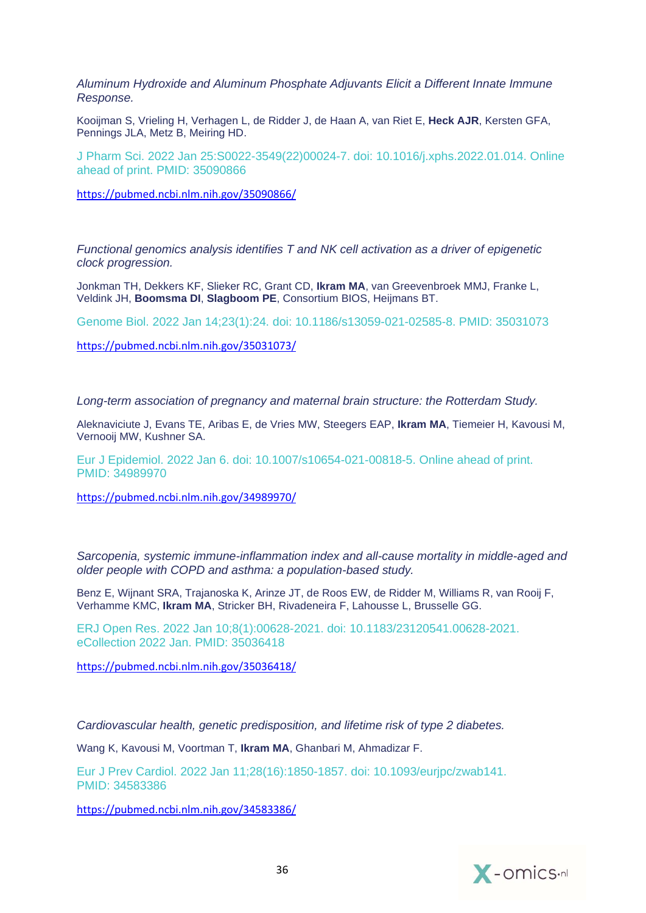*Aluminum Hydroxide and Aluminum Phosphate Adjuvants Elicit a Different Innate Immune Response.*

Kooijman S, Vrieling H, Verhagen L, de Ridder J, de Haan A, van Riet E, **Heck AJR**, Kersten GFA, Pennings JLA, Metz B, Meiring HD.

J Pharm Sci. 2022 Jan 25:S0022-3549(22)00024-7. doi: 10.1016/j.xphs.2022.01.014. Online ahead of print. PMID: 35090866

https://pubmed.ncbi.nlm.nih.gov/35090866/

*Functional genomics analysis identifies T and NK cell activation as a driver of epigenetic clock progression.*

Jonkman TH, Dekkers KF, Slieker RC, Grant CD, **Ikram MA**, van Greevenbroek MMJ, Franke L, Veldink JH, **Boomsma DI**, **Slagboom PE**, Consortium BIOS, Heijmans BT.

Genome Biol. 2022 Jan 14;23(1):24. doi: 10.1186/s13059-021-02585-8. PMID: 35031073

https://pubmed.ncbi.nlm.nih.gov/35031073/

*Long-term association of pregnancy and maternal brain structure: the Rotterdam Study.*

Aleknaviciute J, Evans TE, Aribas E, de Vries MW, Steegers EAP, **Ikram MA**, Tiemeier H, Kavousi M, Vernooij MW, Kushner SA.

Eur J Epidemiol. 2022 Jan 6. doi: 10.1007/s10654-021-00818-5. Online ahead of print. PMID: 34989970

https://pubmed.ncbi.nlm.nih.gov/34989970/

*Sarcopenia, systemic immune-inflammation index and all-cause mortality in middle-aged and older people with COPD and asthma: a population-based study.*

Benz E, Wijnant SRA, Trajanoska K, Arinze JT, de Roos EW, de Ridder M, Williams R, van Rooij F, Verhamme KMC, **Ikram MA**, Stricker BH, Rivadeneira F, Lahousse L, Brusselle GG.

ERJ Open Res. 2022 Jan 10;8(1):00628-2021. doi: 10.1183/23120541.00628-2021. eCollection 2022 Jan. PMID: 35036418

https://pubmed.ncbi.nlm.nih.gov/35036418/

*Cardiovascular health, genetic predisposition, and lifetime risk of type 2 diabetes.*

Wang K, Kavousi M, Voortman T, **Ikram MA**, Ghanbari M, Ahmadizar F.

Eur J Prev Cardiol. 2022 Jan 11;28(16):1850-1857. doi: 10.1093/eurjpc/zwab141. PMID: 34583386

https://pubmed.ncbi.nlm.nih.gov/34583386/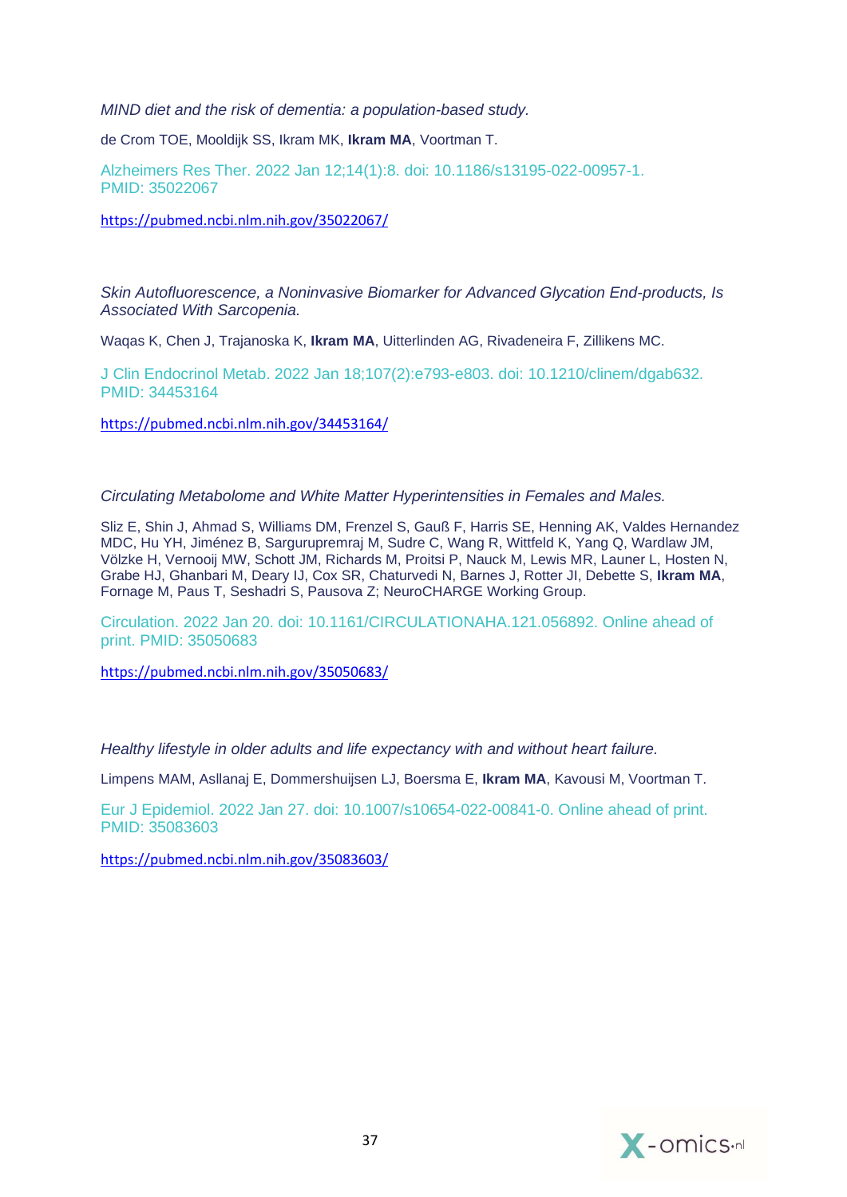*MIND diet and the risk of dementia: a population-based study.*

de Crom TOE, Mooldijk SS, Ikram MK, **Ikram MA**, Voortman T.

Alzheimers Res Ther. 2022 Jan 12;14(1):8. doi: 10.1186/s13195-022-00957-1. PMID: 35022067

https://pubmed.ncbi.nlm.nih.gov/35022067/

*Skin Autofluorescence, a Noninvasive Biomarker for Advanced Glycation End-products, Is Associated With Sarcopenia.*

Waqas K, Chen J, Trajanoska K, **Ikram MA**, Uitterlinden AG, Rivadeneira F, Zillikens MC.

J Clin Endocrinol Metab. 2022 Jan 18;107(2):e793-e803. doi: 10.1210/clinem/dgab632. PMID: 34453164

https://pubmed.ncbi.nlm.nih.gov/34453164/

*Circulating Metabolome and White Matter Hyperintensities in Females and Males.*

Sliz E, Shin J, Ahmad S, Williams DM, Frenzel S, Gauß F, Harris SE, Henning AK, Valdes Hernandez MDC, Hu YH, Jiménez B, Sargurupremraj M, Sudre C, Wang R, Wittfeld K, Yang Q, Wardlaw JM, Völzke H, Vernooij MW, Schott JM, Richards M, Proitsi P, Nauck M, Lewis MR, Launer L, Hosten N, Grabe HJ, Ghanbari M, Deary IJ, Cox SR, Chaturvedi N, Barnes J, Rotter JI, Debette S, **Ikram MA**, Fornage M, Paus T, Seshadri S, Pausova Z; NeuroCHARGE Working Group.

Circulation. 2022 Jan 20. doi: 10.1161/CIRCULATIONAHA.121.056892. Online ahead of print. PMID: 35050683

https://pubmed.ncbi.nlm.nih.gov/35050683/

*Healthy lifestyle in older adults and life expectancy with and without heart failure.*

Limpens MAM, Asllanaj E, Dommershuijsen LJ, Boersma E, **Ikram MA**, Kavousi M, Voortman T.

Eur J Epidemiol. 2022 Jan 27. doi: 10.1007/s10654-022-00841-0. Online ahead of print. PMID: 35083603

https://pubmed.ncbi.nlm.nih.gov/35083603/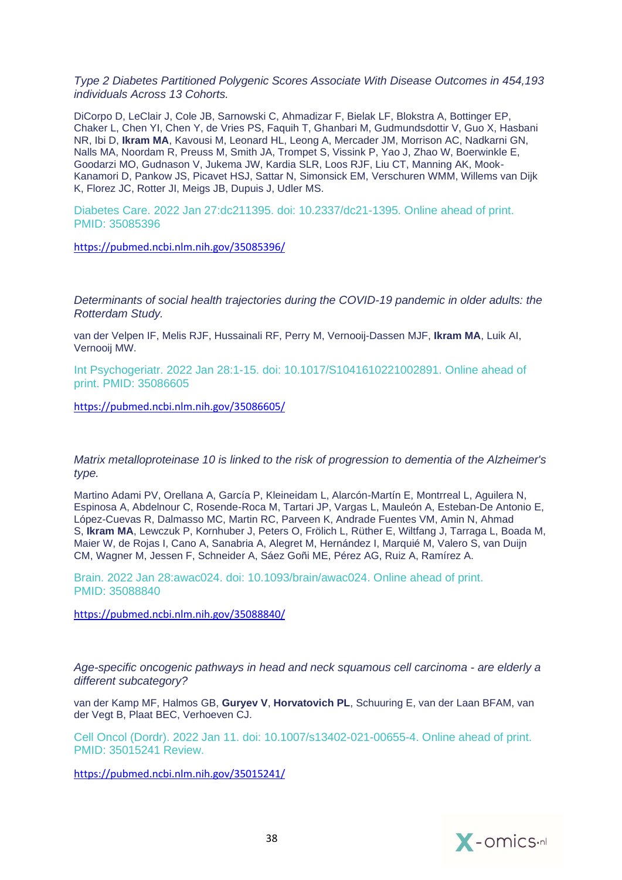*Type 2 Diabetes Partitioned Polygenic Scores Associate With Disease Outcomes in 454,193 individuals Across 13 Cohorts.*

DiCorpo D, LeClair J, Cole JB, Sarnowski C, Ahmadizar F, Bielak LF, Blokstra A, Bottinger EP, Chaker L, Chen YI, Chen Y, de Vries PS, Faquih T, Ghanbari M, Gudmundsdottir V, Guo X, Hasbani NR, Ibi D, **Ikram MA**, Kavousi M, Leonard HL, Leong A, Mercader JM, Morrison AC, Nadkarni GN, Nalls MA, Noordam R, Preuss M, Smith JA, Trompet S, Vissink P, Yao J, Zhao W, Boerwinkle E, Goodarzi MO, Gudnason V, Jukema JW, Kardia SLR, Loos RJF, Liu CT, Manning AK, Mook-Kanamori D, Pankow JS, Picavet HSJ, Sattar N, Simonsick EM, Verschuren WMM, Willems van Dijk K, Florez JC, Rotter JI, Meigs JB, Dupuis J, Udler MS.

Diabetes Care. 2022 Jan 27:dc211395. doi: 10.2337/dc21-1395. Online ahead of print. PMID: 35085396

https://pubmed.ncbi.nlm.nih.gov/35085396/

*Determinants of social health trajectories during the COVID-19 pandemic in older adults: the Rotterdam Study.*

van der Velpen IF, Melis RJF, Hussainali RF, Perry M, Vernooij-Dassen MJF, **Ikram MA**, Luik AI, Vernooij MW.

Int Psychogeriatr. 2022 Jan 28:1-15. doi: 10.1017/S1041610221002891. Online ahead of print. PMID: 35086605

https://pubmed.ncbi.nlm.nih.gov/35086605/

*Matrix metalloproteinase 10 is linked to the risk of progression to dementia of the Alzheimer's type.*

Martino Adami PV, Orellana A, García P, Kleineidam L, Alarcón-Martín E, Montrreal L, Aguilera N, Espinosa A, Abdelnour C, Rosende-Roca M, Tartari JP, Vargas L, Mauleón A, Esteban-De Antonio E, López-Cuevas R, Dalmasso MC, Martin RC, Parveen K, Andrade Fuentes VM, Amin N, Ahmad S, **Ikram MA**, Lewczuk P, Kornhuber J, Peters O, Frölich L, Rüther E, Wiltfang J, Tarraga L, Boada M, Maier W, de Rojas I, Cano A, Sanabria A, Alegret M, Hernández I, Marquié M, Valero S, van Duijn CM, Wagner M, Jessen F, Schneider A, Sáez Goñi ME, Pérez AG, Ruiz A, Ramírez A.

Brain. 2022 Jan 28:awac024. doi: 10.1093/brain/awac024. Online ahead of print. PMID: 35088840

https://pubmed.ncbi.nlm.nih.gov/35088840/

*Age-specific oncogenic pathways in head and neck squamous cell carcinoma - are elderly a different subcategory?*

van der Kamp MF, Halmos GB, **Guryev V**, **Horvatovich PL**, Schuuring E, van der Laan BFAM, van der Vegt B, Plaat BEC, Verhoeven CJ.

Cell Oncol (Dordr). 2022 Jan 11. doi: 10.1007/s13402-021-00655-4. Online ahead of print. PMID: 35015241 Review.

https://pubmed.ncbi.nlm.nih.gov/35015241/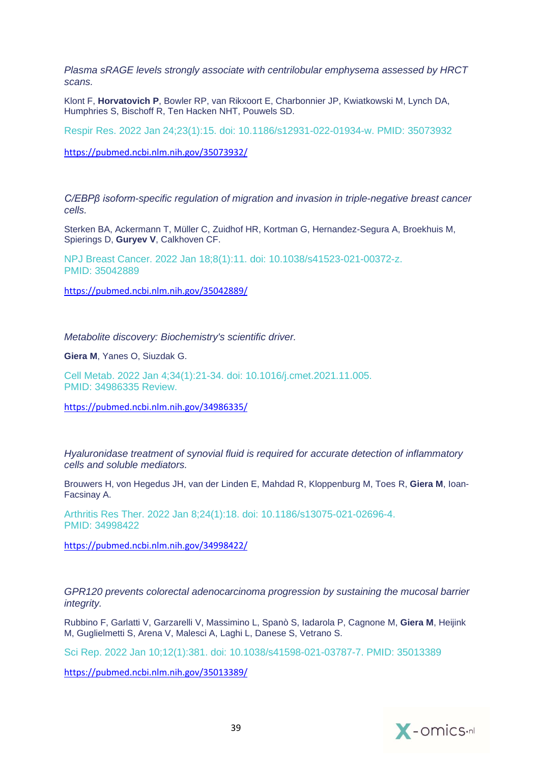*Plasma sRAGE levels strongly associate with centrilobular emphysema assessed by HRCT scans.*

Klont F, **Horvatovich P**, Bowler RP, van Rikxoort E, Charbonnier JP, Kwiatkowski M, Lynch DA, Humphries S, Bischoff R, Ten Hacken NHT, Pouwels SD.

Respir Res. 2022 Jan 24;23(1):15. doi: 10.1186/s12931-022-01934-w. PMID: 35073932

https://pubmed.ncbi.nlm.nih.gov/35073932/

*C/EBPβ isoform-specific regulation of migration and invasion in triple-negative breast cancer cells.*

Sterken BA, Ackermann T, Müller C, Zuidhof HR, Kortman G, Hernandez-Segura A, Broekhuis M, Spierings D, **Guryev V**, Calkhoven CF.

NPJ Breast Cancer. 2022 Jan 18;8(1):11. doi: 10.1038/s41523-021-00372-z. PMID: 35042889

https://pubmed.ncbi.nlm.nih.gov/35042889/

*Metabolite discovery: Biochemistry's scientific driver.*

**Giera M**, Yanes O, Siuzdak G.

Cell Metab. 2022 Jan 4;34(1):21-34. doi: 10.1016/j.cmet.2021.11.005. PMID: 34986335 Review.

https://pubmed.ncbi.nlm.nih.gov/34986335/

*Hyaluronidase treatment of synovial fluid is required for accurate detection of inflammatory cells and soluble mediators.*

Brouwers H, von Hegedus JH, van der Linden E, Mahdad R, Kloppenburg M, Toes R, **Giera M**, Ioan-Facsinay A.

Arthritis Res Ther. 2022 Jan 8;24(1):18. doi: 10.1186/s13075-021-02696-4. PMID: 34998422

https://pubmed.ncbi.nlm.nih.gov/34998422/

*GPR120 prevents colorectal adenocarcinoma progression by sustaining the mucosal barrier integrity.*

Rubbino F, Garlatti V, Garzarelli V, Massimino L, Spanò S, Iadarola P, Cagnone M, **Giera M**, Heijink M, Guglielmetti S, Arena V, Malesci A, Laghi L, Danese S, Vetrano S.

Sci Rep. 2022 Jan 10;12(1):381. doi: 10.1038/s41598-021-03787-7. PMID: 35013389

https://pubmed.ncbi.nlm.nih.gov/35013389/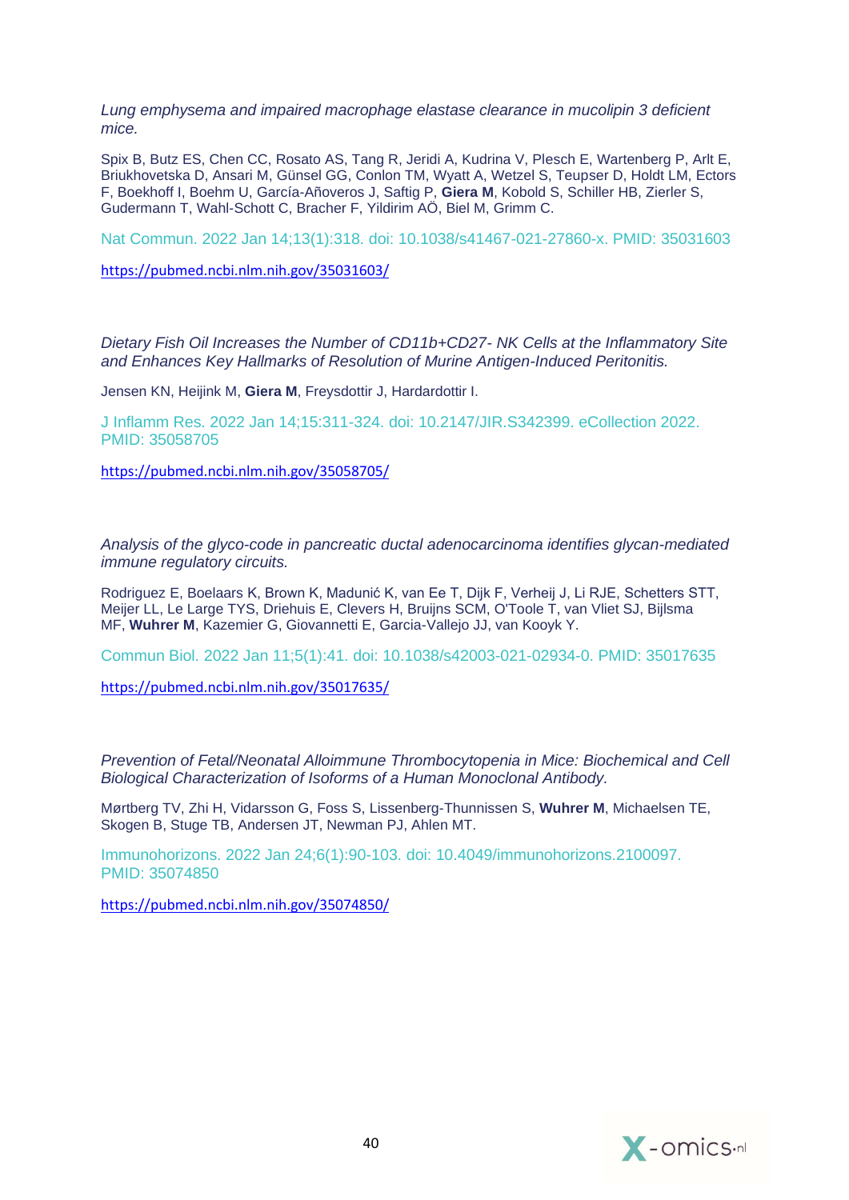*Lung emphysema and impaired macrophage elastase clearance in mucolipin 3 deficient mice.*

Spix B, Butz ES, Chen CC, Rosato AS, Tang R, Jeridi A, Kudrina V, Plesch E, Wartenberg P, Arlt E, Briukhovetska D, Ansari M, Günsel GG, Conlon TM, Wyatt A, Wetzel S, Teupser D, Holdt LM, Ectors F, Boekhoff I, Boehm U, García-Añoveros J, Saftig P, **Giera M**, Kobold S, Schiller HB, Zierler S, Gudermann T, Wahl-Schott C, Bracher F, Yildirim AÖ, Biel M, Grimm C.

Nat Commun. 2022 Jan 14;13(1):318. doi: 10.1038/s41467-021-27860-x. PMID: 35031603

https://pubmed.ncbi.nlm.nih.gov/35031603/

*Dietary Fish Oil Increases the Number of CD11b+CD27- NK Cells at the Inflammatory Site and Enhances Key Hallmarks of Resolution of Murine Antigen-Induced Peritonitis.*

Jensen KN, Heijink M, **Giera M**, Freysdottir J, Hardardottir I.

J Inflamm Res. 2022 Jan 14;15:311-324. doi: 10.2147/JIR.S342399. eCollection 2022. PMID: 35058705

https://pubmed.ncbi.nlm.nih.gov/35058705/

*Analysis of the glyco-code in pancreatic ductal adenocarcinoma identifies glycan-mediated immune regulatory circuits.*

Rodriguez E, Boelaars K, Brown K, Madunić K, van Ee T, Dijk F, Verheij J, Li RJE, Schetters STT, Meijer LL, Le Large TYS, Driehuis E, Clevers H, Bruijns SCM, O'Toole T, van Vliet SJ, Bijlsma MF, **Wuhrer M**, Kazemier G, Giovannetti E, Garcia-Vallejo JJ, van Kooyk Y.

Commun Biol. 2022 Jan 11;5(1):41. doi: 10.1038/s42003-021-02934-0. PMID: 35017635

https://pubmed.ncbi.nlm.nih.gov/35017635/

*Prevention of Fetal/Neonatal Alloimmune Thrombocytopenia in Mice: Biochemical and Cell Biological Characterization of Isoforms of a Human Monoclonal Antibody.*

Mørtberg TV, Zhi H, Vidarsson G, Foss S, Lissenberg-Thunnissen S, **Wuhrer M**, Michaelsen TE, Skogen B, Stuge TB, Andersen JT, Newman PJ, Ahlen MT.

Immunohorizons. 2022 Jan 24;6(1):90-103. doi: 10.4049/immunohorizons.2100097. PMID: 35074850

https://pubmed.ncbi.nlm.nih.gov/35074850/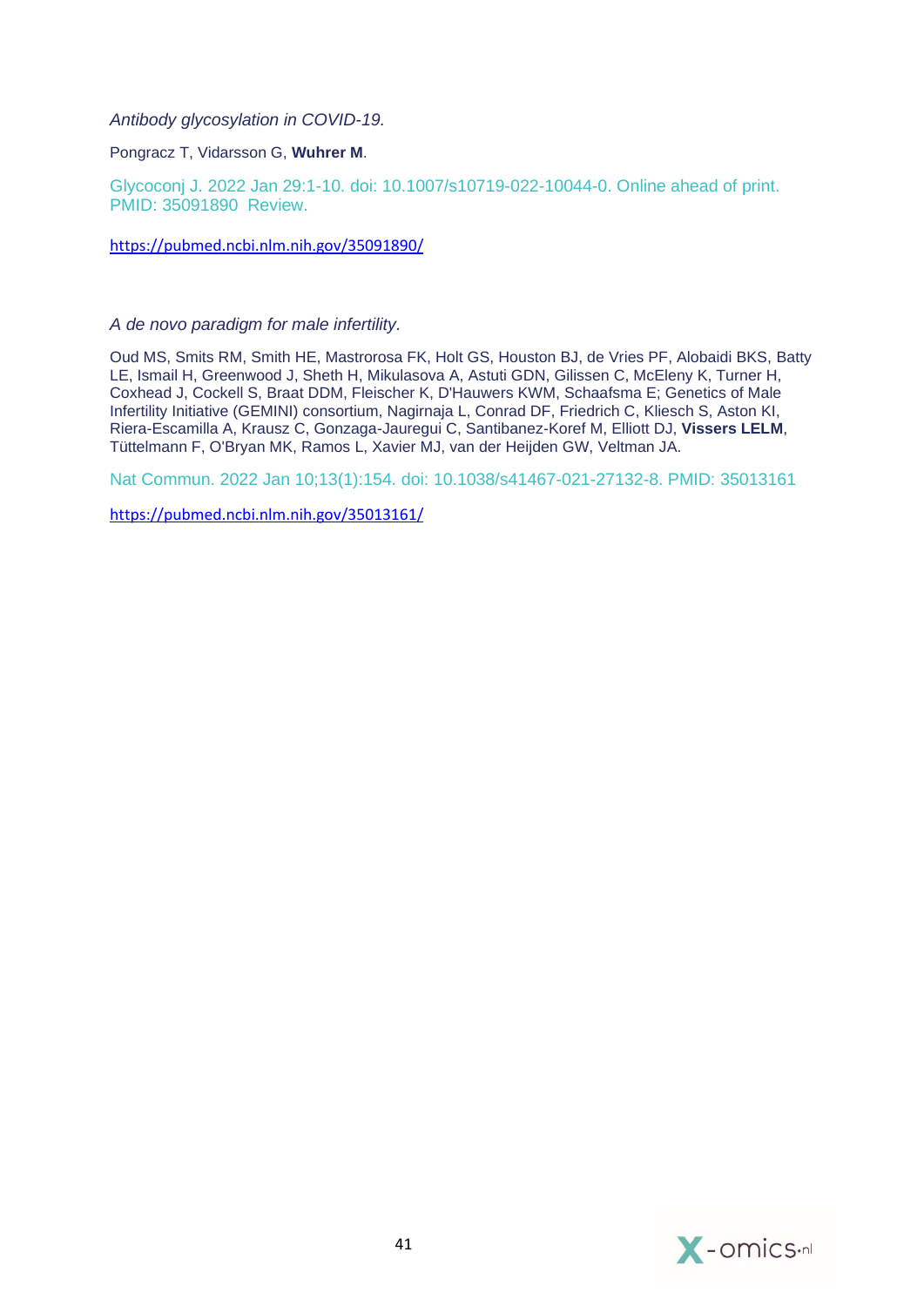*Antibody glycosylation in COVID-19.*

Pongracz T, Vidarsson G, **Wuhrer M**.

Glycoconj J. 2022 Jan 29:1-10. doi: 10.1007/s10719-022-10044-0. Online ahead of print. PMID: 35091890 Review.

https://pubmed.ncbi.nlm.nih.gov/35091890/

*A de novo paradigm for male infertility.*

Oud MS, Smits RM, Smith HE, Mastrorosa FK, Holt GS, Houston BJ, de Vries PF, Alobaidi BKS, Batty LE, Ismail H, Greenwood J, Sheth H, Mikulasova A, Astuti GDN, Gilissen C, McEleny K, Turner H, Coxhead J, Cockell S, Braat DDM, Fleischer K, D'Hauwers KWM, Schaafsma E; Genetics of Male Infertility Initiative (GEMINI) consortium, Nagirnaja L, Conrad DF, Friedrich C, Kliesch S, Aston KI, Riera-Escamilla A, Krausz C, Gonzaga-Jauregui C, Santibanez-Koref M, Elliott DJ, **Vissers LELM**, Tüttelmann F, O'Bryan MK, Ramos L, Xavier MJ, van der Heijden GW, Veltman JA.

Nat Commun. 2022 Jan 10;13(1):154. doi: 10.1038/s41467-021-27132-8. PMID: 35013161

https://pubmed.ncbi.nlm.nih.gov/35013161/